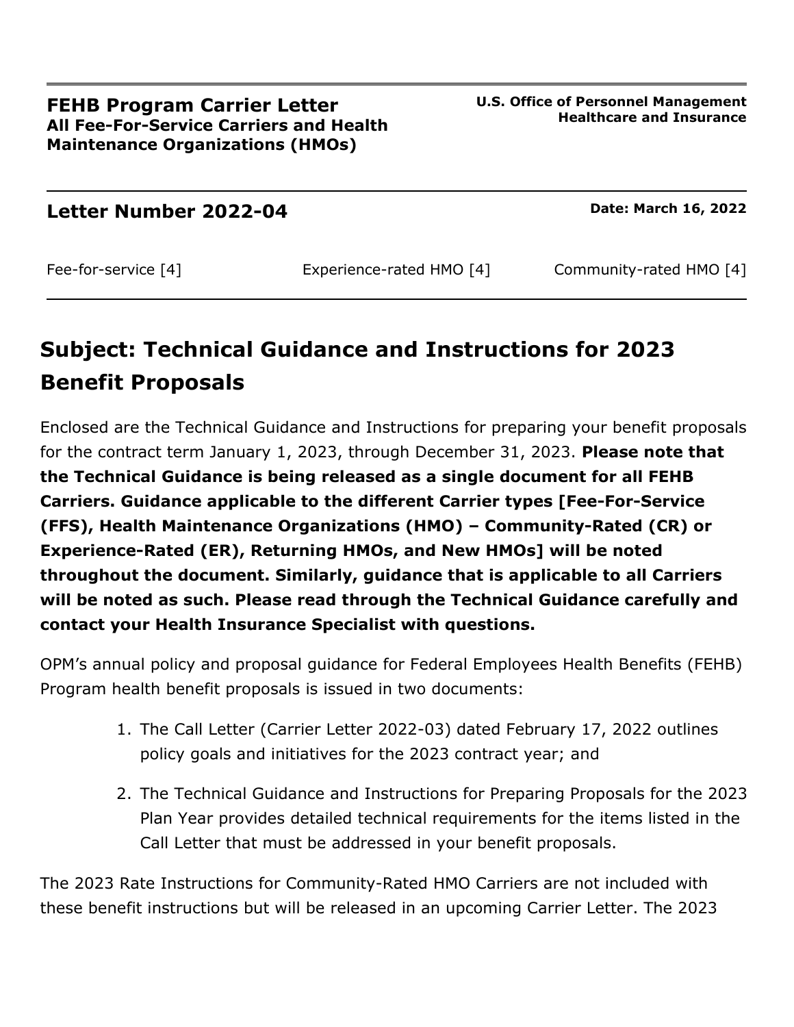**FEHB Program Carrier Letter**
**All Fee-For-Service Carriers and Health Maintenance Organizations (HMOs)**

**U.S. Office of Personnel Management**
**Healthcare and Insurance**

---

**Letter Number 2022-04**

**Date: March 16, 2022**

Fee-for-service [4] | Experience-rated HMO [4] | Community-rated HMO [4]

---

# Subject: Technical Guidance and Instructions for 2023 Benefit Proposals

Enclosed are the Technical Guidance and Instructions for preparing your benefit proposals for the contract term January 1, 2023, through December 31, 2023. **Please note that the Technical Guidance is being released as a single document for all FEHB Carriers. Guidance applicable to the different Carrier types [Fee-For-Service (FFS), Health Maintenance Organizations (HMO) – Community-Rated (CR) or Experience-Rated (ER), Returning HMOs, and New HMOs] will be noted throughout the document. Similarly, guidance that is applicable to all Carriers will be noted as such. Please read through the Technical Guidance carefully and contact your Health Insurance Specialist with questions.**

OPM's annual policy and proposal guidance for Federal Employees Health Benefits (FEHB) Program health benefit proposals is issued in two documents:

1. The Call Letter (Carrier Letter 2022-03) dated February 17, 2022 outlines policy goals and initiatives for the 2023 contract year; and
2. The Technical Guidance and Instructions for Preparing Proposals for the 2023 Plan Year provides detailed technical requirements for the items listed in the Call Letter that must be addressed in your benefit proposals.

The 2023 Rate Instructions for Community-Rated HMO Carriers are not included with these benefit instructions but will be released in an upcoming Carrier Letter. The 2023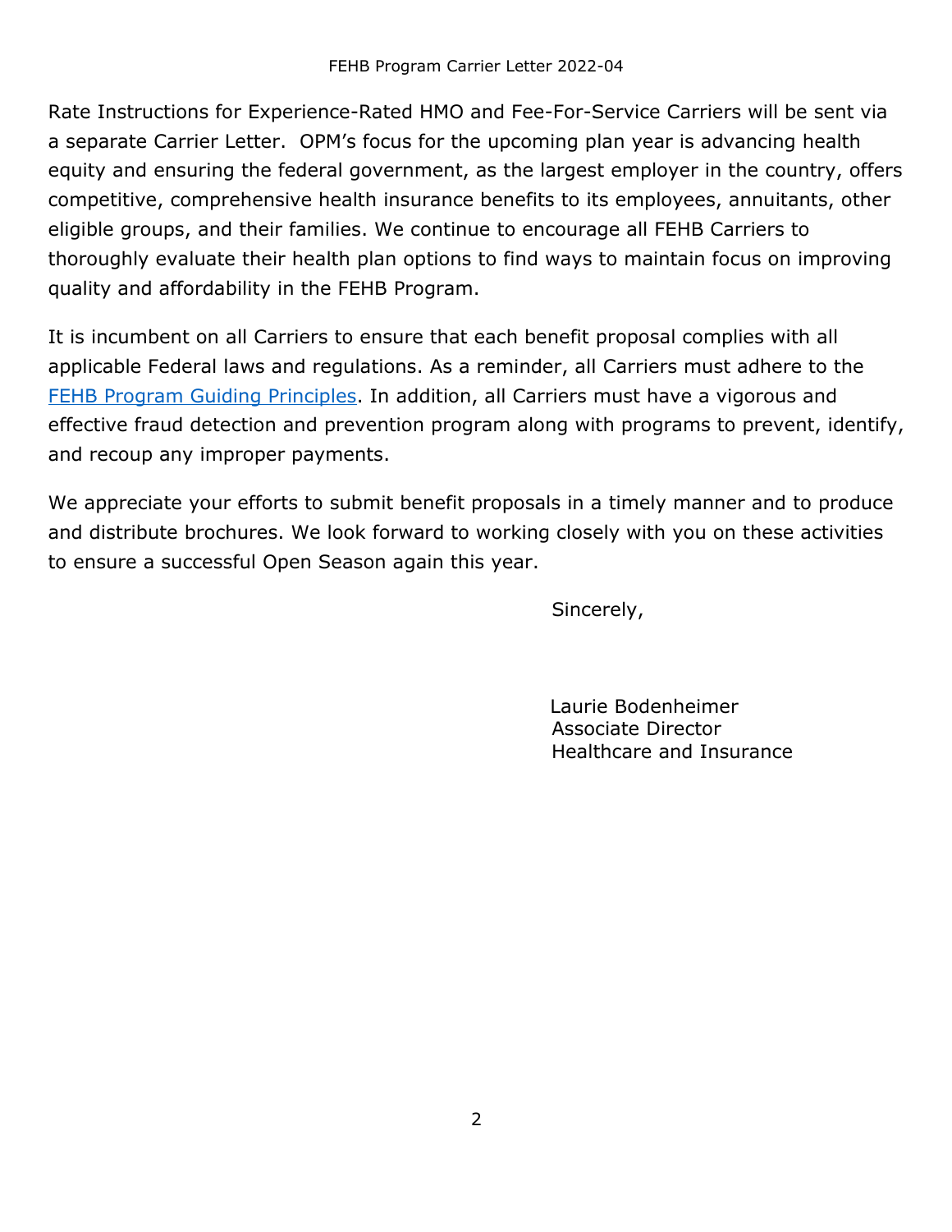Rate Instructions for Experience-Rated HMO and Fee-For-Service Carriers will be sent via a separate Carrier Letter. OPM's focus for the upcoming plan year is advancing health equity and ensuring the federal government, as the largest employer in the country, offers competitive, comprehensive health insurance benefits to its employees, annuitants, other eligible groups, and their families. We continue to encourage all FEHB Carriers to thoroughly evaluate their health plan options to find ways to maintain focus on improving quality and affordability in the FEHB Program.

It is incumbent on all Carriers to ensure that each benefit proposal complies with all applicable Federal laws and regulations. As a reminder, all Carriers must adhere to the FEHB Program Guiding Principles. In addition, all Carriers must have a vigorous and effective fraud detection and prevention program along with programs to prevent, identify, and recoup any improper payments.

We appreciate your efforts to submit benefit proposals in a timely manner and to produce and distribute brochures. We look forward to working closely with you on these activities to ensure a successful Open Season again this year.

Sincerely,

Laurie Bodenheimer
Associate Director
Healthcare and Insurance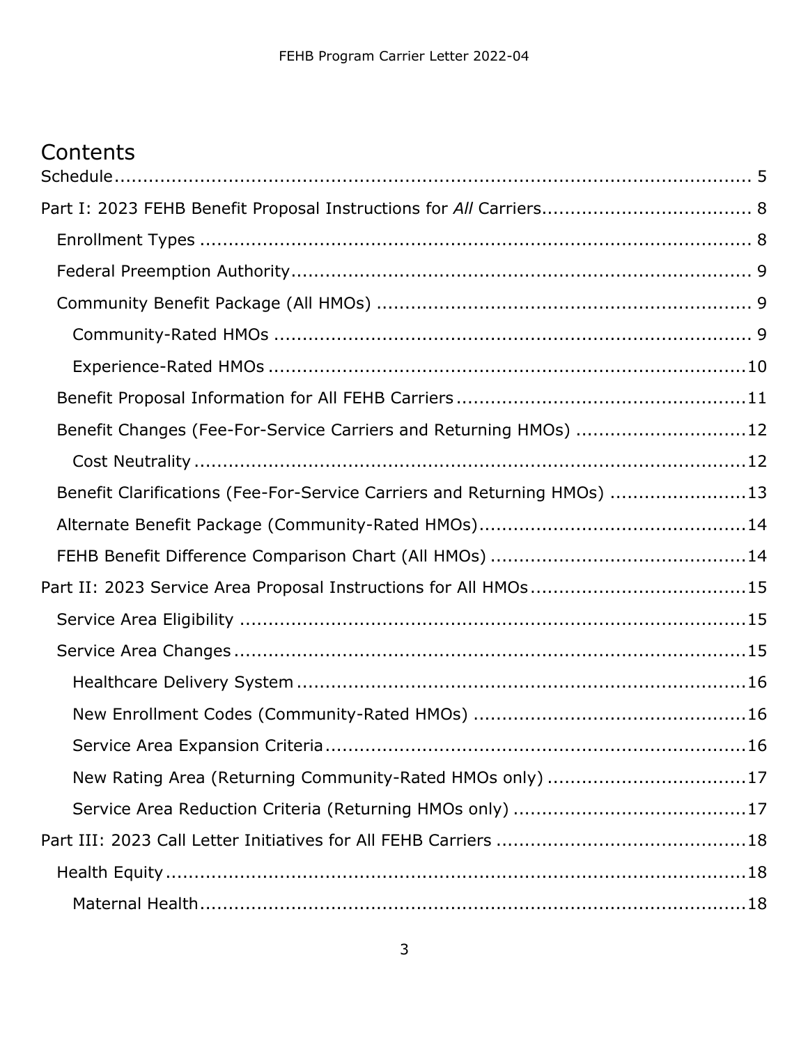# Contents

Schedule ............................................................................................................. 5

Part I: 2023 FEHB Benefit Proposal Instructions for *All* Carriers.................................... 8

- Enrollment Types ................................................................................... 8
- Federal Preemption Authority................................................................. 9
- Community Benefit Package (All HMOs) ................................................. 9
  - Community-Rated HMOs ................................................................... 9
  - Experience-Rated HMOs ....................................................................10
- Benefit Proposal Information for All FEHB Carriers ...................................11
- Benefit Changes (Fee-For-Service Carriers and Returning HMOs) .............12
  - Cost Neutrality ...................................................................................12
- Benefit Clarifications (Fee-For-Service Carriers and Returning HMOs) ........13
- Alternate Benefit Package (Community-Rated HMOs)...............................14
- FEHB Benefit Difference Comparison Chart (All HMOs) .............................14

Part II: 2023 Service Area Proposal Instructions for All HMOs......................................15

- Service Area Eligibility ..........................................................................15
- Service Area Changes ...........................................................................15
  - Healthcare Delivery System ...............................................................16
  - New Enrollment Codes (Community-Rated HMOs) ................................16
  - Service Area Expansion Criteria ..........................................................16
  - New Rating Area (Returning Community-Rated HMOs only) ...................17
  - Service Area Reduction Criteria (Returning HMOs only) .........................17

Part III: 2023 Call Letter Initiatives for All FEHB Carriers ............................................18

- Health Equity ........................................................................................18
  - Maternal Health....................................................................................18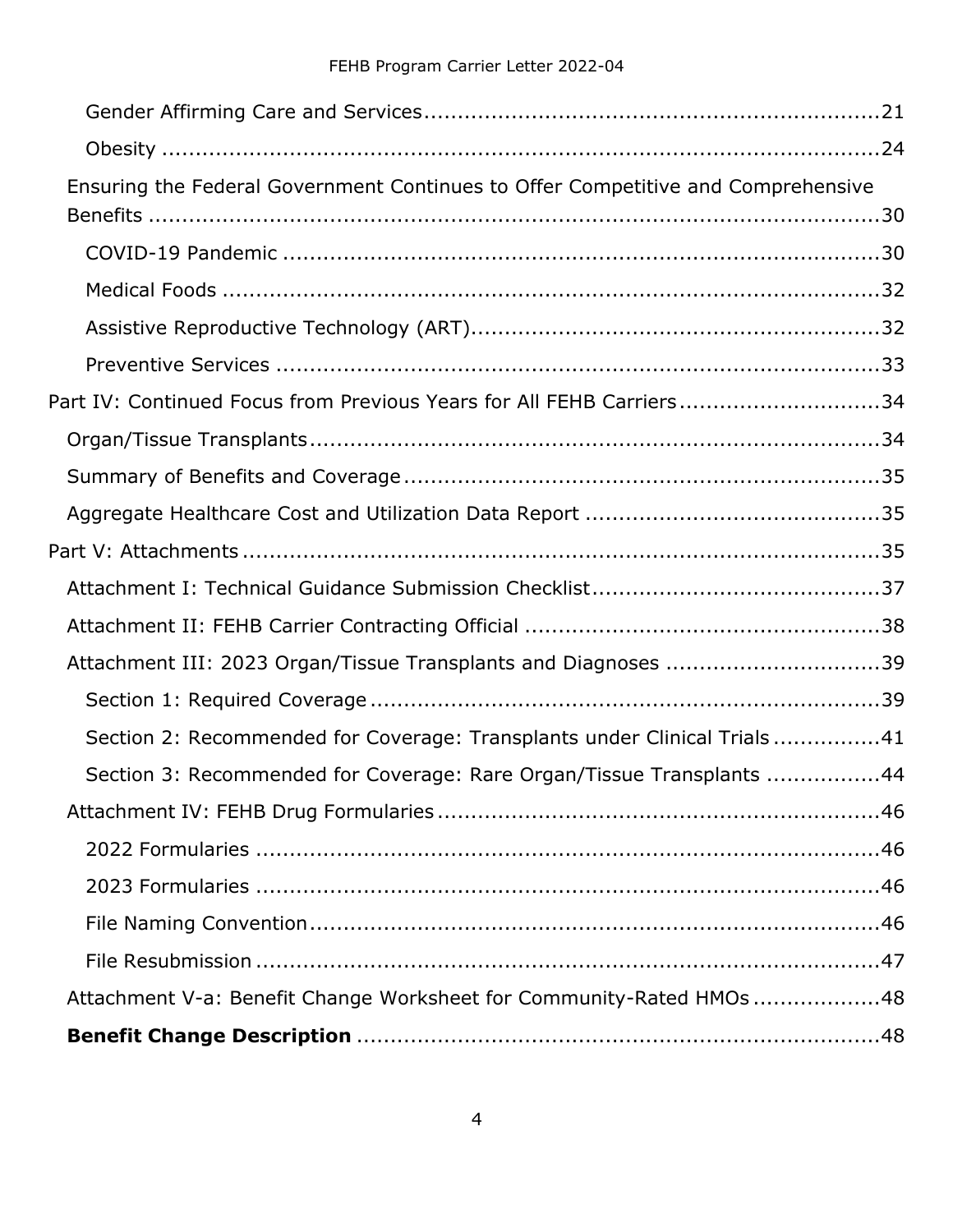Gender Affirming Care and Services ..... 21

Obesity ..... 24

Ensuring the Federal Government Continues to Offer Competitive and Comprehensive Benefits ..... 30

COVID-19 Pandemic ..... 30

Medical Foods ..... 32

Assistive Reproductive Technology (ART) ..... 32

Preventive Services ..... 33

Part IV: Continued Focus from Previous Years for All FEHB Carriers ..... 34

Organ/Tissue Transplants ..... 34

Summary of Benefits and Coverage ..... 35

Aggregate Healthcare Cost and Utilization Data Report ..... 35

Part V: Attachments ..... 35

Attachment I: Technical Guidance Submission Checklist ..... 37

Attachment II: FEHB Carrier Contracting Official ..... 38

Attachment III: 2023 Organ/Tissue Transplants and Diagnoses ..... 39

Section 1: Required Coverage ..... 39

Section 2: Recommended for Coverage: Transplants under Clinical Trials ..... 41

Section 3: Recommended for Coverage: Rare Organ/Tissue Transplants ..... 44

Attachment IV: FEHB Drug Formularies ..... 46

2022 Formularies ..... 46

2023 Formularies ..... 46

File Naming Convention ..... 46

File Resubmission ..... 47

Attachment V-a: Benefit Change Worksheet for Community-Rated HMOs ..... 48

**Benefit Change Description** ..... 48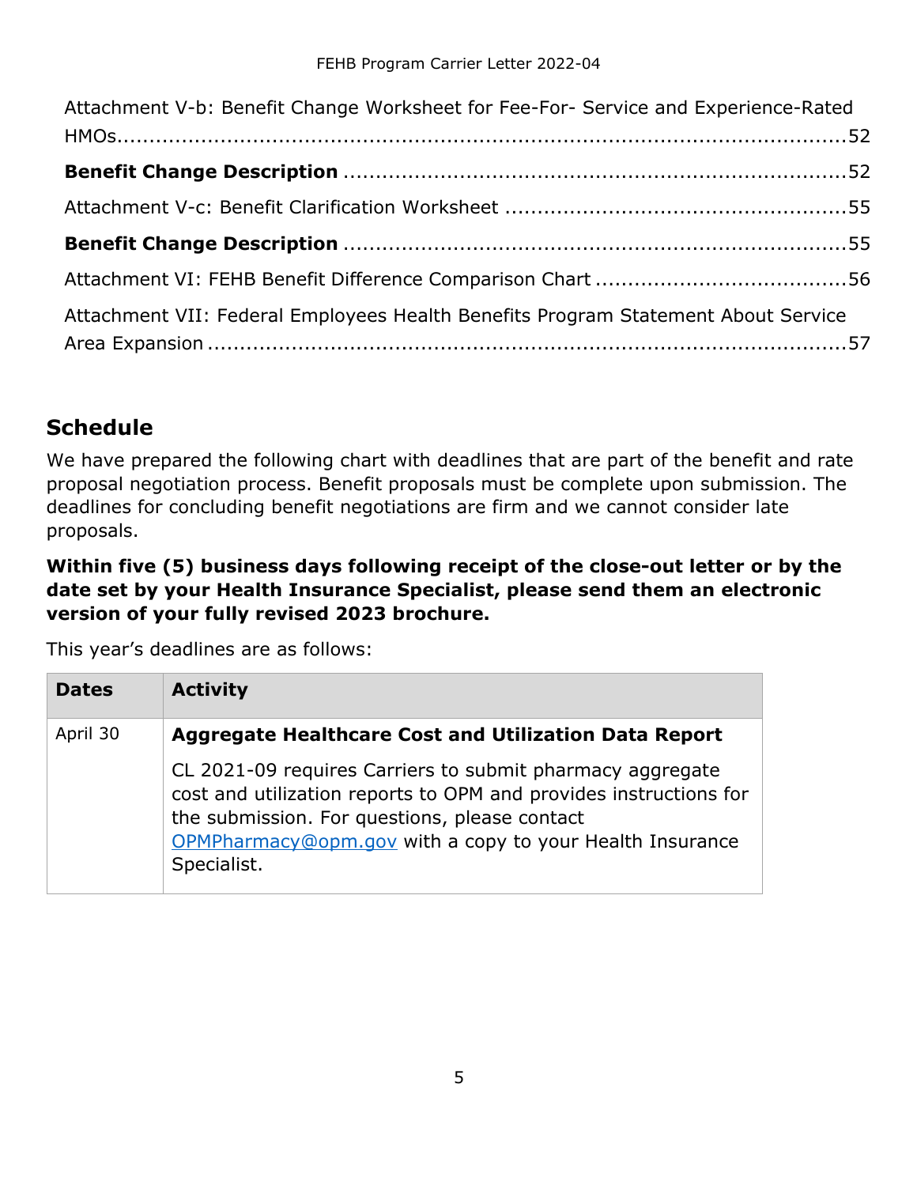Attachment V-b: Benefit Change Worksheet for Fee-For- Service and Experience-Rated HMOs....52

**Benefit Change Description** ....52

Attachment V-c: Benefit Clarification Worksheet ....55

**Benefit Change Description** ....55

Attachment VI: FEHB Benefit Difference Comparison Chart ....56

Attachment VII: Federal Employees Health Benefits Program Statement About Service Area Expansion ....57

## Schedule

We have prepared the following chart with deadlines that are part of the benefit and rate proposal negotiation process. Benefit proposals must be complete upon submission. The deadlines for concluding benefit negotiations are firm and we cannot consider late proposals.

**Within five (5) business days following receipt of the close-out letter or by the date set by your Health Insurance Specialist, please send them an electronic version of your fully revised 2023 brochure.**

This year's deadlines are as follows:

| Dates | Activity |
|---|---|
| April 30 | **Aggregate Healthcare Cost and Utilization Data Report**<br><br>CL 2021-09 requires Carriers to submit pharmacy aggregate cost and utilization reports to OPM and provides instructions for the submission. For questions, please contact OPMPharmacy@opm.gov with a copy to your Health Insurance Specialist. |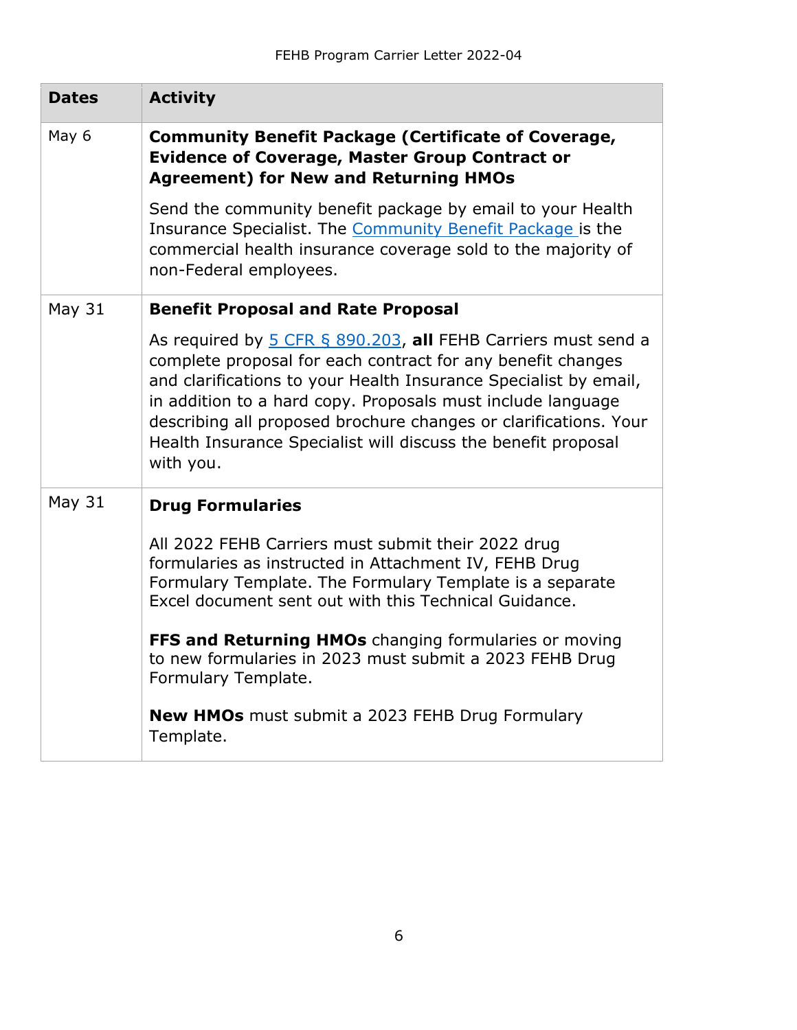| Dates | Activity |
|---|---|
| May 6 | **Community Benefit Package (Certificate of Coverage, Evidence of Coverage, Master Group Contract or Agreement) for New and Returning HMOs**<br><br>Send the community benefit package by email to your Health Insurance Specialist. The Community Benefit Package is the commercial health insurance coverage sold to the majority of non-Federal employees. |
| May 31 | **Benefit Proposal and Rate Proposal**<br><br>As required by 5 CFR § 890.203, **all** FEHB Carriers must send a complete proposal for each contract for any benefit changes and clarifications to your Health Insurance Specialist by email, in addition to a hard copy. Proposals must include language describing all proposed brochure changes or clarifications. Your Health Insurance Specialist will discuss the benefit proposal with you. |
| May 31 | **Drug Formularies**<br><br>All 2022 FEHB Carriers must submit their 2022 drug formularies as instructed in Attachment IV, FEHB Drug Formulary Template. The Formulary Template is a separate Excel document sent out with this Technical Guidance.<br><br>**FFS and Returning HMOs** changing formularies or moving to new formularies in 2023 must submit a 2023 FEHB Drug Formulary Template.<br><br>**New HMOs** must submit a 2023 FEHB Drug Formulary Template. |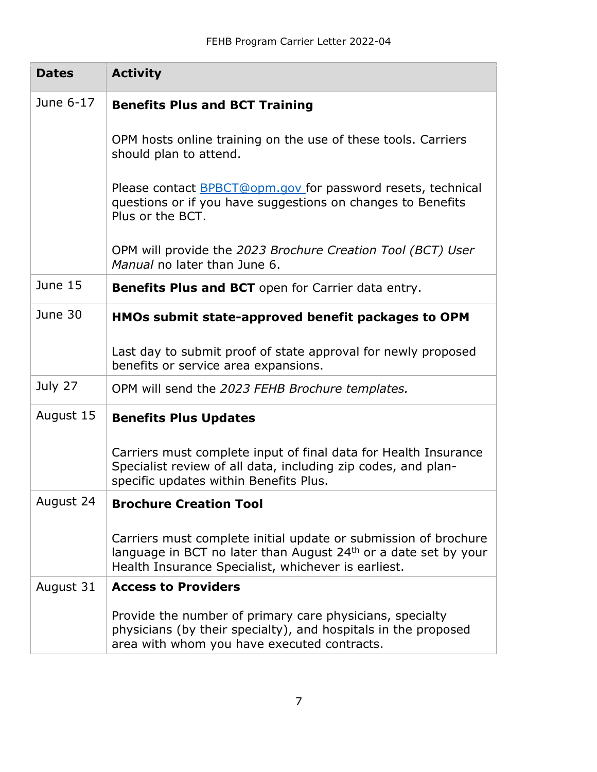| Dates | Activity |
|---|---|
| June 6-17 | **Benefits Plus and BCT Training**<br><br>OPM hosts online training on the use of these tools. Carriers should plan to attend.<br><br>Please contact [BPBCT@opm.gov](mailto:BPBCT@opm.gov) for password resets, technical questions or if you have suggestions on changes to Benefits Plus or the BCT.<br><br>OPM will provide the *2023 Brochure Creation Tool (BCT) User Manual* no later than June 6. |
| June 15 | **Benefits Plus and BCT** open for Carrier data entry. |
| June 30 | **HMOs submit state-approved benefit packages to OPM**<br><br>Last day to submit proof of state approval for newly proposed benefits or service area expansions. |
| July 27 | OPM will send the *2023 FEHB Brochure templates.* |
| August 15 | **Benefits Plus Updates**<br><br>Carriers must complete input of final data for Health Insurance Specialist review of all data, including zip codes, and plan-specific updates within Benefits Plus. |
| August 24 | **Brochure Creation Tool**<br><br>Carriers must complete initial update or submission of brochure language in BCT no later than August 24th or a date set by your Health Insurance Specialist, whichever is earliest. |
| August 31 | **Access to Providers**<br><br>Provide the number of primary care physicians, specialty physicians (by their specialty), and hospitals in the proposed area with whom you have executed contracts. |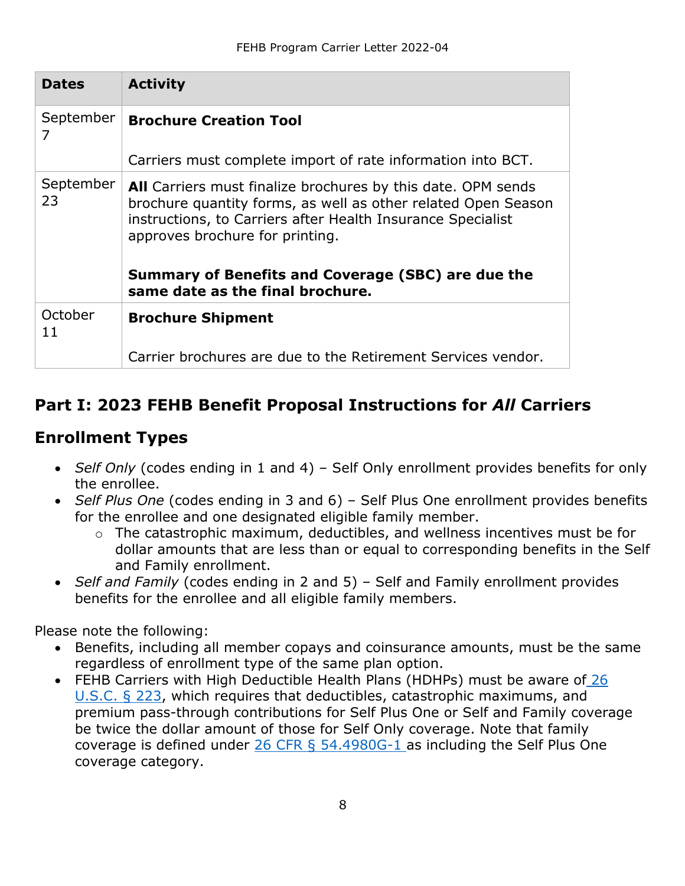| Dates | Activity |
| --- | --- |
| September 7 | **Brochure Creation Tool**<br><br>Carriers must complete import of rate information into BCT. |
| September 23 | **All** Carriers must finalize brochures by this date. OPM sends brochure quantity forms, as well as other related Open Season instructions, to Carriers after Health Insurance Specialist approves brochure for printing.<br><br>**Summary of Benefits and Coverage (SBC) are due the same date as the final brochure.** |
| October 11 | **Brochure Shipment**<br><br>Carrier brochures are due to the Retirement Services vendor. |

## Part I: 2023 FEHB Benefit Proposal Instructions for *All* Carriers

## Enrollment Types

- *Self Only* (codes ending in 1 and 4) – Self Only enrollment provides benefits for only the enrollee.
- *Self Plus One* (codes ending in 3 and 6) – Self Plus One enrollment provides benefits for the enrollee and one designated eligible family member.
  - The catastrophic maximum, deductibles, and wellness incentives must be for dollar amounts that are less than or equal to corresponding benefits in the Self and Family enrollment.
- *Self and Family* (codes ending in 2 and 5) – Self and Family enrollment provides benefits for the enrollee and all eligible family members.

Please note the following:

- Benefits, including all member copays and coinsurance amounts, must be the same regardless of enrollment type of the same plan option.
- FEHB Carriers with High Deductible Health Plans (HDHPs) must be aware of 26 U.S.C. § 223, which requires that deductibles, catastrophic maximums, and premium pass-through contributions for Self Plus One or Self and Family coverage be twice the dollar amount of those for Self Only coverage. Note that family coverage is defined under 26 CFR § 54.4980G-1 as including the Self Plus One coverage category.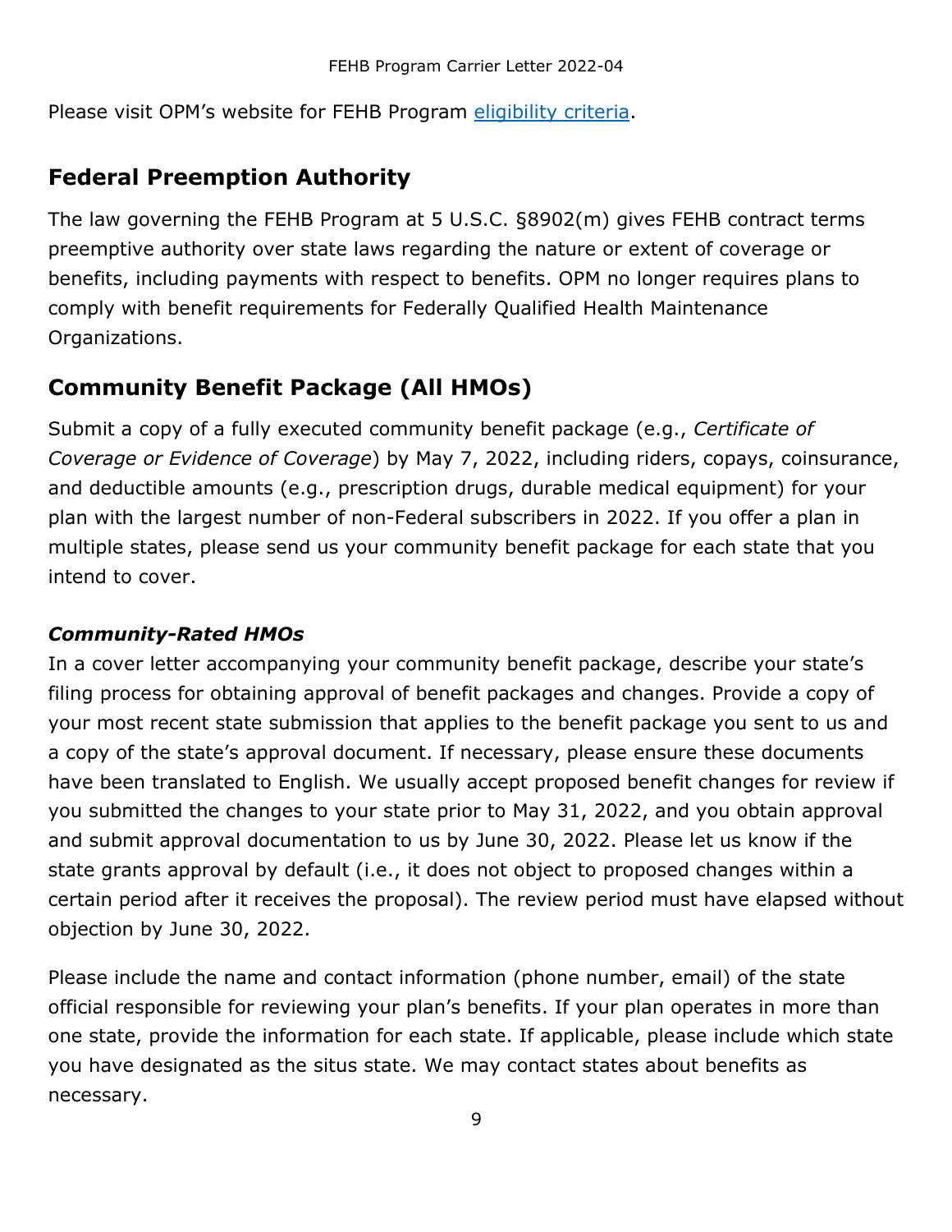Please visit OPM's website for FEHB Program [eligibility criteria](#).

## Federal Preemption Authority

The law governing the FEHB Program at 5 U.S.C. §8902(m) gives FEHB contract terms preemptive authority over state laws regarding the nature or extent of coverage or benefits, including payments with respect to benefits. OPM no longer requires plans to comply with benefit requirements for Federally Qualified Health Maintenance Organizations.

## Community Benefit Package (All HMOs)

Submit a copy of a fully executed community benefit package (e.g., *Certificate of Coverage or Evidence of Coverage*) by May 7, 2022, including riders, copays, coinsurance, and deductible amounts (e.g., prescription drugs, durable medical equipment) for your plan with the largest number of non-Federal subscribers in 2022. If you offer a plan in multiple states, please send us your community benefit package for each state that you intend to cover.

### *Community-Rated HMOs*

In a cover letter accompanying your community benefit package, describe your state's filing process for obtaining approval of benefit packages and changes. Provide a copy of your most recent state submission that applies to the benefit package you sent to us and a copy of the state's approval document. If necessary, please ensure these documents have been translated to English. We usually accept proposed benefit changes for review if you submitted the changes to your state prior to May 31, 2022, and you obtain approval and submit approval documentation to us by June 30, 2022. Please let us know if the state grants approval by default (i.e., it does not object to proposed changes within a certain period after it receives the proposal). The review period must have elapsed without objection by June 30, 2022.

Please include the name and contact information (phone number, email) of the state official responsible for reviewing your plan's benefits. If your plan operates in more than one state, provide the information for each state. If applicable, please include which state you have designated as the situs state. We may contact states about benefits as necessary.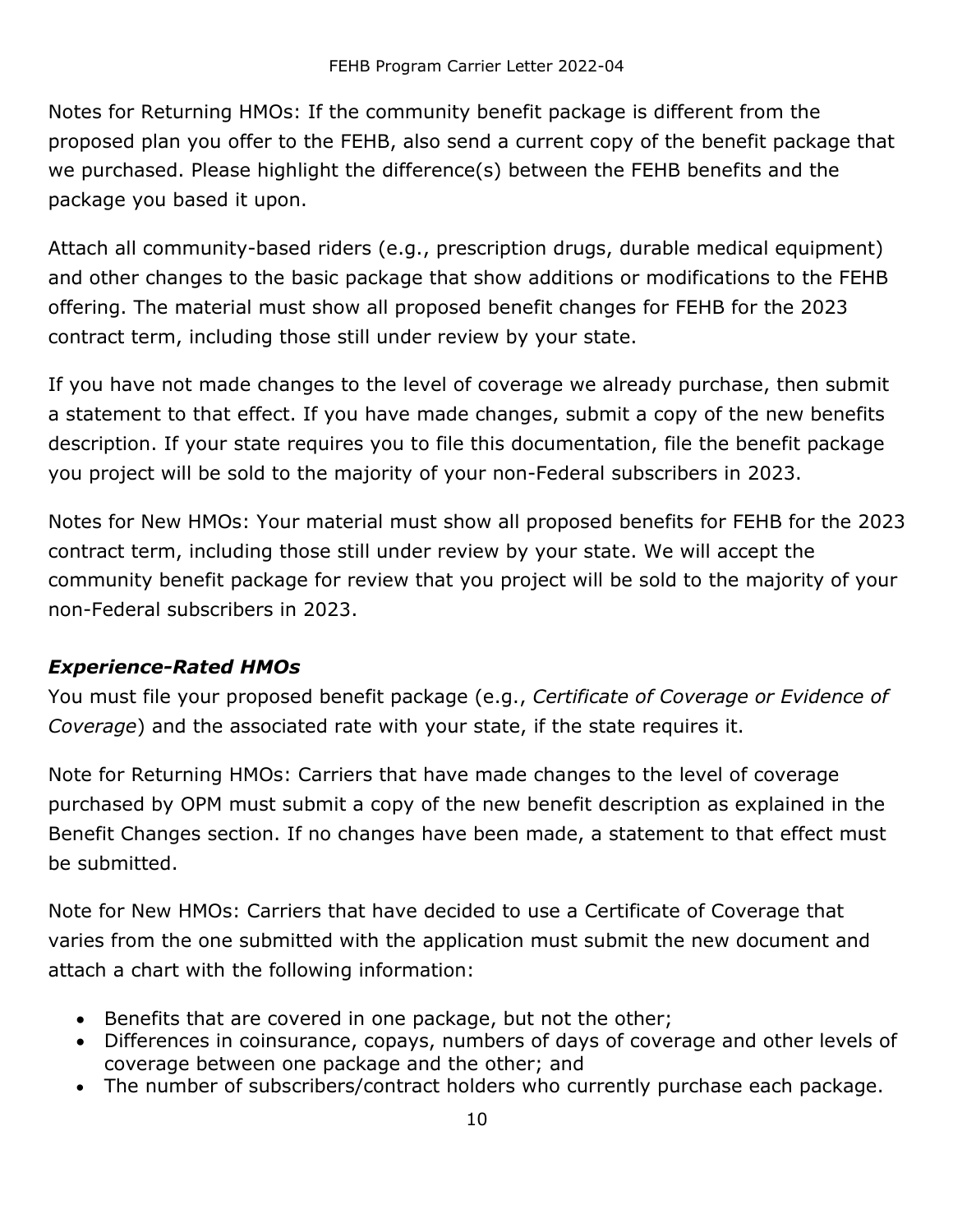Notes for Returning HMOs: If the community benefit package is different from the proposed plan you offer to the FEHB, also send a current copy of the benefit package that we purchased. Please highlight the difference(s) between the FEHB benefits and the package you based it upon.

Attach all community-based riders (e.g., prescription drugs, durable medical equipment) and other changes to the basic package that show additions or modifications to the FEHB offering. The material must show all proposed benefit changes for FEHB for the 2023 contract term, including those still under review by your state.

If you have not made changes to the level of coverage we already purchase, then submit a statement to that effect. If you have made changes, submit a copy of the new benefits description. If your state requires you to file this documentation, file the benefit package you project will be sold to the majority of your non-Federal subscribers in 2023.

Notes for New HMOs: Your material must show all proposed benefits for FEHB for the 2023 contract term, including those still under review by your state. We will accept the community benefit package for review that you project will be sold to the majority of your non-Federal subscribers in 2023.

### *Experience-Rated HMOs*

You must file your proposed benefit package (e.g., *Certificate of Coverage or Evidence of Coverage*) and the associated rate with your state, if the state requires it.

Note for Returning HMOs: Carriers that have made changes to the level of coverage purchased by OPM must submit a copy of the new benefit description as explained in the Benefit Changes section. If no changes have been made, a statement to that effect must be submitted.

Note for New HMOs: Carriers that have decided to use a Certificate of Coverage that varies from the one submitted with the application must submit the new document and attach a chart with the following information:

- Benefits that are covered in one package, but not the other;
- Differences in coinsurance, copays, numbers of days of coverage and other levels of coverage between one package and the other; and
- The number of subscribers/contract holders who currently purchase each package.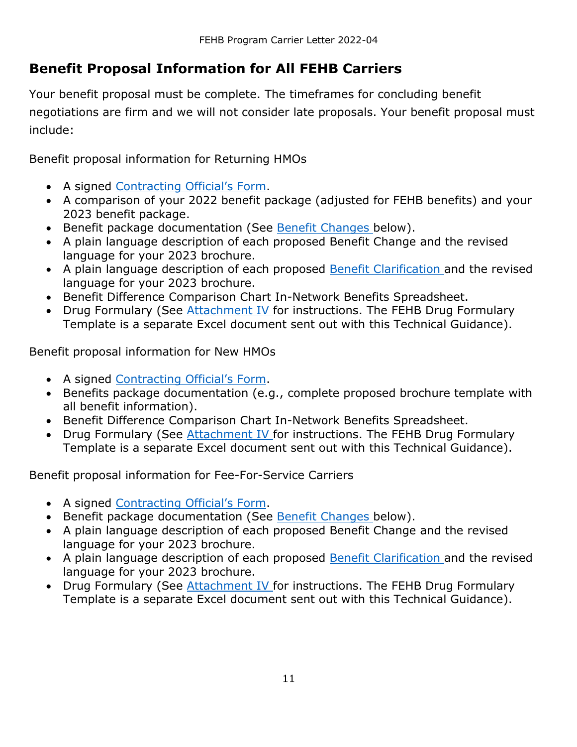## Benefit Proposal Information for All FEHB Carriers

Your benefit proposal must be complete. The timeframes for concluding benefit negotiations are firm and we will not consider late proposals. Your benefit proposal must include:

Benefit proposal information for Returning HMOs

- A signed Contracting Official's Form.
- A comparison of your 2022 benefit package (adjusted for FEHB benefits) and your 2023 benefit package.
- Benefit package documentation (See Benefit Changes below).
- A plain language description of each proposed Benefit Change and the revised language for your 2023 brochure.
- A plain language description of each proposed Benefit Clarification and the revised language for your 2023 brochure.
- Benefit Difference Comparison Chart In-Network Benefits Spreadsheet.
- Drug Formulary (See Attachment IV for instructions. The FEHB Drug Formulary Template is a separate Excel document sent out with this Technical Guidance).

Benefit proposal information for New HMOs

- A signed Contracting Official's Form.
- Benefits package documentation (e.g., complete proposed brochure template with all benefit information).
- Benefit Difference Comparison Chart In-Network Benefits Spreadsheet.
- Drug Formulary (See Attachment IV for instructions. The FEHB Drug Formulary Template is a separate Excel document sent out with this Technical Guidance).

Benefit proposal information for Fee-For-Service Carriers

- A signed Contracting Official's Form.
- Benefit package documentation (See Benefit Changes below).
- A plain language description of each proposed Benefit Change and the revised language for your 2023 brochure.
- A plain language description of each proposed Benefit Clarification and the revised language for your 2023 brochure.
- Drug Formulary (See Attachment IV for instructions. The FEHB Drug Formulary Template is a separate Excel document sent out with this Technical Guidance).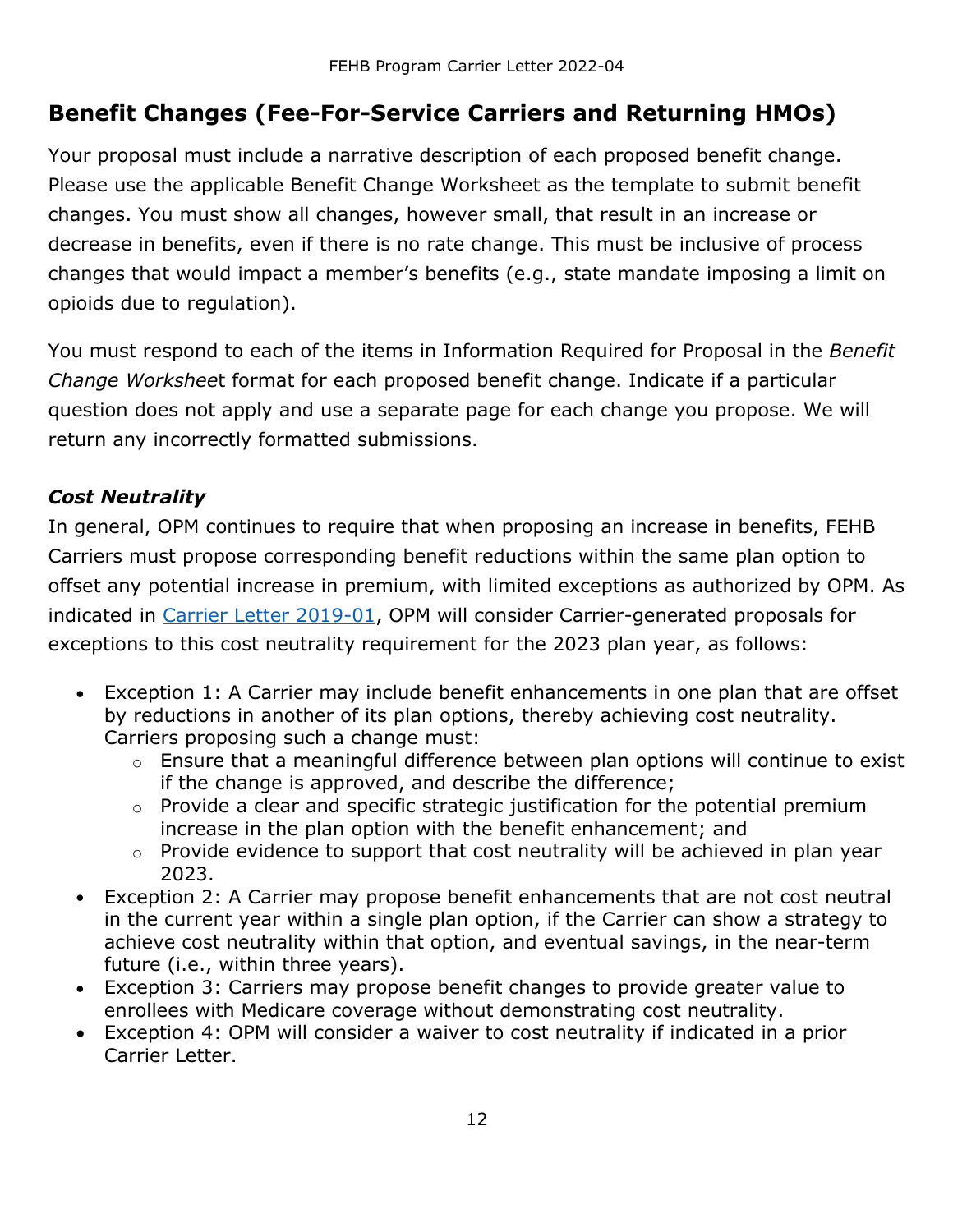## Benefit Changes (Fee-For-Service Carriers and Returning HMOs)

Your proposal must include a narrative description of each proposed benefit change. Please use the applicable Benefit Change Worksheet as the template to submit benefit changes. You must show all changes, however small, that result in an increase or decrease in benefits, even if there is no rate change. This must be inclusive of process changes that would impact a member's benefits (e.g., state mandate imposing a limit on opioids due to regulation).

You must respond to each of the items in Information Required for Proposal in the *Benefit Change Workshee*t format for each proposed benefit change. Indicate if a particular question does not apply and use a separate page for each change you propose. We will return any incorrectly formatted submissions.

### *Cost Neutrality*

In general, OPM continues to require that when proposing an increase in benefits, FEHB Carriers must propose corresponding benefit reductions within the same plan option to offset any potential increase in premium, with limited exceptions as authorized by OPM. As indicated in Carrier Letter 2019-01, OPM will consider Carrier-generated proposals for exceptions to this cost neutrality requirement for the 2023 plan year, as follows:

- Exception 1: A Carrier may include benefit enhancements in one plan that are offset by reductions in another of its plan options, thereby achieving cost neutrality. Carriers proposing such a change must:
  - Ensure that a meaningful difference between plan options will continue to exist if the change is approved, and describe the difference;
  - Provide a clear and specific strategic justification for the potential premium increase in the plan option with the benefit enhancement; and
  - Provide evidence to support that cost neutrality will be achieved in plan year 2023.
- Exception 2: A Carrier may propose benefit enhancements that are not cost neutral in the current year within a single plan option, if the Carrier can show a strategy to achieve cost neutrality within that option, and eventual savings, in the near-term future (i.e., within three years).
- Exception 3: Carriers may propose benefit changes to provide greater value to enrollees with Medicare coverage without demonstrating cost neutrality.
- Exception 4: OPM will consider a waiver to cost neutrality if indicated in a prior Carrier Letter.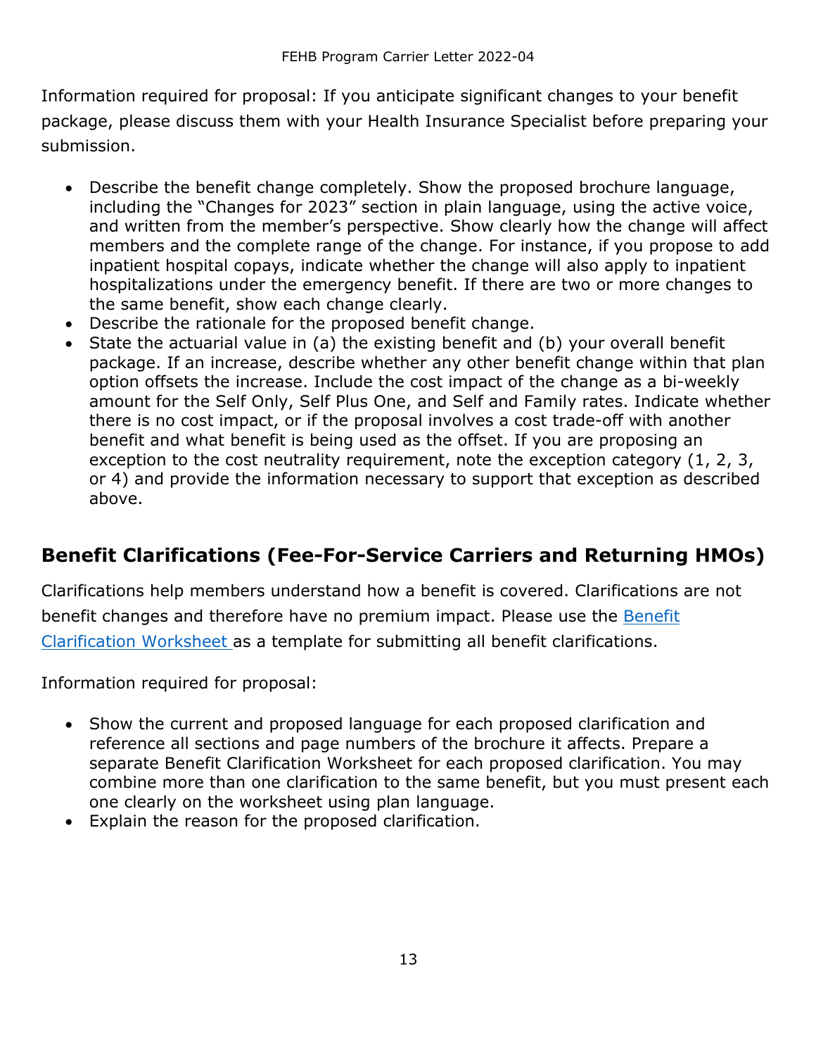Information required for proposal: If you anticipate significant changes to your benefit package, please discuss them with your Health Insurance Specialist before preparing your submission.

- Describe the benefit change completely. Show the proposed brochure language, including the "Changes for 2023" section in plain language, using the active voice, and written from the member's perspective. Show clearly how the change will affect members and the complete range of the change. For instance, if you propose to add inpatient hospital copays, indicate whether the change will also apply to inpatient hospitalizations under the emergency benefit. If there are two or more changes to the same benefit, show each change clearly.
- Describe the rationale for the proposed benefit change.
- State the actuarial value in (a) the existing benefit and (b) your overall benefit package. If an increase, describe whether any other benefit change within that plan option offsets the increase. Include the cost impact of the change as a bi-weekly amount for the Self Only, Self Plus One, and Self and Family rates. Indicate whether there is no cost impact, or if the proposal involves a cost trade-off with another benefit and what benefit is being used as the offset. If you are proposing an exception to the cost neutrality requirement, note the exception category (1, 2, 3, or 4) and provide the information necessary to support that exception as described above.

## Benefit Clarifications (Fee-For-Service Carriers and Returning HMOs)

Clarifications help members understand how a benefit is covered. Clarifications are not benefit changes and therefore have no premium impact. Please use the Benefit Clarification Worksheet as a template for submitting all benefit clarifications.

Information required for proposal:

- Show the current and proposed language for each proposed clarification and reference all sections and page numbers of the brochure it affects. Prepare a separate Benefit Clarification Worksheet for each proposed clarification. You may combine more than one clarification to the same benefit, but you must present each one clearly on the worksheet using plan language.
- Explain the reason for the proposed clarification.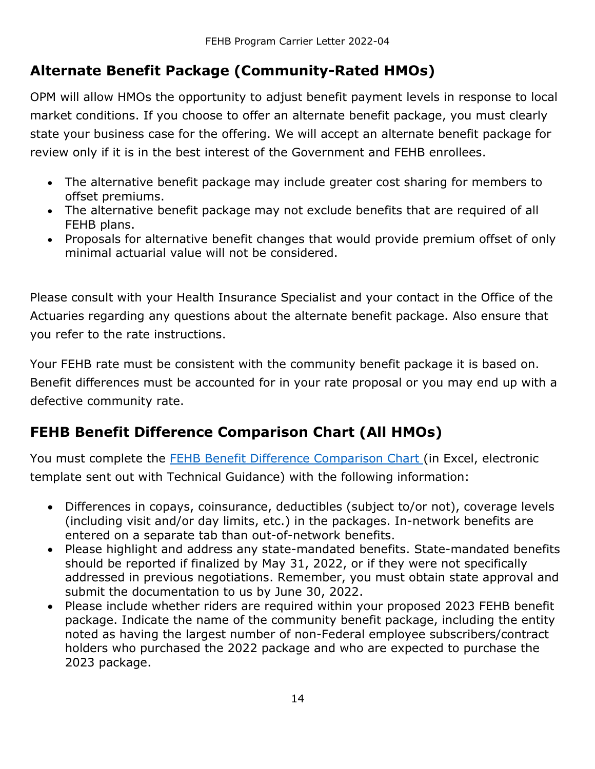## Alternate Benefit Package (Community-Rated HMOs)

OPM will allow HMOs the opportunity to adjust benefit payment levels in response to local market conditions. If you choose to offer an alternate benefit package, you must clearly state your business case for the offering. We will accept an alternate benefit package for review only if it is in the best interest of the Government and FEHB enrollees.

- The alternative benefit package may include greater cost sharing for members to offset premiums.
- The alternative benefit package may not exclude benefits that are required of all FEHB plans.
- Proposals for alternative benefit changes that would provide premium offset of only minimal actuarial value will not be considered.

Please consult with your Health Insurance Specialist and your contact in the Office of the Actuaries regarding any questions about the alternate benefit package. Also ensure that you refer to the rate instructions.

Your FEHB rate must be consistent with the community benefit package it is based on. Benefit differences must be accounted for in your rate proposal or you may end up with a defective community rate.

## FEHB Benefit Difference Comparison Chart (All HMOs)

You must complete the FEHB Benefit Difference Comparison Chart (in Excel, electronic template sent out with Technical Guidance) with the following information:

- Differences in copays, coinsurance, deductibles (subject to/or not), coverage levels (including visit and/or day limits, etc.) in the packages. In-network benefits are entered on a separate tab than out-of-network benefits.
- Please highlight and address any state-mandated benefits. State-mandated benefits should be reported if finalized by May 31, 2022, or if they were not specifically addressed in previous negotiations. Remember, you must obtain state approval and submit the documentation to us by June 30, 2022.
- Please include whether riders are required within your proposed 2023 FEHB benefit package. Indicate the name of the community benefit package, including the entity noted as having the largest number of non-Federal employee subscribers/contract holders who purchased the 2022 package and who are expected to purchase the 2023 package.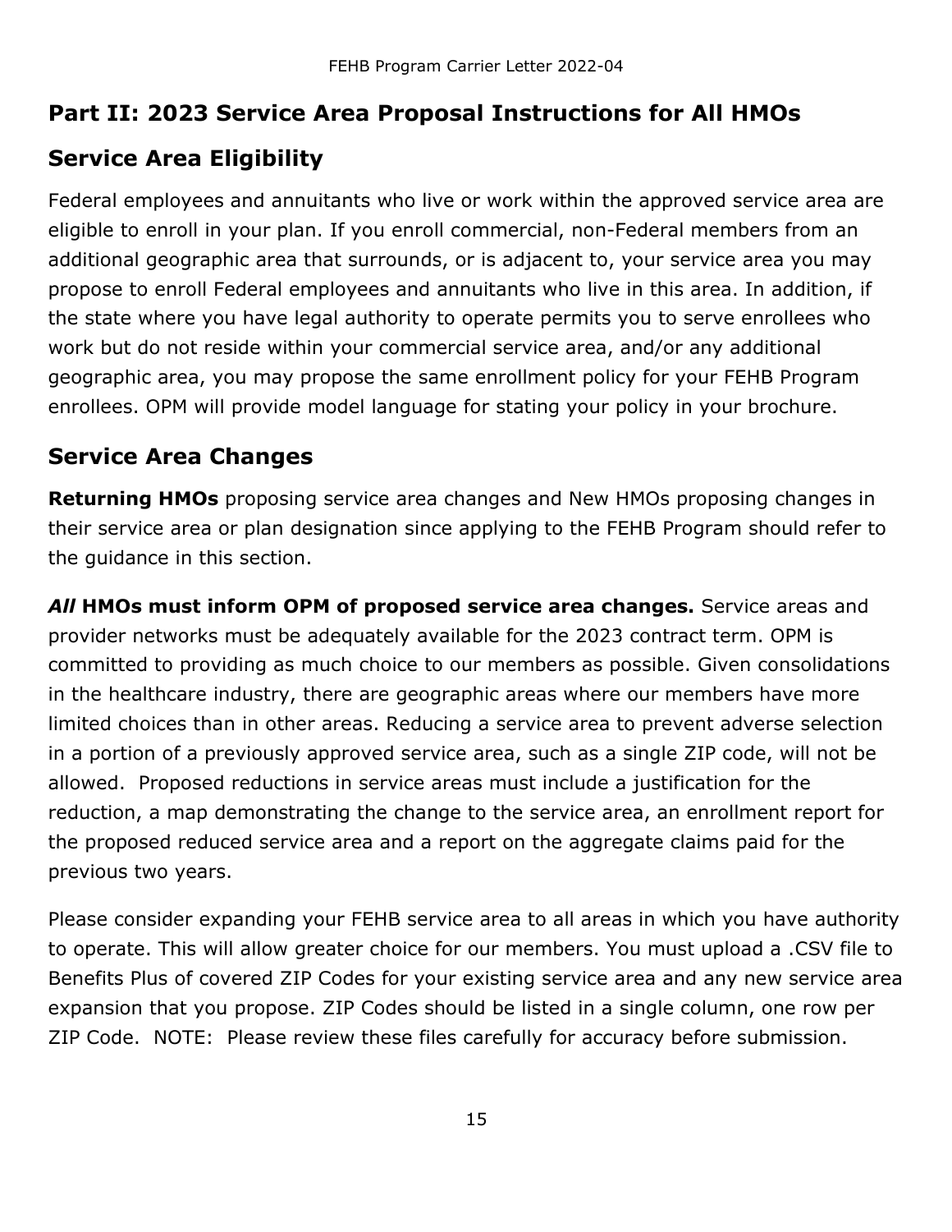## Part II: 2023 Service Area Proposal Instructions for All HMOs

## Service Area Eligibility

Federal employees and annuitants who live or work within the approved service area are eligible to enroll in your plan. If you enroll commercial, non-Federal members from an additional geographic area that surrounds, or is adjacent to, your service area you may propose to enroll Federal employees and annuitants who live in this area. In addition, if the state where you have legal authority to operate permits you to serve enrollees who work but do not reside within your commercial service area, and/or any additional geographic area, you may propose the same enrollment policy for your FEHB Program enrollees. OPM will provide model language for stating your policy in your brochure.

## Service Area Changes

**Returning HMOs** proposing service area changes and New HMOs proposing changes in their service area or plan designation since applying to the FEHB Program should refer to the guidance in this section.

***All* HMOs must inform OPM of proposed service area changes.** Service areas and provider networks must be adequately available for the 2023 contract term. OPM is committed to providing as much choice to our members as possible. Given consolidations in the healthcare industry, there are geographic areas where our members have more limited choices than in other areas. Reducing a service area to prevent adverse selection in a portion of a previously approved service area, such as a single ZIP code, will not be allowed. Proposed reductions in service areas must include a justification for the reduction, a map demonstrating the change to the service area, an enrollment report for the proposed reduced service area and a report on the aggregate claims paid for the previous two years.

Please consider expanding your FEHB service area to all areas in which you have authority to operate. This will allow greater choice for our members. You must upload a .CSV file to Benefits Plus of covered ZIP Codes for your existing service area and any new service area expansion that you propose. ZIP Codes should be listed in a single column, one row per ZIP Code. NOTE: Please review these files carefully for accuracy before submission.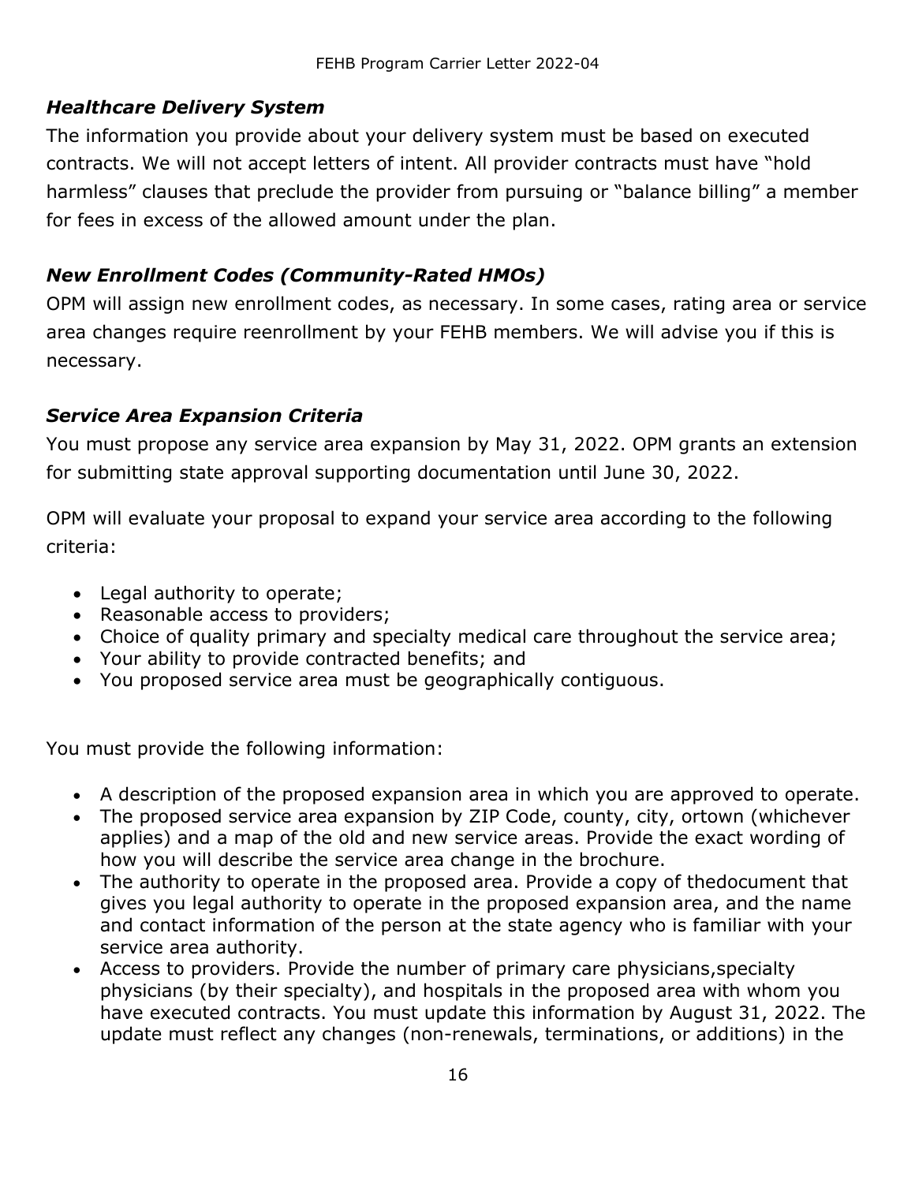### *Healthcare Delivery System*

The information you provide about your delivery system must be based on executed contracts. We will not accept letters of intent. All provider contracts must have "hold harmless" clauses that preclude the provider from pursuing or "balance billing" a member for fees in excess of the allowed amount under the plan.

### *New Enrollment Codes (Community-Rated HMOs)*

OPM will assign new enrollment codes, as necessary. In some cases, rating area or service area changes require reenrollment by your FEHB members. We will advise you if this is necessary.

### *Service Area Expansion Criteria*

You must propose any service area expansion by May 31, 2022. OPM grants an extension for submitting state approval supporting documentation until June 30, 2022.

OPM will evaluate your proposal to expand your service area according to the following criteria:

- Legal authority to operate;
- Reasonable access to providers;
- Choice of quality primary and specialty medical care throughout the service area;
- Your ability to provide contracted benefits; and
- You proposed service area must be geographically contiguous.

You must provide the following information:

- A description of the proposed expansion area in which you are approved to operate.
- The proposed service area expansion by ZIP Code, county, city, ortown (whichever applies) and a map of the old and new service areas. Provide the exact wording of how you will describe the service area change in the brochure.
- The authority to operate in the proposed area. Provide a copy of thedocument that gives you legal authority to operate in the proposed expansion area, and the name and contact information of the person at the state agency who is familiar with your service area authority.
- Access to providers. Provide the number of primary care physicians,specialty physicians (by their specialty), and hospitals in the proposed area with whom you have executed contracts. You must update this information by August 31, 2022. The update must reflect any changes (non-renewals, terminations, or additions) in the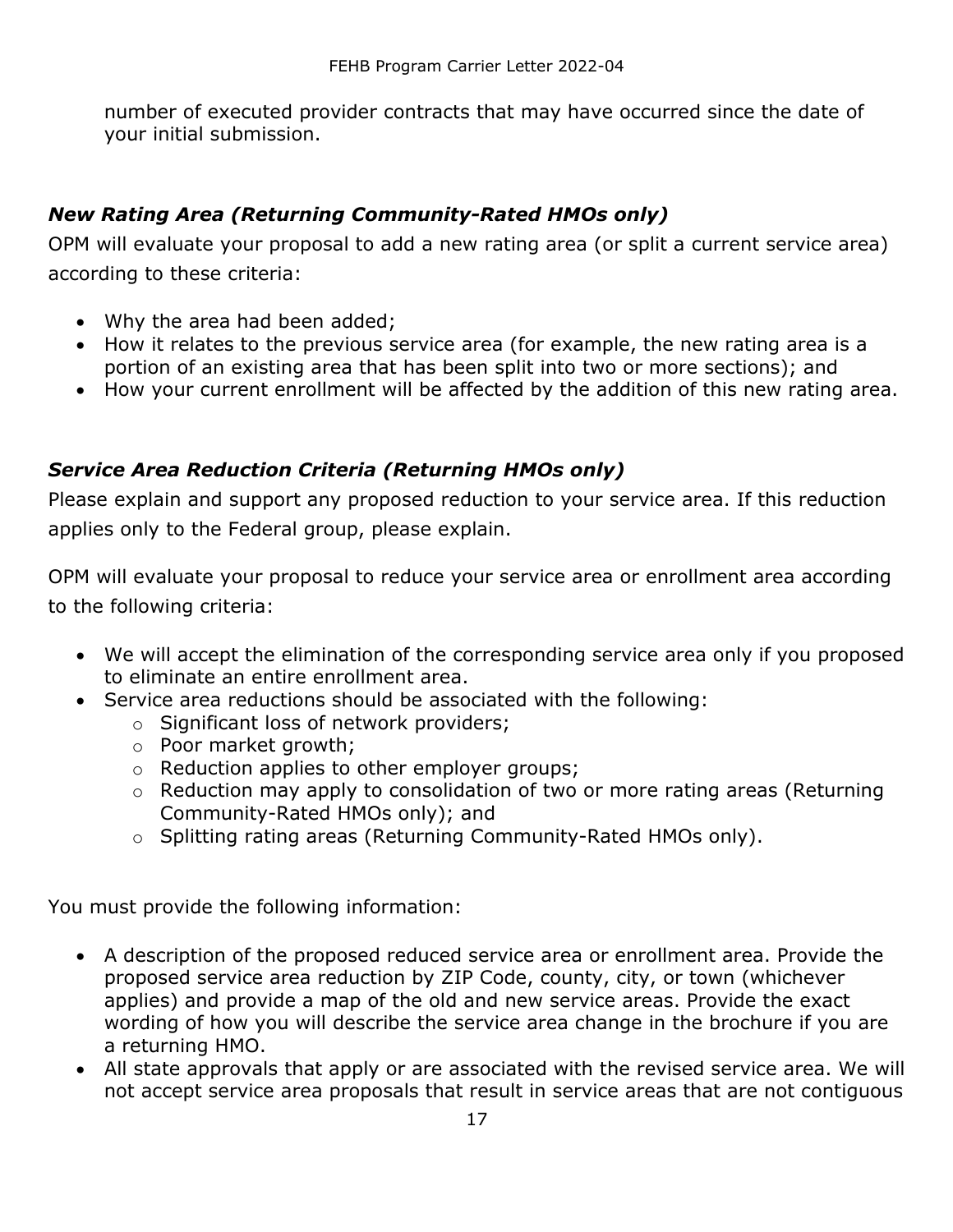number of executed provider contracts that may have occurred since the date of your initial submission.

### *New Rating Area (Returning Community-Rated HMOs only)*

OPM will evaluate your proposal to add a new rating area (or split a current service area) according to these criteria:

- Why the area had been added;
- How it relates to the previous service area (for example, the new rating area is a portion of an existing area that has been split into two or more sections); and
- How your current enrollment will be affected by the addition of this new rating area.

### *Service Area Reduction Criteria (Returning HMOs only)*

Please explain and support any proposed reduction to your service area. If this reduction applies only to the Federal group, please explain.

OPM will evaluate your proposal to reduce your service area or enrollment area according to the following criteria:

- We will accept the elimination of the corresponding service area only if you proposed to eliminate an entire enrollment area.
- Service area reductions should be associated with the following:
    - Significant loss of network providers;
    - Poor market growth;
    - Reduction applies to other employer groups;
    - Reduction may apply to consolidation of two or more rating areas (Returning Community-Rated HMOs only); and
    - Splitting rating areas (Returning Community-Rated HMOs only).

You must provide the following information:

- A description of the proposed reduced service area or enrollment area. Provide the proposed service area reduction by ZIP Code, county, city, or town (whichever applies) and provide a map of the old and new service areas. Provide the exact wording of how you will describe the service area change in the brochure if you are a returning HMO.
- All state approvals that apply or are associated with the revised service area. We will not accept service area proposals that result in service areas that are not contiguous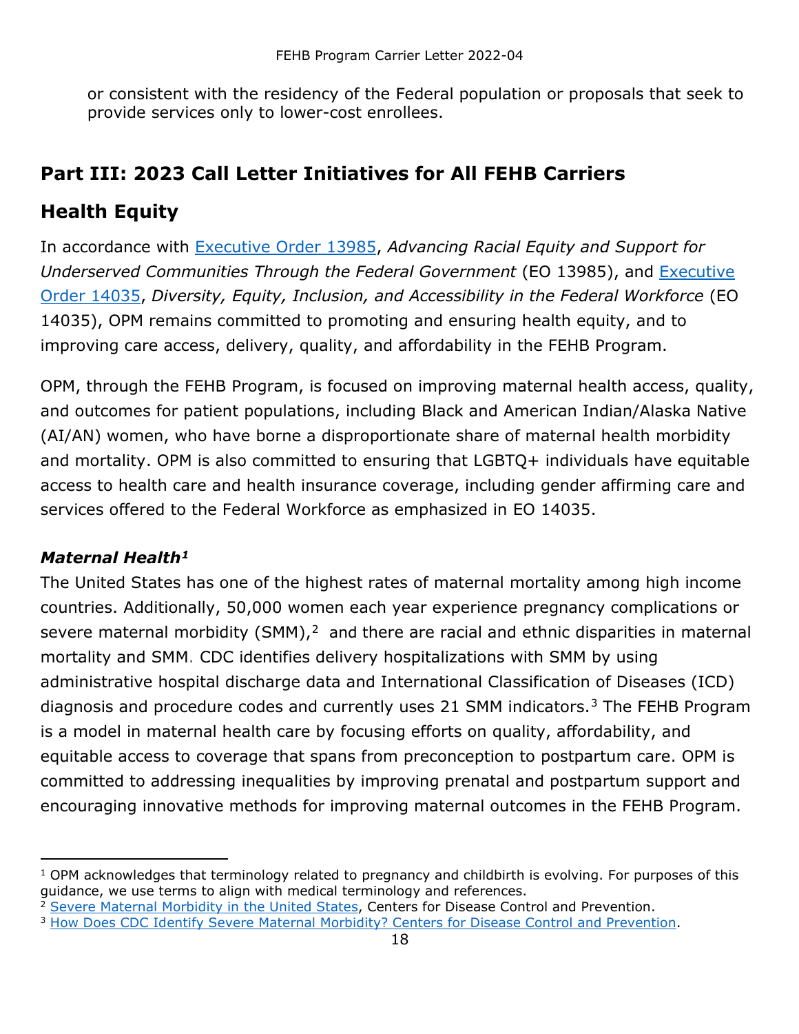or consistent with the residency of the Federal population or proposals that seek to provide services only to lower-cost enrollees.

## Part III: 2023 Call Letter Initiatives for All FEHB Carriers

## Health Equity

In accordance with Executive Order 13985, *Advancing Racial Equity and Support for Underserved Communities Through the Federal Government* (EO 13985), and Executive Order 14035, *Diversity, Equity, Inclusion, and Accessibility in the Federal Workforce* (EO 14035), OPM remains committed to promoting and ensuring health equity, and to improving care access, delivery, quality, and affordability in the FEHB Program.

OPM, through the FEHB Program, is focused on improving maternal health access, quality, and outcomes for patient populations, including Black and American Indian/Alaska Native (AI/AN) women, who have borne a disproportionate share of maternal health morbidity and mortality. OPM is also committed to ensuring that LGBTQ+ individuals have equitable access to health care and health insurance coverage, including gender affirming care and services offered to the Federal Workforce as emphasized in EO 14035.

### *Maternal Health*[1]

The United States has one of the highest rates of maternal mortality among high income countries. Additionally, 50,000 women each year experience pregnancy complications or severe maternal morbidity (SMM),[2] and there are racial and ethnic disparities in maternal mortality and SMM. CDC identifies delivery hospitalizations with SMM by using administrative hospital discharge data and International Classification of Diseases (ICD) diagnosis and procedure codes and currently uses 21 SMM indicators.[3] The FEHB Program is a model in maternal health care by focusing efforts on quality, affordability, and equitable access to coverage that spans from preconception to postpartum care. OPM is committed to addressing inequalities by improving prenatal and postpartum support and encouraging innovative methods for improving maternal outcomes in the FEHB Program.

---

[1] OPM acknowledges that terminology related to pregnancy and childbirth is evolving. For purposes of this guidance, we use terms to align with medical terminology and references.

[2] Severe Maternal Morbidity in the United States, Centers for Disease Control and Prevention.

[3] How Does CDC Identify Severe Maternal Morbidity? Centers for Disease Control and Prevention.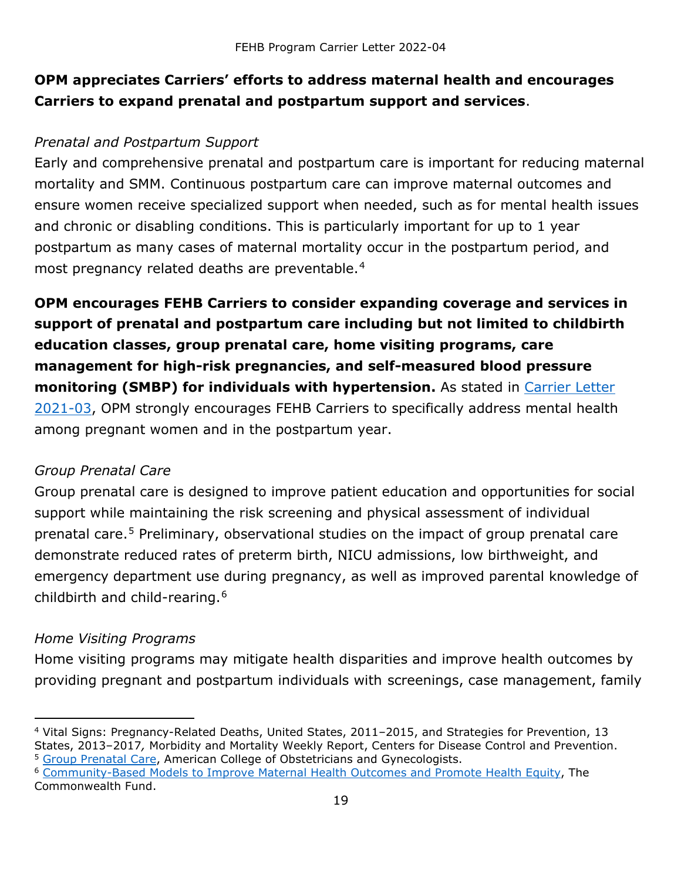**OPM appreciates Carriers' efforts to address maternal health and encourages Carriers to expand prenatal and postpartum support and services**.

*Prenatal and Postpartum Support*

Early and comprehensive prenatal and postpartum care is important for reducing maternal mortality and SMM. Continuous postpartum care can improve maternal outcomes and ensure women receive specialized support when needed, such as for mental health issues and chronic or disabling conditions. This is particularly important for up to 1 year postpartum as many cases of maternal mortality occur in the postpartum period, and most pregnancy related deaths are preventable.[4]

**OPM encourages FEHB Carriers to consider expanding coverage and services in support of prenatal and postpartum care including but not limited to childbirth education classes, group prenatal care, home visiting programs, care management for high-risk pregnancies, and self-measured blood pressure monitoring (SMBP) for individuals with hypertension.** As stated in [Carrier Letter 2021-03], OPM strongly encourages FEHB Carriers to specifically address mental health among pregnant women and in the postpartum year.

*Group Prenatal Care*

Group prenatal care is designed to improve patient education and opportunities for social support while maintaining the risk screening and physical assessment of individual prenatal care.[5] Preliminary, observational studies on the impact of group prenatal care demonstrate reduced rates of preterm birth, NICU admissions, low birthweight, and emergency department use during pregnancy, as well as improved parental knowledge of childbirth and child-rearing.[6]

*Home Visiting Programs*

Home visiting programs may mitigate health disparities and improve health outcomes by providing pregnant and postpartum individuals with screenings, case management, family

---

[4] Vital Signs: Pregnancy-Related Deaths, United States, 2011–2015, and Strategies for Prevention, 13 States, 2013–2017*,* Morbidity and Mortality Weekly Report, Centers for Disease Control and Prevention.

[5] Group Prenatal Care, American College of Obstetricians and Gynecologists.

[6] Community-Based Models to Improve Maternal Health Outcomes and Promote Health Equity, The Commonwealth Fund.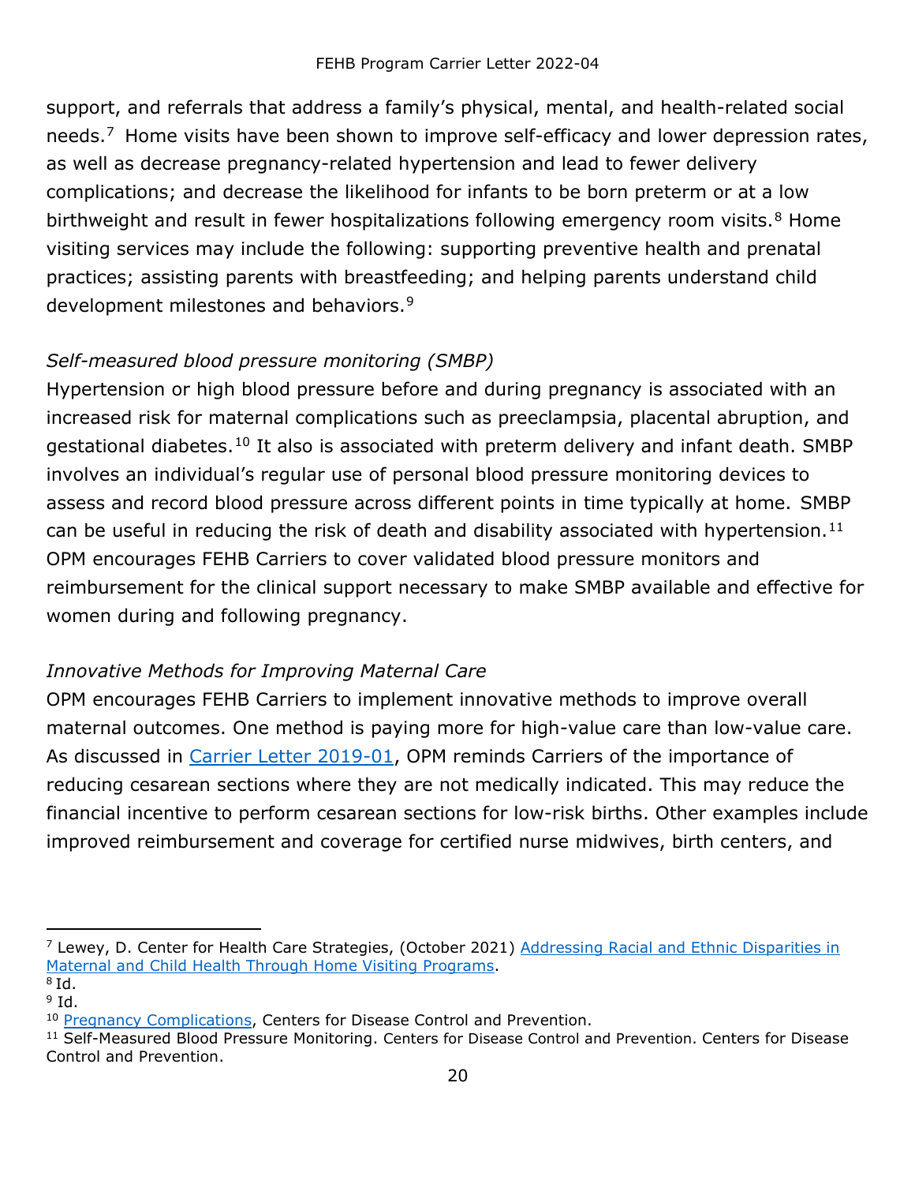support, and referrals that address a family's physical, mental, and health-related social needs.[7] Home visits have been shown to improve self-efficacy and lower depression rates, as well as decrease pregnancy-related hypertension and lead to fewer delivery complications; and decrease the likelihood for infants to be born preterm or at a low birthweight and result in fewer hospitalizations following emergency room visits.[8] Home visiting services may include the following: supporting preventive health and prenatal practices; assisting parents with breastfeeding; and helping parents understand child development milestones and behaviors.[9]

*Self-measured blood pressure monitoring (SMBP)*

Hypertension or high blood pressure before and during pregnancy is associated with an increased risk for maternal complications such as preeclampsia, placental abruption, and gestational diabetes.[10] It also is associated with preterm delivery and infant death. SMBP involves an individual's regular use of personal blood pressure monitoring devices to assess and record blood pressure across different points in time typically at home. SMBP can be useful in reducing the risk of death and disability associated with hypertension.[11] OPM encourages FEHB Carriers to cover validated blood pressure monitors and reimbursement for the clinical support necessary to make SMBP available and effective for women during and following pregnancy.

*Innovative Methods for Improving Maternal Care*

OPM encourages FEHB Carriers to implement innovative methods to improve overall maternal outcomes. One method is paying more for high-value care than low-value care. As discussed in Carrier Letter 2019-01, OPM reminds Carriers of the importance of reducing cesarean sections where they are not medically indicated. This may reduce the financial incentive to perform cesarean sections for low-risk births. Other examples include improved reimbursement and coverage for certified nurse midwives, birth centers, and

---

[7] Lewey, D. Center for Health Care Strategies, (October 2021) Addressing Racial and Ethnic Disparities in Maternal and Child Health Through Home Visiting Programs.

[8] Id.

[9] Id.

[10] Pregnancy Complications, Centers for Disease Control and Prevention.

[11] Self-Measured Blood Pressure Monitoring. Centers for Disease Control and Prevention. Centers for Disease Control and Prevention.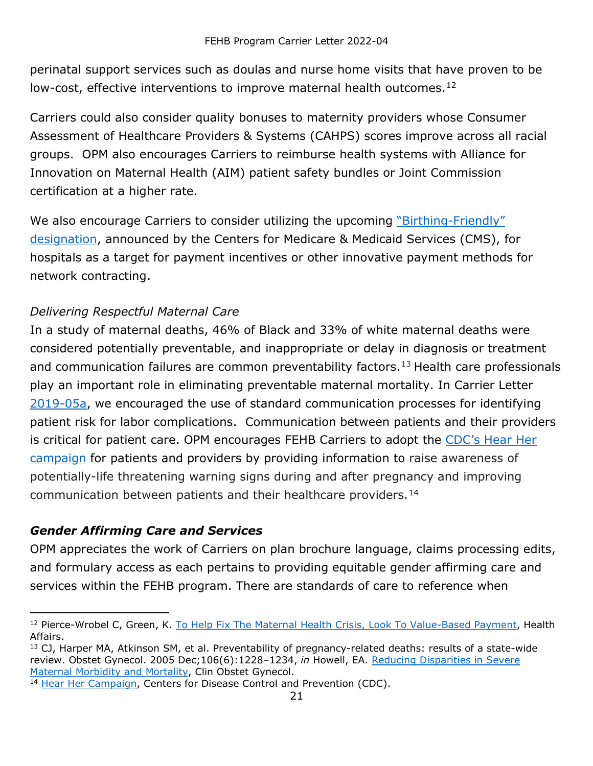perinatal support services such as doulas and nurse home visits that have proven to be low-cost, effective interventions to improve maternal health outcomes.[12]

Carriers could also consider quality bonuses to maternity providers whose Consumer Assessment of Healthcare Providers & Systems (CAHPS) scores improve across all racial groups. OPM also encourages Carriers to reimburse health systems with Alliance for Innovation on Maternal Health (AIM) patient safety bundles or Joint Commission certification at a higher rate.

We also encourage Carriers to consider utilizing the upcoming "Birthing-Friendly" designation, announced by the Centers for Medicare & Medicaid Services (CMS), for hospitals as a target for payment incentives or other innovative payment methods for network contracting.

*Delivering Respectful Maternal Care*

In a study of maternal deaths, 46% of Black and 33% of white maternal deaths were considered potentially preventable, and inappropriate or delay in diagnosis or treatment and communication failures are common preventability factors.[13] Health care professionals play an important role in eliminating preventable maternal mortality. In Carrier Letter 2019-05a, we encouraged the use of standard communication processes for identifying patient risk for labor complications. Communication between patients and their providers is critical for patient care. OPM encourages FEHB Carriers to adopt the CDC's Hear Her campaign for patients and providers by providing information to raise awareness of potentially-life threatening warning signs during and after pregnancy and improving communication between patients and their healthcare providers.[14]

***Gender Affirming Care and Services***

OPM appreciates the work of Carriers on plan brochure language, claims processing edits, and formulary access as each pertains to providing equitable gender affirming care and services within the FEHB program. There are standards of care to reference when

---

[12] Pierce-Wrobel C, Green, K. To Help Fix The Maternal Health Crisis, Look To Value-Based Payment, Health Affairs.

[13] CJ, Harper MA, Atkinson SM, et al. Preventability of pregnancy-related deaths: results of a state-wide review. Obstet Gynecol. 2005 Dec;106(6):1228–1234, *in* Howell, EA. Reducing Disparities in Severe Maternal Morbidity and Mortality, Clin Obstet Gynecol.

[14] Hear Her Campaign, Centers for Disease Control and Prevention (CDC).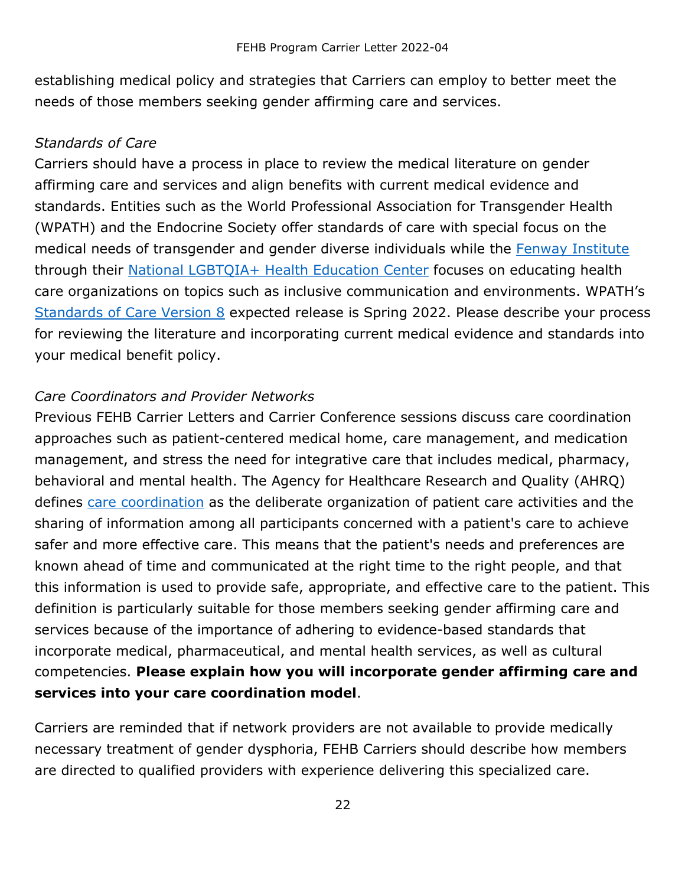establishing medical policy and strategies that Carriers can employ to better meet the needs of those members seeking gender affirming care and services.

*Standards of Care*

Carriers should have a process in place to review the medical literature on gender affirming care and services and align benefits with current medical evidence and standards. Entities such as the World Professional Association for Transgender Health (WPATH) and the Endocrine Society offer standards of care with special focus on the medical needs of transgender and gender diverse individuals while the Fenway Institute through their National LGBTQIA+ Health Education Center focuses on educating health care organizations on topics such as inclusive communication and environments. WPATH's Standards of Care Version 8 expected release is Spring 2022. Please describe your process for reviewing the literature and incorporating current medical evidence and standards into your medical benefit policy.

*Care Coordinators and Provider Networks*

Previous FEHB Carrier Letters and Carrier Conference sessions discuss care coordination approaches such as patient-centered medical home, care management, and medication management, and stress the need for integrative care that includes medical, pharmacy, behavioral and mental health. The Agency for Healthcare Research and Quality (AHRQ) defines care coordination as the deliberate organization of patient care activities and the sharing of information among all participants concerned with a patient's care to achieve safer and more effective care. This means that the patient's needs and preferences are known ahead of time and communicated at the right time to the right people, and that this information is used to provide safe, appropriate, and effective care to the patient. This definition is particularly suitable for those members seeking gender affirming care and services because of the importance of adhering to evidence-based standards that incorporate medical, pharmaceutical, and mental health services, as well as cultural competencies. **Please explain how you will incorporate gender affirming care and services into your care coordination model**.

Carriers are reminded that if network providers are not available to provide medically necessary treatment of gender dysphoria, FEHB Carriers should describe how members are directed to qualified providers with experience delivering this specialized care.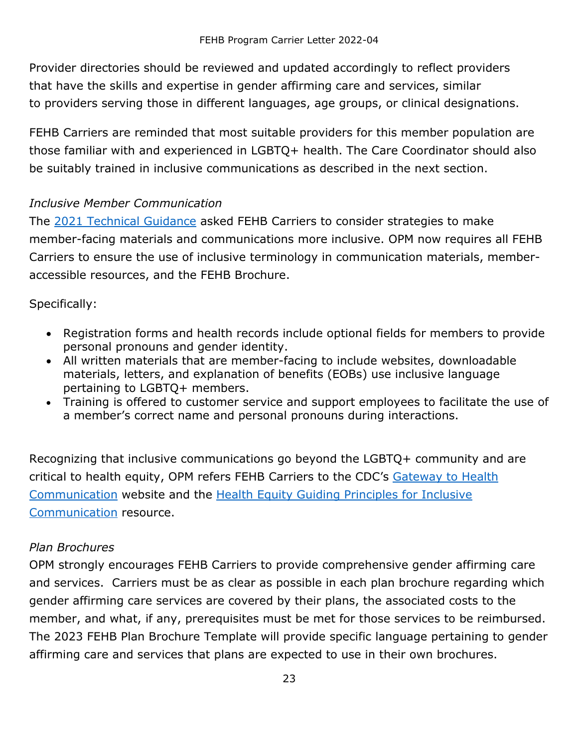Provider directories should be reviewed and updated accordingly to reflect providers that have the skills and expertise in gender affirming care and services, similar to providers serving those in different languages, age groups, or clinical designations.

FEHB Carriers are reminded that most suitable providers for this member population are those familiar with and experienced in LGBTQ+ health. The Care Coordinator should also be suitably trained in inclusive communications as described in the next section.

*Inclusive Member Communication*

The [2021 Technical Guidance] asked FEHB Carriers to consider strategies to make member-facing materials and communications more inclusive. OPM now requires all FEHB Carriers to ensure the use of inclusive terminology in communication materials, member-accessible resources, and the FEHB Brochure.

Specifically:

- Registration forms and health records include optional fields for members to provide personal pronouns and gender identity.
- All written materials that are member-facing to include websites, downloadable materials, letters, and explanation of benefits (EOBs) use inclusive language pertaining to LGBTQ+ members.
- Training is offered to customer service and support employees to facilitate the use of a member's correct name and personal pronouns during interactions.

Recognizing that inclusive communications go beyond the LGBTQ+ community and are critical to health equity, OPM refers FEHB Carriers to the CDC's [Gateway to Health Communication] website and the [Health Equity Guiding Principles for Inclusive Communication] resource.

*Plan Brochures*

OPM strongly encourages FEHB Carriers to provide comprehensive gender affirming care and services. Carriers must be as clear as possible in each plan brochure regarding which gender affirming care services are covered by their plans, the associated costs to the member, and what, if any, prerequisites must be met for those services to be reimbursed. The 2023 FEHB Plan Brochure Template will provide specific language pertaining to gender affirming care and services that plans are expected to use in their own brochures.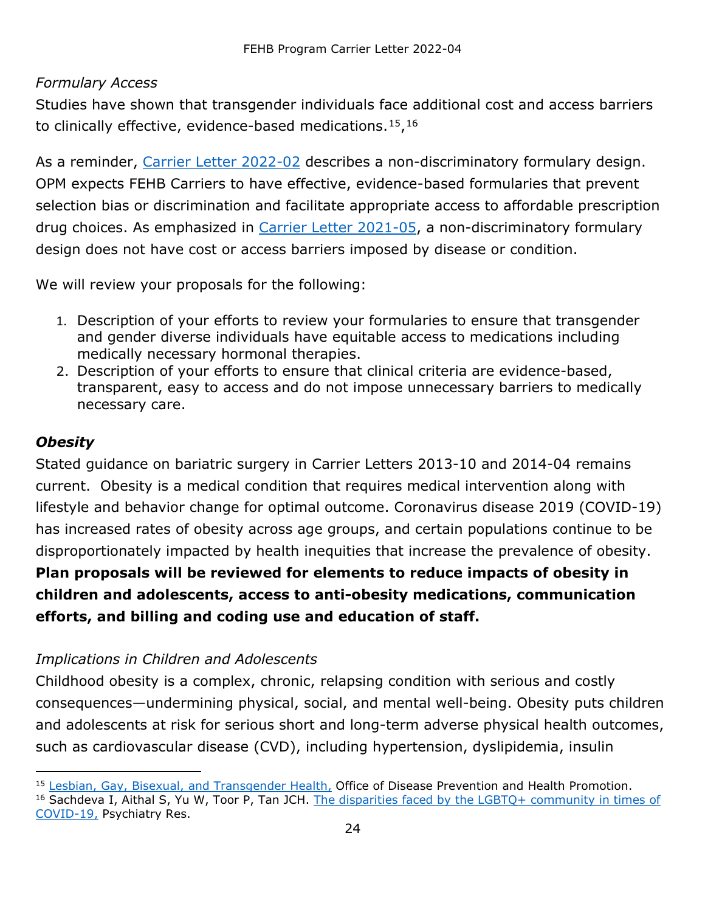*Formulary Access*

Studies have shown that transgender individuals face additional cost and access barriers to clinically effective, evidence-based medications.[15],[16]

As a reminder, [Carrier Letter 2022-02](#) describes a non-discriminatory formulary design. OPM expects FEHB Carriers to have effective, evidence-based formularies that prevent selection bias or discrimination and facilitate appropriate access to affordable prescription drug choices. As emphasized in [Carrier Letter 2021-05](#), a non-discriminatory formulary design does not have cost or access barriers imposed by disease or condition.

We will review your proposals for the following:

1. Description of your efforts to review your formularies to ensure that transgender and gender diverse individuals have equitable access to medications including medically necessary hormonal therapies.
2. Description of your efforts to ensure that clinical criteria are evidence-based, transparent, easy to access and do not impose unnecessary barriers to medically necessary care.

### ***Obesity***

Stated guidance on bariatric surgery in Carrier Letters 2013-10 and 2014-04 remains current. Obesity is a medical condition that requires medical intervention along with lifestyle and behavior change for optimal outcome. Coronavirus disease 2019 (COVID-19) has increased rates of obesity across age groups, and certain populations continue to be disproportionately impacted by health inequities that increase the prevalence of obesity. **Plan proposals will be reviewed for elements to reduce impacts of obesity in children and adolescents, access to anti-obesity medications, communication efforts, and billing and coding use and education of staff.**

*Implications in Children and Adolescents*

Childhood obesity is a complex, chronic, relapsing condition with serious and costly consequences—undermining physical, social, and mental well-being. Obesity puts children and adolescents at risk for serious short and long-term adverse physical health outcomes, such as cardiovascular disease (CVD), including hypertension, dyslipidemia, insulin

---

[15] [Lesbian, Gay, Bisexual, and Transgender Health,](#) Office of Disease Prevention and Health Promotion.

[16] Sachdeva I, Aithal S, Yu W, Toor P, Tan JCH. [The disparities faced by the LGBTQ+ community in times of COVID-19,](#) Psychiatry Res.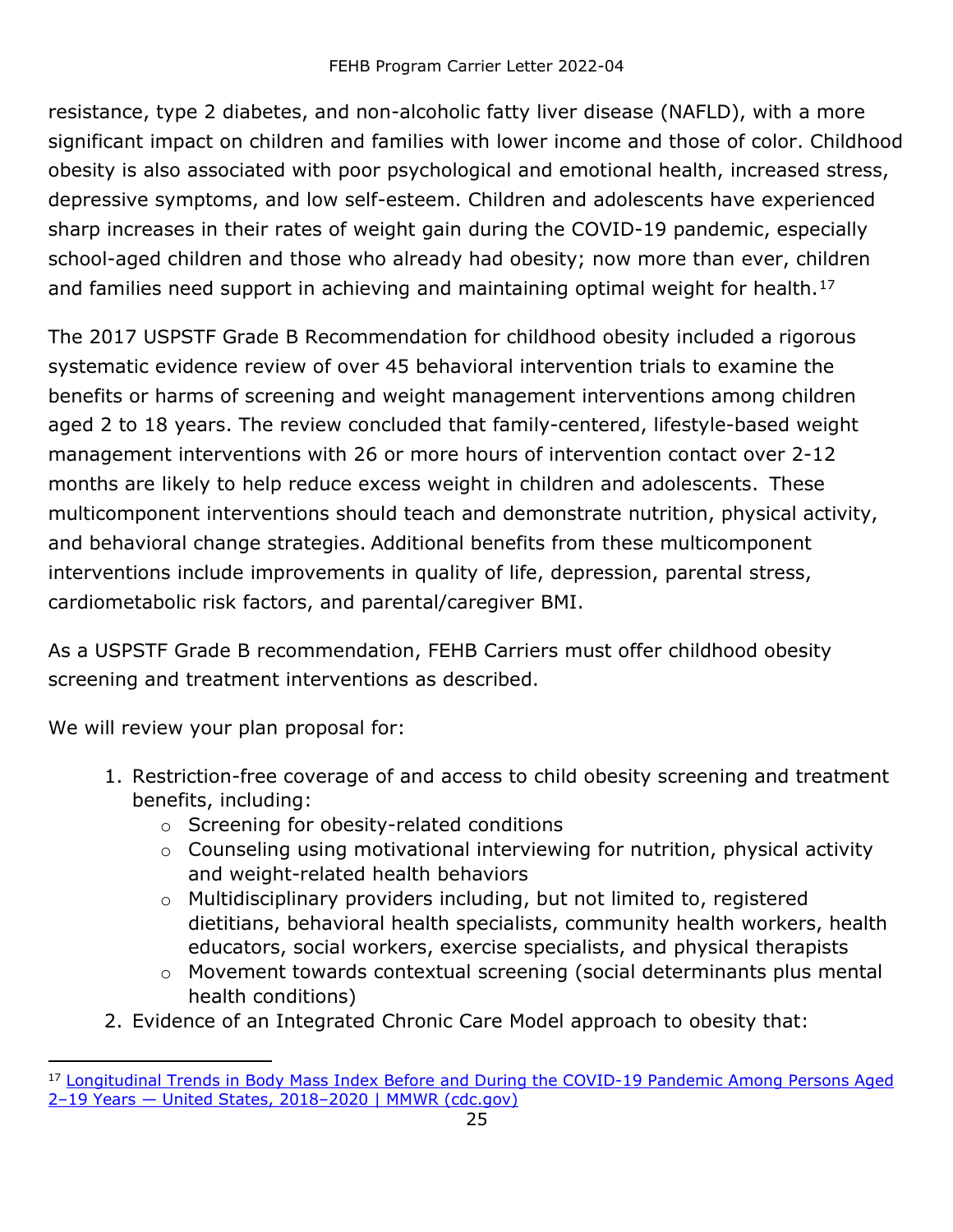resistance, type 2 diabetes, and non-alcoholic fatty liver disease (NAFLD), with a more significant impact on children and families with lower income and those of color. Childhood obesity is also associated with poor psychological and emotional health, increased stress, depressive symptoms, and low self-esteem. Children and adolescents have experienced sharp increases in their rates of weight gain during the COVID-19 pandemic, especially school-aged children and those who already had obesity; now more than ever, children and families need support in achieving and maintaining optimal weight for health.[17]

The 2017 USPSTF Grade B Recommendation for childhood obesity included a rigorous systematic evidence review of over 45 behavioral intervention trials to examine the benefits or harms of screening and weight management interventions among children aged 2 to 18 years. The review concluded that family-centered, lifestyle-based weight management interventions with 26 or more hours of intervention contact over 2-12 months are likely to help reduce excess weight in children and adolescents. These multicomponent interventions should teach and demonstrate nutrition, physical activity, and behavioral change strategies. Additional benefits from these multicomponent interventions include improvements in quality of life, depression, parental stress, cardiometabolic risk factors, and parental/caregiver BMI.

As a USPSTF Grade B recommendation, FEHB Carriers must offer childhood obesity screening and treatment interventions as described.

We will review your plan proposal for:

1. Restriction-free coverage of and access to child obesity screening and treatment benefits, including:
   - Screening for obesity-related conditions
   - Counseling using motivational interviewing for nutrition, physical activity and weight-related health behaviors
   - Multidisciplinary providers including, but not limited to, registered dietitians, behavioral health specialists, community health workers, health educators, social workers, exercise specialists, and physical therapists
   - Movement towards contextual screening (social determinants plus mental health conditions)
2. Evidence of an Integrated Chronic Care Model approach to obesity that:

[17] Longitudinal Trends in Body Mass Index Before and During the COVID-19 Pandemic Among Persons Aged 2–19 Years — United States, 2018–2020 | MMWR (cdc.gov)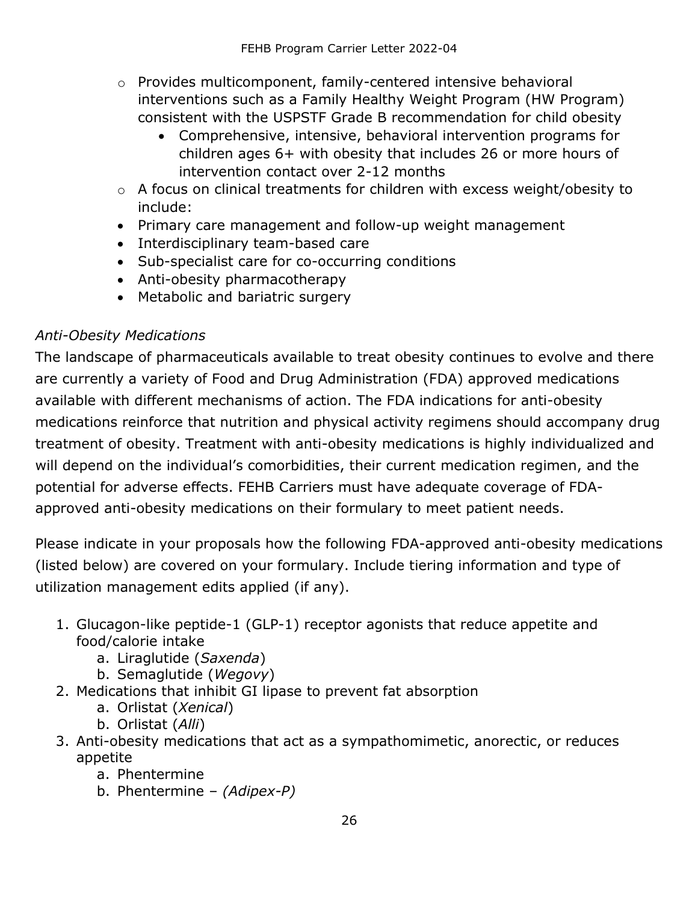- Provides multicomponent, family-centered intensive behavioral interventions such as a Family Healthy Weight Program (HW Program) consistent with the USPSTF Grade B recommendation for child obesity
  - Comprehensive, intensive, behavioral intervention programs for children ages 6+ with obesity that includes 26 or more hours of intervention contact over 2-12 months
- A focus on clinical treatments for children with excess weight/obesity to include:
- Primary care management and follow-up weight management
- Interdisciplinary team-based care
- Sub-specialist care for co-occurring conditions
- Anti-obesity pharmacotherapy
- Metabolic and bariatric surgery

*Anti-Obesity Medications*

The landscape of pharmaceuticals available to treat obesity continues to evolve and there are currently a variety of Food and Drug Administration (FDA) approved medications available with different mechanisms of action. The FDA indications for anti-obesity medications reinforce that nutrition and physical activity regimens should accompany drug treatment of obesity. Treatment with anti-obesity medications is highly individualized and will depend on the individual's comorbidities, their current medication regimen, and the potential for adverse effects. FEHB Carriers must have adequate coverage of FDA-approved anti-obesity medications on their formulary to meet patient needs.

Please indicate in your proposals how the following FDA-approved anti-obesity medications (listed below) are covered on your formulary. Include tiering information and type of utilization management edits applied (if any).

1. Glucagon-like peptide-1 (GLP-1) receptor agonists that reduce appetite and food/calorie intake
   a. Liraglutide (*Saxenda*)
   b. Semaglutide (*Wegovy*)
2. Medications that inhibit GI lipase to prevent fat absorption
   a. Orlistat (*Xenical*)
   b. Orlistat (*Alli*)
3. Anti-obesity medications that act as a sympathomimetic, anorectic, or reduces appetite
   a. Phentermine
   b. Phentermine – *(Adipex-P)*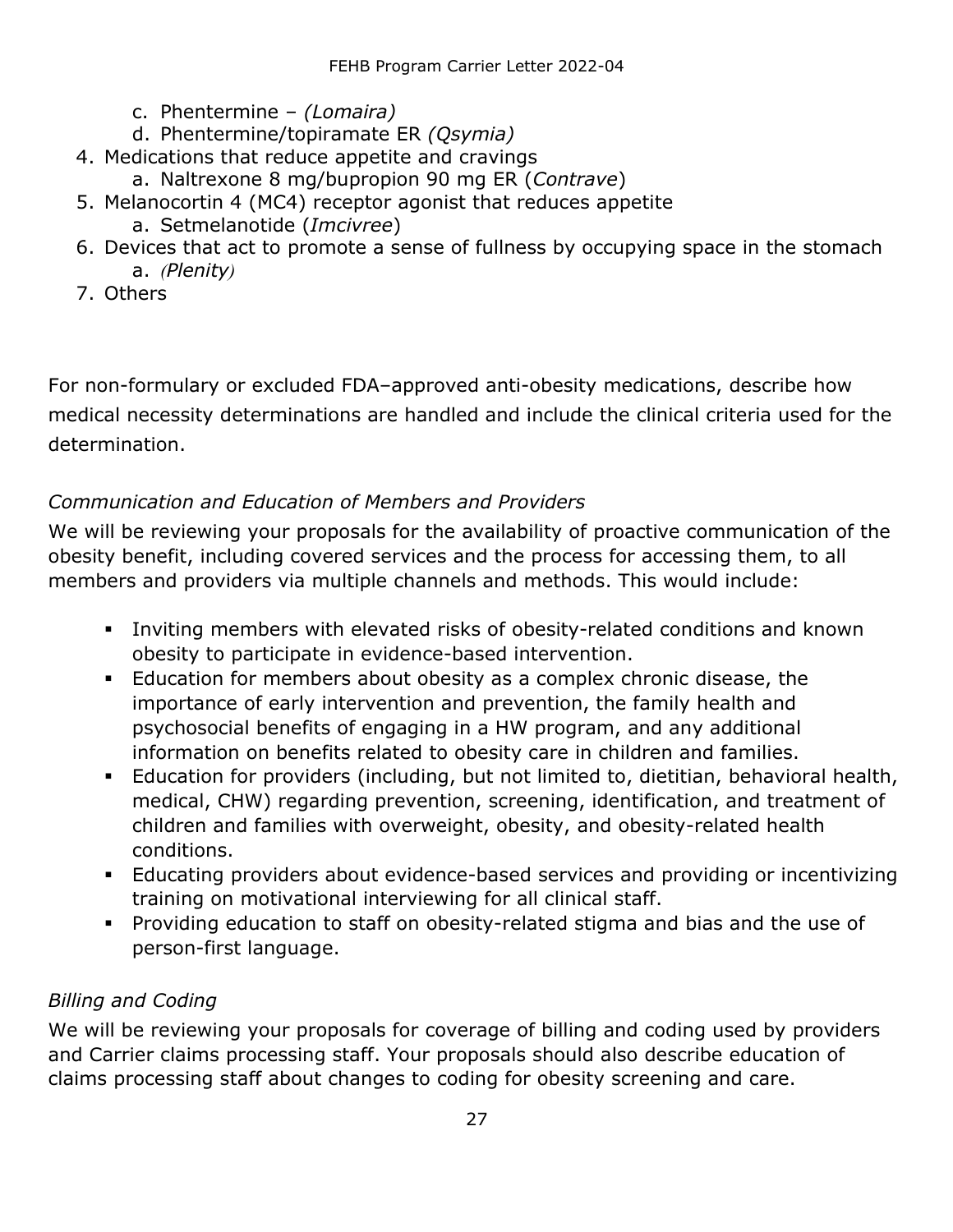c. Phentermine – *(Lomaira)*
   d. Phentermine/topiramate ER *(Qsymia)*
4. Medications that reduce appetite and cravings
   a. Naltrexone 8 mg/bupropion 90 mg ER (*Contrave*)
5. Melanocortin 4 (MC4) receptor agonist that reduces appetite
   a. Setmelanotide (*Imcivree*)
6. Devices that act to promote a sense of fullness by occupying space in the stomach
   a. *(Plenity)*
7. Others

For non-formulary or excluded FDA–approved anti-obesity medications, describe how medical necessity determinations are handled and include the clinical criteria used for the determination.

*Communication and Education of Members and Providers*

We will be reviewing your proposals for the availability of proactive communication of the obesity benefit, including covered services and the process for accessing them, to all members and providers via multiple channels and methods. This would include:

- Inviting members with elevated risks of obesity-related conditions and known obesity to participate in evidence-based intervention.
- Education for members about obesity as a complex chronic disease, the importance of early intervention and prevention, the family health and psychosocial benefits of engaging in a HW program, and any additional information on benefits related to obesity care in children and families.
- Education for providers (including, but not limited to, dietitian, behavioral health, medical, CHW) regarding prevention, screening, identification, and treatment of children and families with overweight, obesity, and obesity-related health conditions.
- Educating providers about evidence-based services and providing or incentivizing training on motivational interviewing for all clinical staff.
- Providing education to staff on obesity-related stigma and bias and the use of person-first language.

*Billing and Coding*

We will be reviewing your proposals for coverage of billing and coding used by providers and Carrier claims processing staff. Your proposals should also describe education of claims processing staff about changes to coding for obesity screening and care.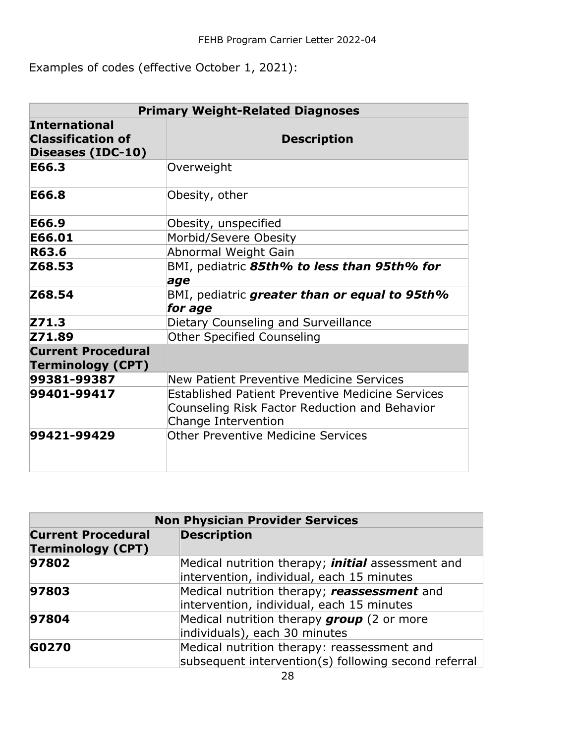Examples of codes (effective October 1, 2021):

| Primary Weight-Related Diagnoses | |
|---|---|
| **International Classification of Diseases (IDC-10)** | **Description** |
| **E66.3** | Overweight |
| **E66.8** | Obesity, other |
| **E66.9** | Obesity, unspecified |
| **E66.01** | Morbid/Severe Obesity |
| **R63.6** | Abnormal Weight Gain |
| **Z68.53** | BMI, pediatric ***85th% to less than 95th% for age*** |
| **Z68.54** | BMI, pediatric ***greater than or equal to 95th% for age*** |
| **Z71.3** | Dietary Counseling and Surveillance |
| **Z71.89** | Other Specified Counseling |
| **Current Procedural Terminology (CPT)** | |
| **99381-99387** | New Patient Preventive Medicine Services |
| **99401-99417** | Established Patient Preventive Medicine Services Counseling Risk Factor Reduction and Behavior Change Intervention |
| **99421-99429** | Other Preventive Medicine Services |

| Non Physician Provider Services | |
|---|---|
| **Current Procedural Terminology (CPT)** | **Description** |
| **97802** | Medical nutrition therapy; ***initial*** assessment and intervention, individual, each 15 minutes |
| **97803** | Medical nutrition therapy; ***reassessment*** and intervention, individual, each 15 minutes |
| **97804** | Medical nutrition therapy ***group*** (2 or more individuals), each 30 minutes |
| **G0270** | Medical nutrition therapy: reassessment and subsequent intervention(s) following second referral |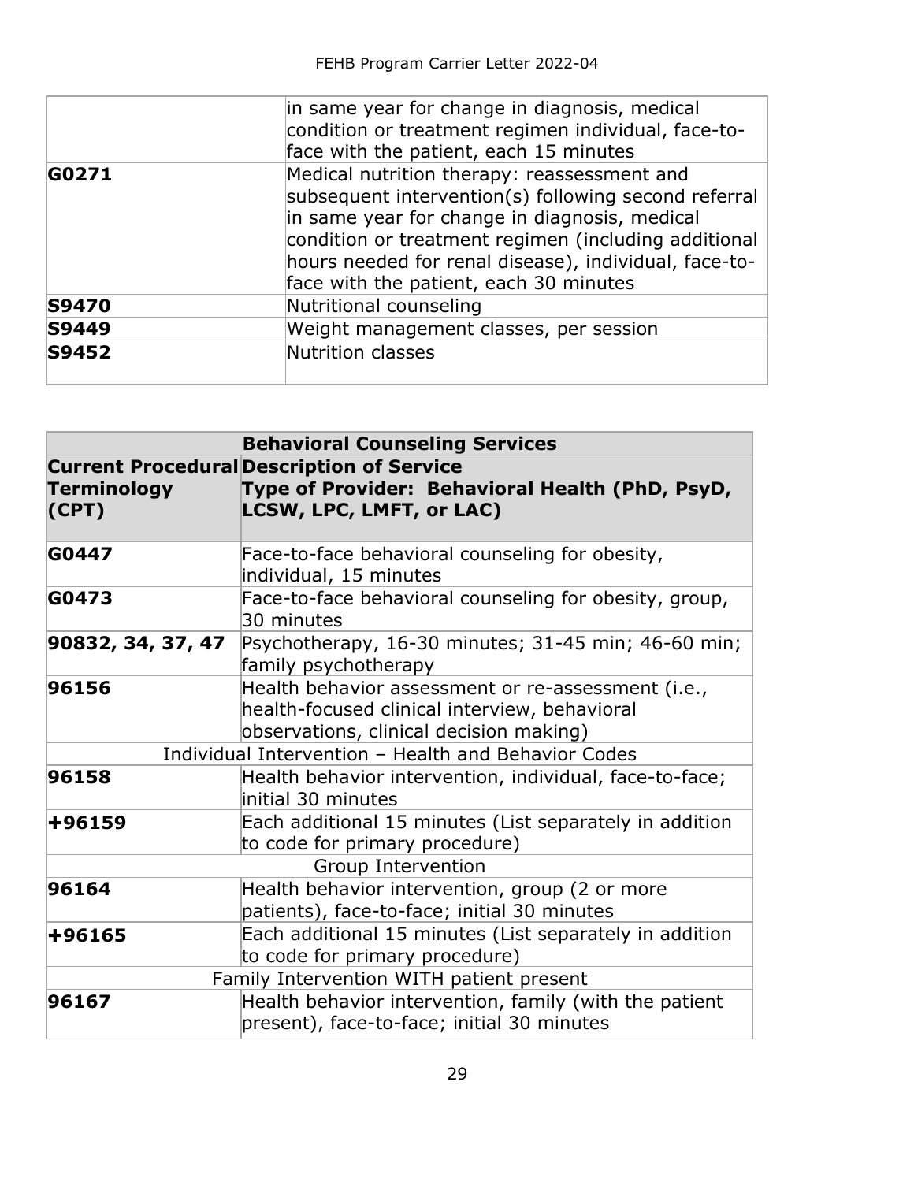| | |
|---|---|
| | in same year for change in diagnosis, medical condition or treatment regimen individual, face-to-face with the patient, each 15 minutes |
| **G0271** | Medical nutrition therapy: reassessment and subsequent intervention(s) following second referral in same year for change in diagnosis, medical condition or treatment regimen (including additional hours needed for renal disease), individual, face-to-face with the patient, each 30 minutes |
| **S9470** | Nutritional counseling |
| **S9449** | Weight management classes, per session |
| **S9452** | Nutrition classes |

| **Behavioral Counseling Services** | |
|---|---|
| **Current Procedural Terminology (CPT)** | **Description of Service**<br>**Type of Provider: Behavioral Health (PhD, PsyD, LCSW, LPC, LMFT, or LAC)** |
| **G0447** | Face-to-face behavioral counseling for obesity, individual, 15 minutes |
| **G0473** | Face-to-face behavioral counseling for obesity, group, 30 minutes |
| **90832, 34, 37, 47** | Psychotherapy, 16-30 minutes; 31-45 min; 46-60 min; family psychotherapy |
| **96156** | Health behavior assessment or re-assessment (i.e., health-focused clinical interview, behavioral observations, clinical decision making) |
| Individual Intervention – Health and Behavior Codes | |
| **96158** | Health behavior intervention, individual, face-to-face; initial 30 minutes |
| **+96159** | Each additional 15 minutes (List separately in addition to code for primary procedure) |
| Group Intervention | |
| **96164** | Health behavior intervention, group (2 or more patients), face-to-face; initial 30 minutes |
| **+96165** | Each additional 15 minutes (List separately in addition to code for primary procedure) |
| Family Intervention WITH patient present | |
| **96167** | Health behavior intervention, family (with the patient present), face-to-face; initial 30 minutes |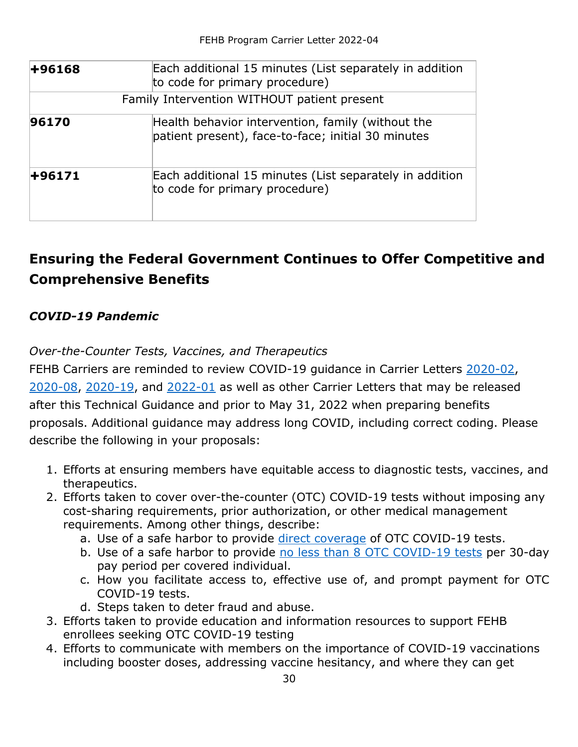| | |
|---|---|
| **+96168** | Each additional 15 minutes (List separately in addition to code for primary procedure) |
| Family Intervention WITHOUT patient present | |
| **96170** | Health behavior intervention, family (without the patient present), face-to-face; initial 30 minutes |
| **+96171** | Each additional 15 minutes (List separately in addition to code for primary procedure) |

## Ensuring the Federal Government Continues to Offer Competitive and Comprehensive Benefits

### *COVID-19 Pandemic*

*Over-the-Counter Tests, Vaccines, and Therapeutics*

FEHB Carriers are reminded to review COVID-19 guidance in Carrier Letters 2020-02, 2020-08, 2020-19, and 2022-01 as well as other Carrier Letters that may be released after this Technical Guidance and prior to May 31, 2022 when preparing benefits proposals. Additional guidance may address long COVID, including correct coding. Please describe the following in your proposals:

1. Efforts at ensuring members have equitable access to diagnostic tests, vaccines, and therapeutics.
2. Efforts taken to cover over-the-counter (OTC) COVID-19 tests without imposing any cost-sharing requirements, prior authorization, or other medical management requirements. Among other things, describe:
   a. Use of a safe harbor to provide direct coverage of OTC COVID-19 tests.
   b. Use of a safe harbor to provide no less than 8 OTC COVID-19 tests per 30-day pay period per covered individual.
   c. How you facilitate access to, effective use of, and prompt payment for OTC COVID-19 tests.
   d. Steps taken to deter fraud and abuse.
3. Efforts taken to provide education and information resources to support FEHB enrollees seeking OTC COVID-19 testing
4. Efforts to communicate with members on the importance of COVID-19 vaccinations including booster doses, addressing vaccine hesitancy, and where they can get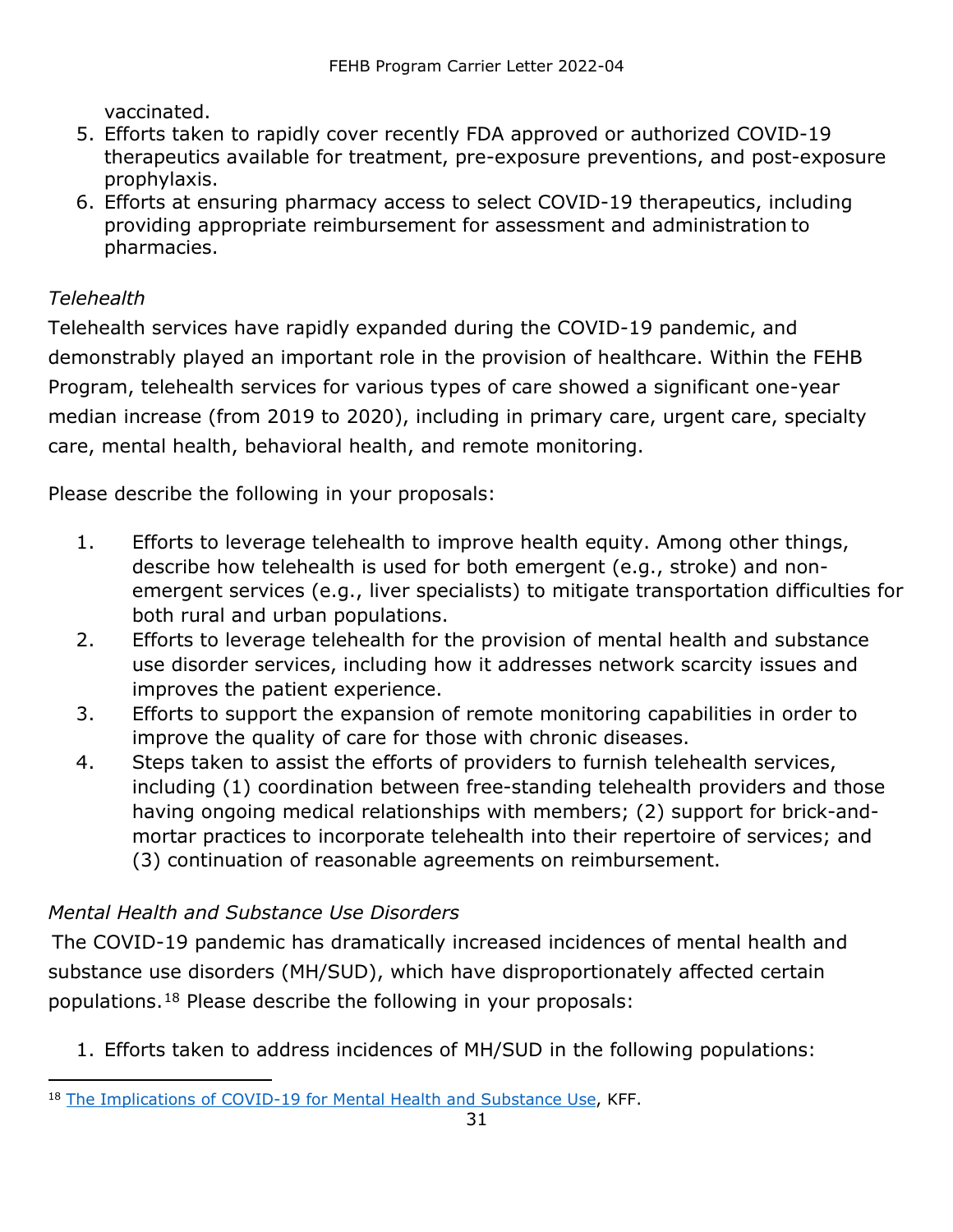vaccinated.

5. Efforts taken to rapidly cover recently FDA approved or authorized COVID-19 therapeutics available for treatment, pre-exposure preventions, and post-exposure prophylaxis.
6. Efforts at ensuring pharmacy access to select COVID-19 therapeutics, including providing appropriate reimbursement for assessment and administration to pharmacies.

*Telehealth*

Telehealth services have rapidly expanded during the COVID-19 pandemic, and demonstrably played an important role in the provision of healthcare. Within the FEHB Program, telehealth services for various types of care showed a significant one-year median increase (from 2019 to 2020), including in primary care, urgent care, specialty care, mental health, behavioral health, and remote monitoring.

Please describe the following in your proposals:

1. Efforts to leverage telehealth to improve health equity. Among other things, describe how telehealth is used for both emergent (e.g., stroke) and non-emergent services (e.g., liver specialists) to mitigate transportation difficulties for both rural and urban populations.
2. Efforts to leverage telehealth for the provision of mental health and substance use disorder services, including how it addresses network scarcity issues and improves the patient experience.
3. Efforts to support the expansion of remote monitoring capabilities in order to improve the quality of care for those with chronic diseases.
4. Steps taken to assist the efforts of providers to furnish telehealth services, including (1) coordination between free-standing telehealth providers and those having ongoing medical relationships with members; (2) support for brick-and-mortar practices to incorporate telehealth into their repertoire of services; and (3) continuation of reasonable agreements on reimbursement.

*Mental Health and Substance Use Disorders*

The COVID-19 pandemic has dramatically increased incidences of mental health and substance use disorders (MH/SUD), which have disproportionately affected certain populations.[18] Please describe the following in your proposals:

1. Efforts taken to address incidences of MH/SUD in the following populations:

[18] The Implications of COVID-19 for Mental Health and Substance Use, KFF.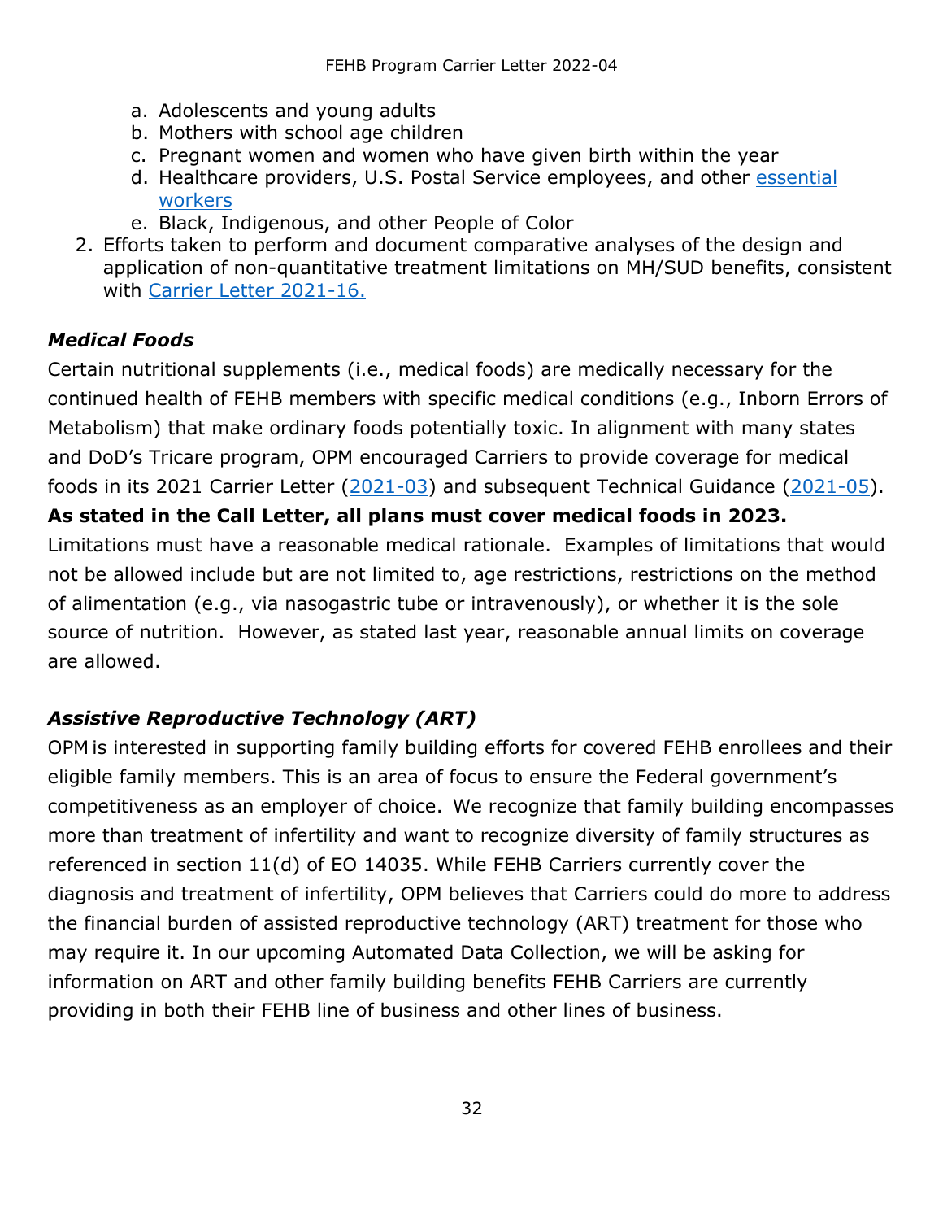a. Adolescents and young adults
   b. Mothers with school age children
   c. Pregnant women and women who have given birth within the year
   d. Healthcare providers, U.S. Postal Service employees, and other essential workers
   e. Black, Indigenous, and other People of Color
2. Efforts taken to perform and document comparative analyses of the design and application of non-quantitative treatment limitations on MH/SUD benefits, consistent with Carrier Letter 2021-16.

### *Medical Foods*

Certain nutritional supplements (i.e., medical foods) are medically necessary for the continued health of FEHB members with specific medical conditions (e.g., Inborn Errors of Metabolism) that make ordinary foods potentially toxic. In alignment with many states and DoD's Tricare program, OPM encouraged Carriers to provide coverage for medical foods in its 2021 Carrier Letter (2021-03) and subsequent Technical Guidance (2021-05). **As stated in the Call Letter, all plans must cover medical foods in 2023.** Limitations must have a reasonable medical rationale. Examples of limitations that would not be allowed include but are not limited to, age restrictions, restrictions on the method of alimentation (e.g., via nasogastric tube or intravenously), or whether it is the sole source of nutrition. However, as stated last year, reasonable annual limits on coverage are allowed.

### *Assistive Reproductive Technology (ART)*

OPM is interested in supporting family building efforts for covered FEHB enrollees and their eligible family members. This is an area of focus to ensure the Federal government's competitiveness as an employer of choice. We recognize that family building encompasses more than treatment of infertility and want to recognize diversity of family structures as referenced in section 11(d) of EO 14035. While FEHB Carriers currently cover the diagnosis and treatment of infertility, OPM believes that Carriers could do more to address the financial burden of assisted reproductive technology (ART) treatment for those who may require it. In our upcoming Automated Data Collection, we will be asking for information on ART and other family building benefits FEHB Carriers are currently providing in both their FEHB line of business and other lines of business.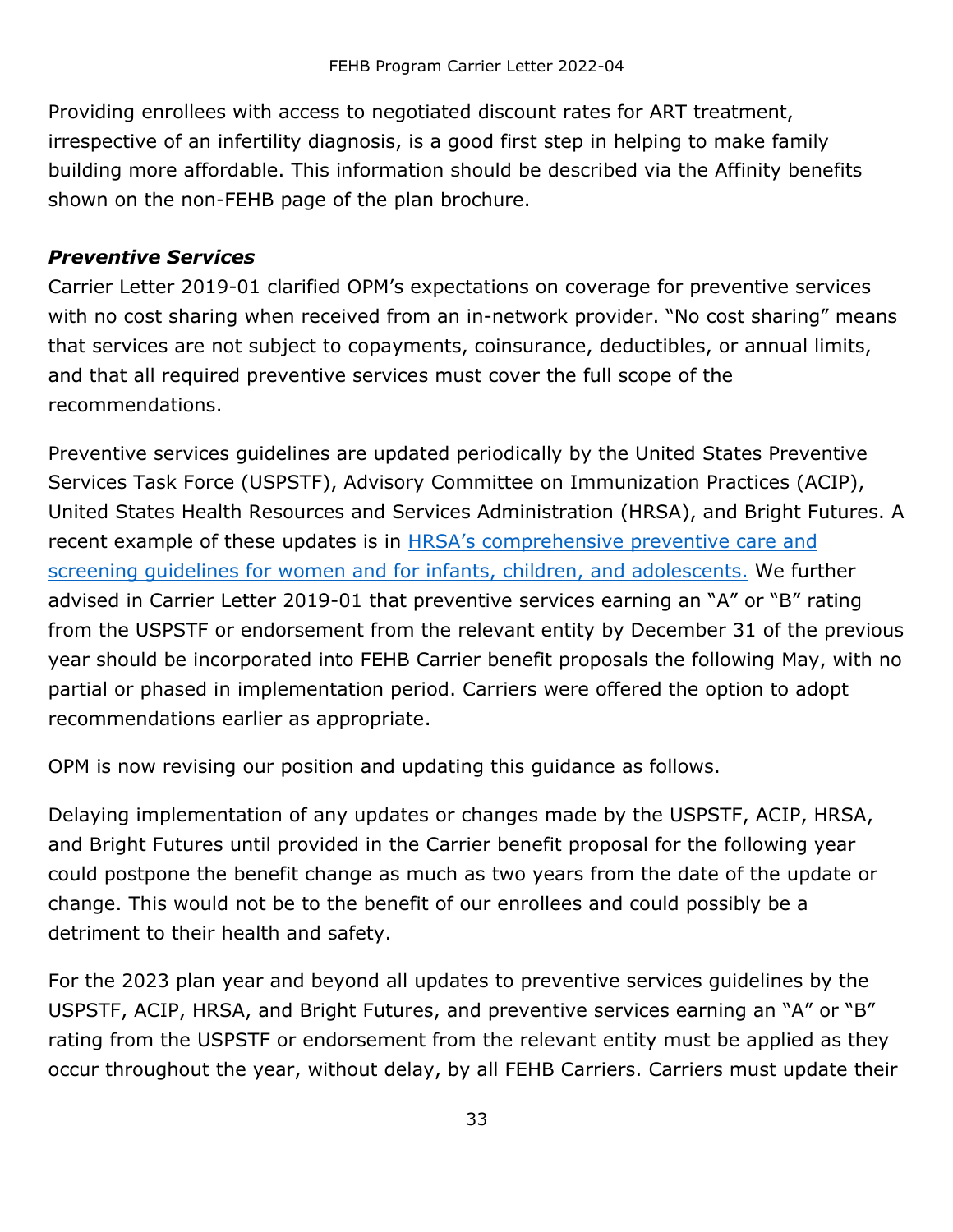Providing enrollees with access to negotiated discount rates for ART treatment, irrespective of an infertility diagnosis, is a good first step in helping to make family building more affordable. This information should be described via the Affinity benefits shown on the non-FEHB page of the plan brochure.

### ***Preventive Services***

Carrier Letter 2019-01 clarified OPM's expectations on coverage for preventive services with no cost sharing when received from an in-network provider. "No cost sharing" means that services are not subject to copayments, coinsurance, deductibles, or annual limits, and that all required preventive services must cover the full scope of the recommendations.

Preventive services guidelines are updated periodically by the United States Preventive Services Task Force (USPSTF), Advisory Committee on Immunization Practices (ACIP), United States Health Resources and Services Administration (HRSA), and Bright Futures. A recent example of these updates is in HRSA's comprehensive preventive care and screening guidelines for women and for infants, children, and adolescents. We further advised in Carrier Letter 2019-01 that preventive services earning an "A" or "B" rating from the USPSTF or endorsement from the relevant entity by December 31 of the previous year should be incorporated into FEHB Carrier benefit proposals the following May, with no partial or phased in implementation period. Carriers were offered the option to adopt recommendations earlier as appropriate.

OPM is now revising our position and updating this guidance as follows.

Delaying implementation of any updates or changes made by the USPSTF, ACIP, HRSA, and Bright Futures until provided in the Carrier benefit proposal for the following year could postpone the benefit change as much as two years from the date of the update or change. This would not be to the benefit of our enrollees and could possibly be a detriment to their health and safety.

For the 2023 plan year and beyond all updates to preventive services guidelines by the USPSTF, ACIP, HRSA, and Bright Futures, and preventive services earning an "A" or "B" rating from the USPSTF or endorsement from the relevant entity must be applied as they occur throughout the year, without delay, by all FEHB Carriers. Carriers must update their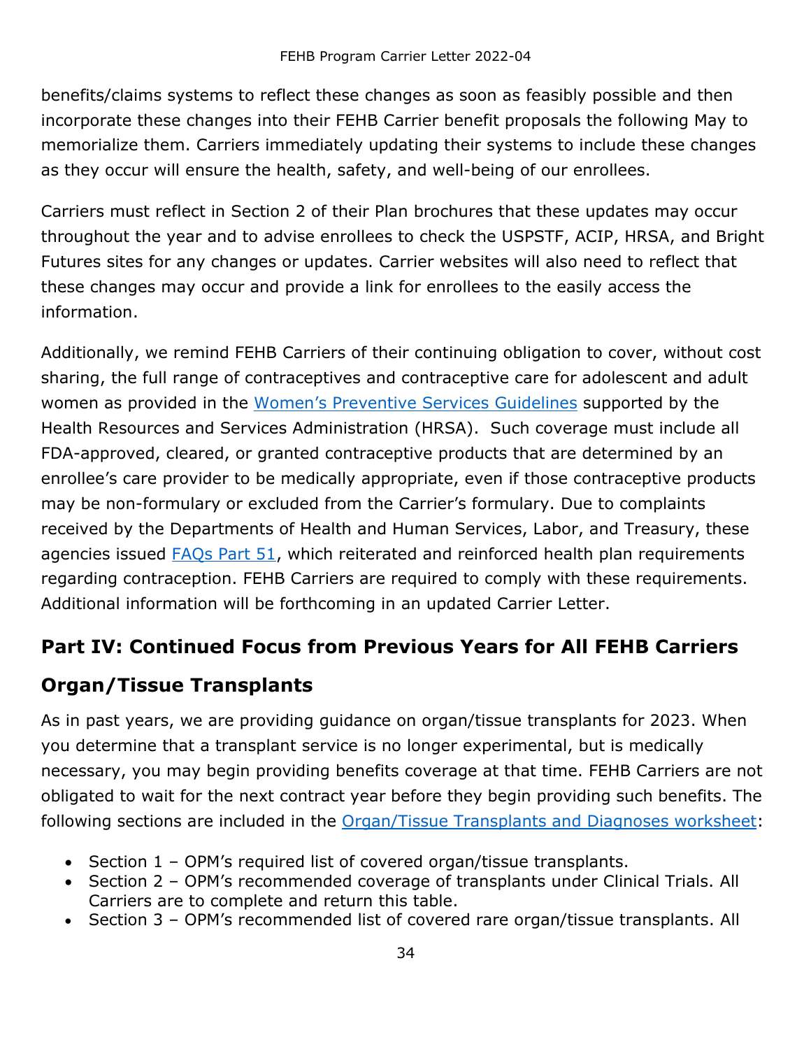benefits/claims systems to reflect these changes as soon as feasibly possible and then incorporate these changes into their FEHB Carrier benefit proposals the following May to memorialize them. Carriers immediately updating their systems to include these changes as they occur will ensure the health, safety, and well-being of our enrollees.

Carriers must reflect in Section 2 of their Plan brochures that these updates may occur throughout the year and to advise enrollees to check the USPSTF, ACIP, HRSA, and Bright Futures sites for any changes or updates. Carrier websites will also need to reflect that these changes may occur and provide a link for enrollees to the easily access the information.

Additionally, we remind FEHB Carriers of their continuing obligation to cover, without cost sharing, the full range of contraceptives and contraceptive care for adolescent and adult women as provided in the Women's Preventive Services Guidelines supported by the Health Resources and Services Administration (HRSA). Such coverage must include all FDA-approved, cleared, or granted contraceptive products that are determined by an enrollee's care provider to be medically appropriate, even if those contraceptive products may be non-formulary or excluded from the Carrier's formulary. Due to complaints received by the Departments of Health and Human Services, Labor, and Treasury, these agencies issued FAQs Part 51, which reiterated and reinforced health plan requirements regarding contraception. FEHB Carriers are required to comply with these requirements. Additional information will be forthcoming in an updated Carrier Letter.

## Part IV: Continued Focus from Previous Years for All FEHB Carriers

## Organ/Tissue Transplants

As in past years, we are providing guidance on organ/tissue transplants for 2023. When you determine that a transplant service is no longer experimental, but is medically necessary, you may begin providing benefits coverage at that time. FEHB Carriers are not obligated to wait for the next contract year before they begin providing such benefits. The following sections are included in the Organ/Tissue Transplants and Diagnoses worksheet:

- Section 1 – OPM's required list of covered organ/tissue transplants.
- Section 2 – OPM's recommended coverage of transplants under Clinical Trials. All Carriers are to complete and return this table.
- Section 3 – OPM's recommended list of covered rare organ/tissue transplants. All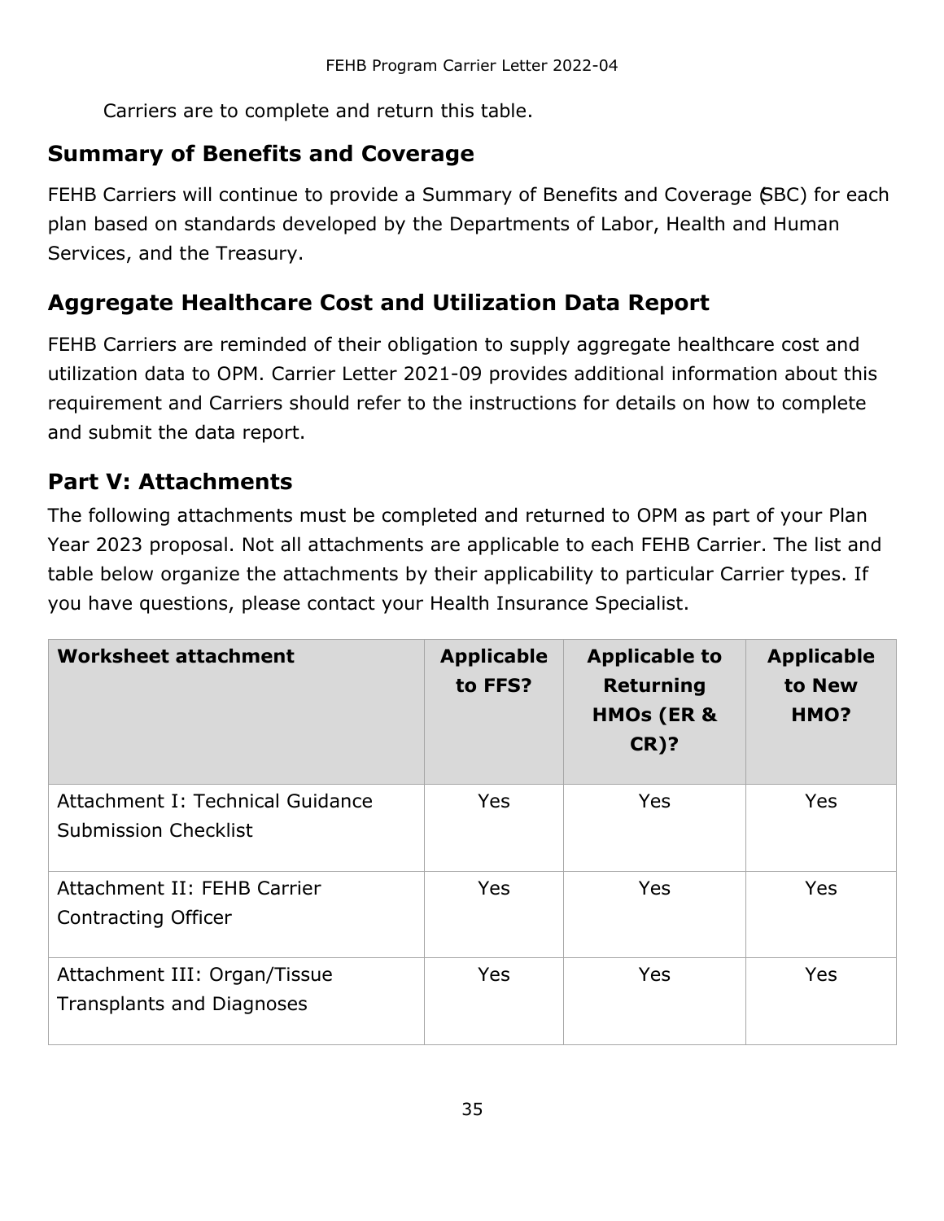Carriers are to complete and return this table.

## Summary of Benefits and Coverage

FEHB Carriers will continue to provide a Summary of Benefits and Coverage (SBC) for each plan based on standards developed by the Departments of Labor, Health and Human Services, and the Treasury.

## Aggregate Healthcare Cost and Utilization Data Report

FEHB Carriers are reminded of their obligation to supply aggregate healthcare cost and utilization data to OPM. Carrier Letter 2021-09 provides additional information about this requirement and Carriers should refer to the instructions for details on how to complete and submit the data report.

## Part V: Attachments

The following attachments must be completed and returned to OPM as part of your Plan Year 2023 proposal. Not all attachments are applicable to each FEHB Carrier. The list and table below organize the attachments by their applicability to particular Carrier types. If you have questions, please contact your Health Insurance Specialist.

| Worksheet attachment | Applicable to FFS? | Applicable to Returning HMOs (ER & CR)? | Applicable to New HMO? |
|---|---|---|---|
| Attachment I: Technical Guidance Submission Checklist | Yes | Yes | Yes |
| Attachment II: FEHB Carrier Contracting Officer | Yes | Yes | Yes |
| Attachment III: Organ/Tissue Transplants and Diagnoses | Yes | Yes | Yes |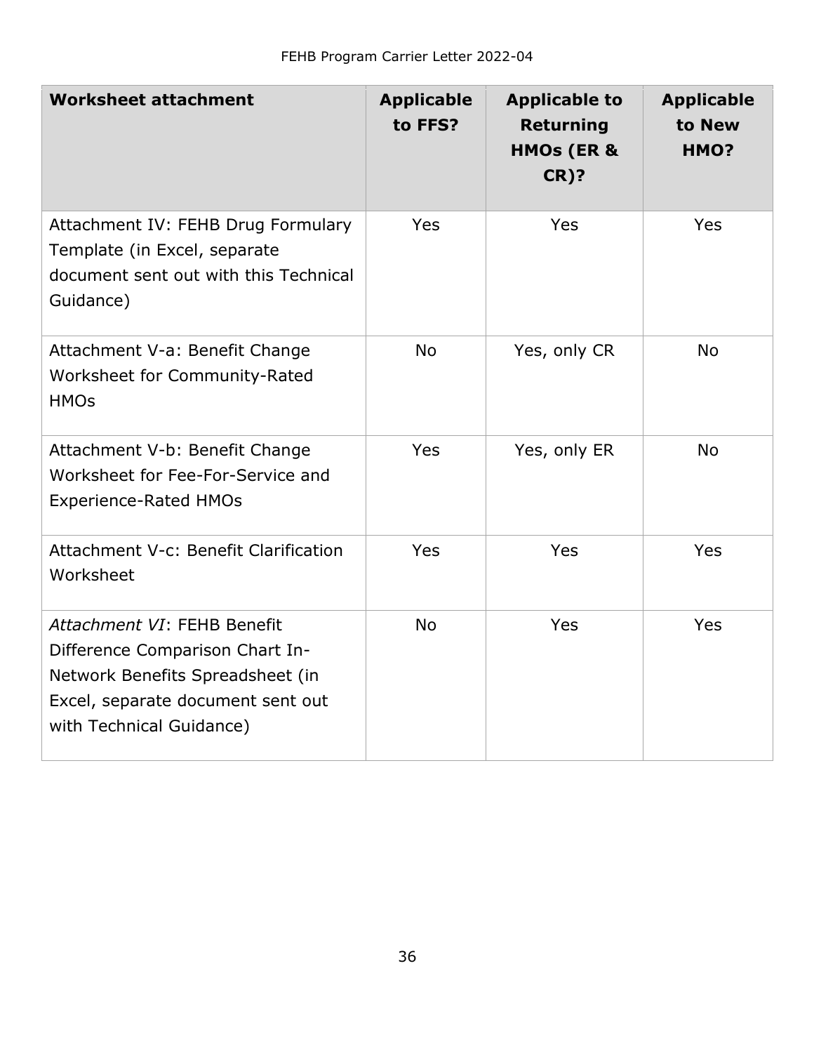| Worksheet attachment | Applicable to FFS? | Applicable to Returning HMOs (ER & CR)? | Applicable to New HMO? |
|---|---|---|---|
| Attachment IV: FEHB Drug Formulary Template (in Excel, separate document sent out with this Technical Guidance) | Yes | Yes | Yes |
| Attachment V-a: Benefit Change Worksheet for Community-Rated HMOs | No | Yes, only CR | No |
| Attachment V-b: Benefit Change Worksheet for Fee-For-Service and Experience-Rated HMOs | Yes | Yes, only ER | No |
| Attachment V-c: Benefit Clarification Worksheet | Yes | Yes | Yes |
| *Attachment VI*: FEHB Benefit Difference Comparison Chart In-Network Benefits Spreadsheet (in Excel, separate document sent out with Technical Guidance) | No | Yes | Yes |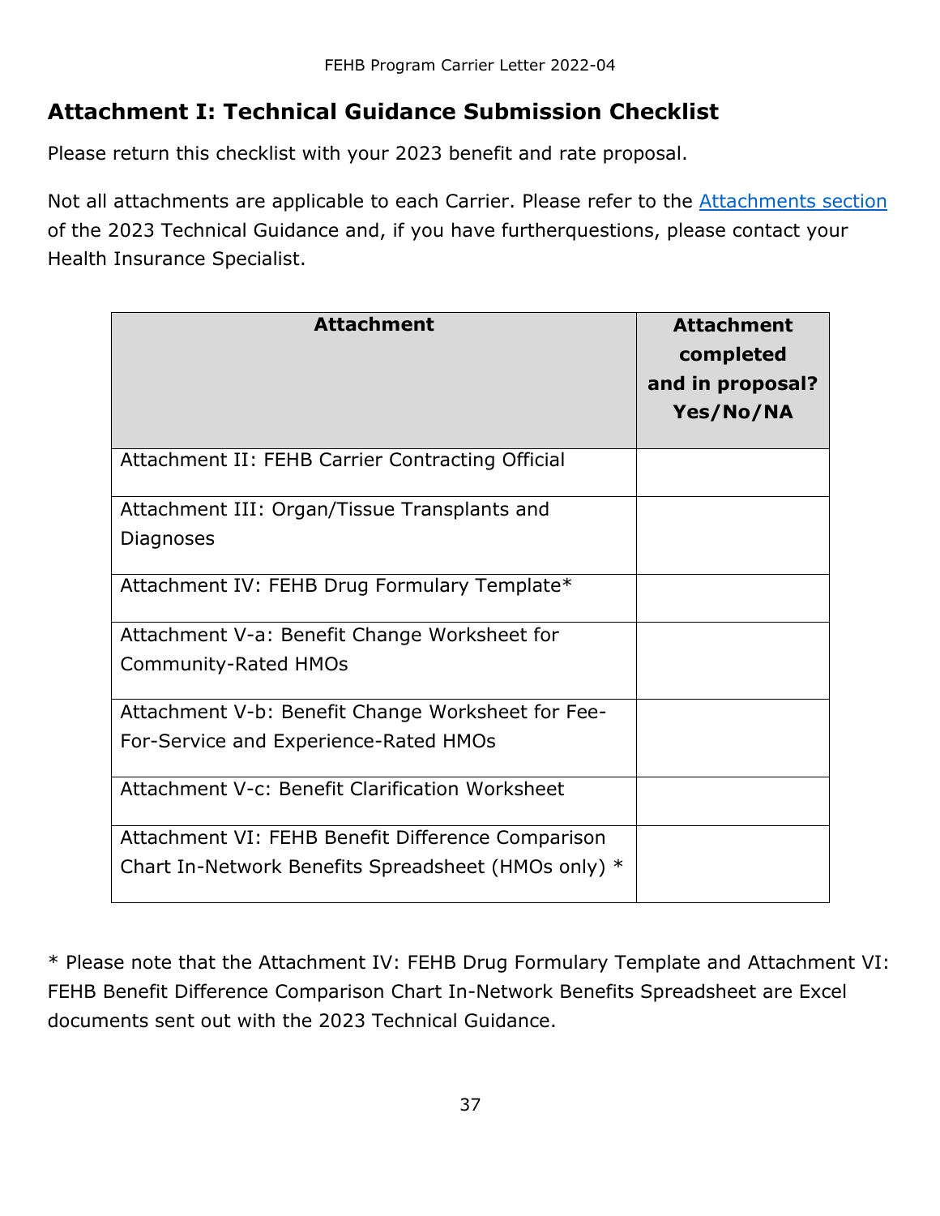## Attachment I: Technical Guidance Submission Checklist

Please return this checklist with your 2023 benefit and rate proposal.

Not all attachments are applicable to each Carrier. Please refer to the Attachments section of the 2023 Technical Guidance and, if you have furtherquestions, please contact your Health Insurance Specialist.

| Attachment | Attachment completed and in proposal? Yes/No/NA |
|---|---|
| Attachment II: FEHB Carrier Contracting Official | |
| Attachment III: Organ/Tissue Transplants and Diagnoses | |
| Attachment IV: FEHB Drug Formulary Template* | |
| Attachment V-a: Benefit Change Worksheet for Community-Rated HMOs | |
| Attachment V-b: Benefit Change Worksheet for Fee-For-Service and Experience-Rated HMOs | |
| Attachment V-c: Benefit Clarification Worksheet | |
| Attachment VI: FEHB Benefit Difference Comparison Chart In-Network Benefits Spreadsheet (HMOs only) * | |

* Please note that the Attachment IV: FEHB Drug Formulary Template and Attachment VI: FEHB Benefit Difference Comparison Chart In-Network Benefits Spreadsheet are Excel documents sent out with the 2023 Technical Guidance.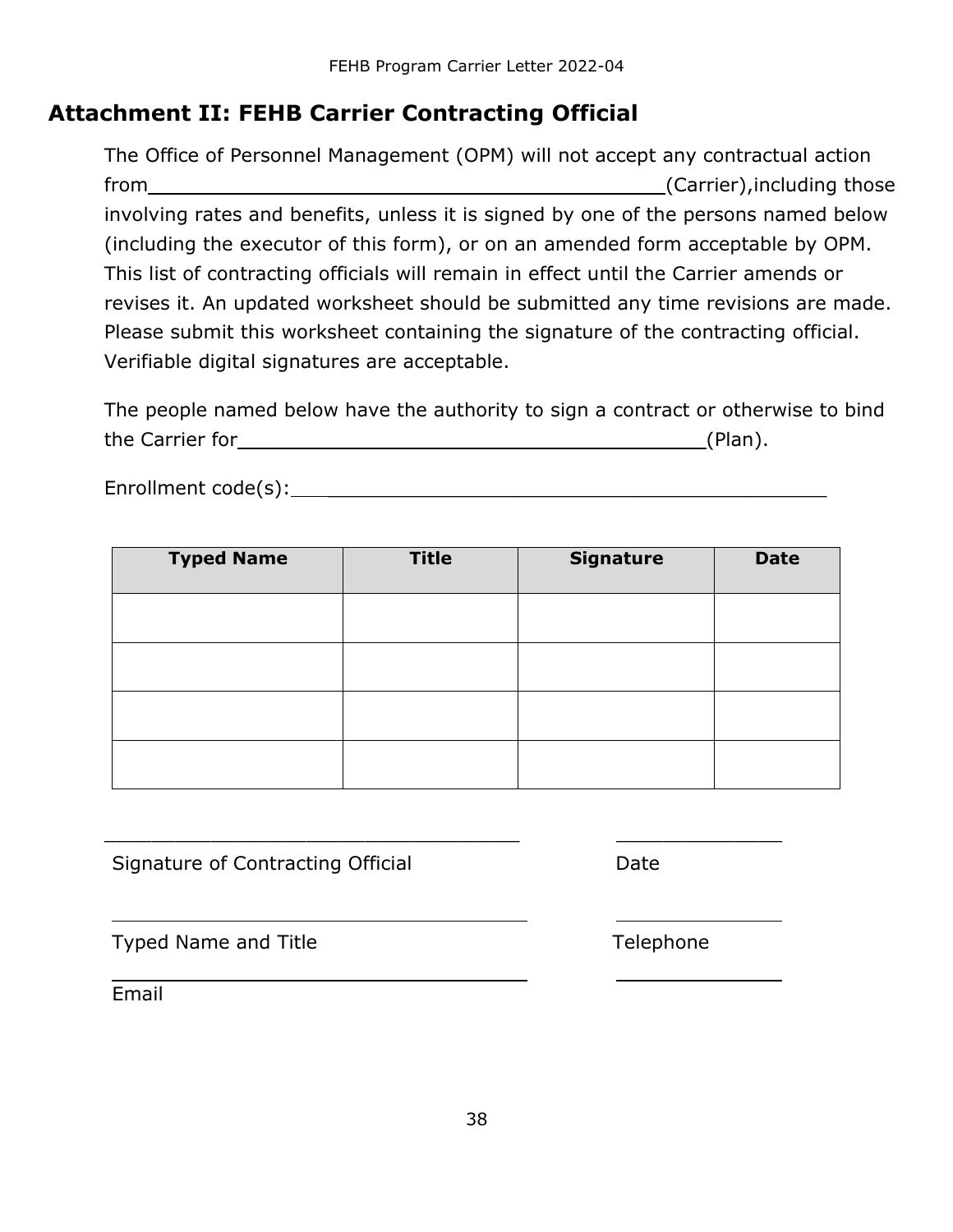## Attachment II: FEHB Carrier Contracting Official

The Office of Personnel Management (OPM) will not accept any contractual action from _____________________________________________(Carrier),including those involving rates and benefits, unless it is signed by one of the persons named below (including the executor of this form), or on an amended form acceptable by OPM. This list of contracting officials will remain in effect until the Carrier amends or revises it. An updated worksheet should be submitted any time revisions are made. Please submit this worksheet containing the signature of the contracting official. Verifiable digital signatures are acceptable.

The people named below have the authority to sign a contract or otherwise to bind the Carrier for _______________________________________(Plan).

Enrollment code(s):_____________________________________________

| Typed Name | Title | Signature | Date |
|---|---|---|---|
| | | | |
| | | | |
| | | | |
| | | | |

___________________________________ ______________

Signature of Contracting Official Date

___________________________________ ______________

Typed Name and Title Telephone

___________________________________ ______________

Email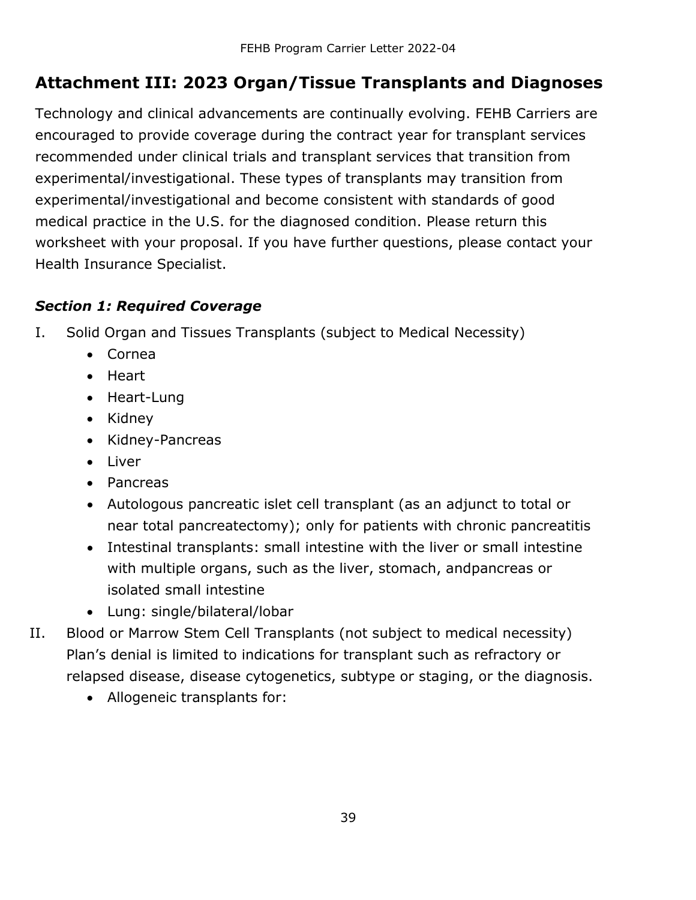## Attachment III: 2023 Organ/Tissue Transplants and Diagnoses

Technology and clinical advancements are continually evolving. FEHB Carriers are encouraged to provide coverage during the contract year for transplant services recommended under clinical trials and transplant services that transition from experimental/investigational. These types of transplants may transition from experimental/investigational and become consistent with standards of good medical practice in the U.S. for the diagnosed condition. Please return this worksheet with your proposal. If you have further questions, please contact your Health Insurance Specialist.

### *Section 1: Required Coverage*

I. Solid Organ and Tissues Transplants (subject to Medical Necessity)
   - Cornea
   - Heart
   - Heart-Lung
   - Kidney
   - Kidney-Pancreas
   - Liver
   - Pancreas
   - Autologous pancreatic islet cell transplant (as an adjunct to total or near total pancreatectomy); only for patients with chronic pancreatitis
   - Intestinal transplants: small intestine with the liver or small intestine with multiple organs, such as the liver, stomach, andpancreas or isolated small intestine
   - Lung: single/bilateral/lobar

II. Blood or Marrow Stem Cell Transplants (not subject to medical necessity) Plan's denial is limited to indications for transplant such as refractory or relapsed disease, disease cytogenetics, subtype or staging, or the diagnosis.
   - Allogeneic transplants for: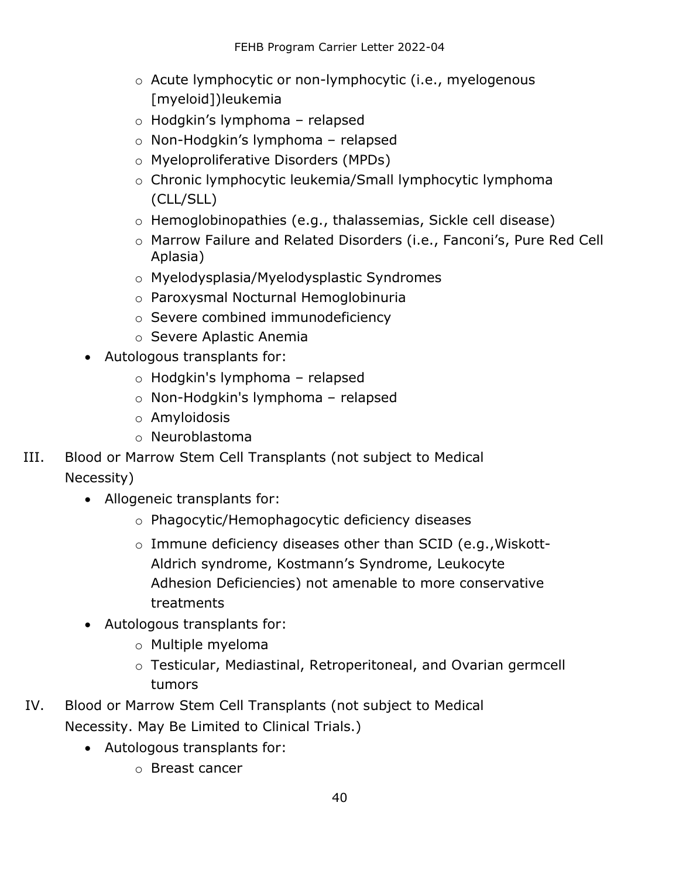- Acute lymphocytic or non-lymphocytic (i.e., myelogenous [myeloid])leukemia
    - Hodgkin's lymphoma – relapsed
    - Non-Hodgkin's lymphoma – relapsed
    - Myeloproliferative Disorders (MPDs)
    - Chronic lymphocytic leukemia/Small lymphocytic lymphoma (CLL/SLL)
    - Hemoglobinopathies (e.g., thalassemias, Sickle cell disease)
    - Marrow Failure and Related Disorders (i.e., Fanconi's, Pure Red Cell Aplasia)
    - Myelodysplasia/Myelodysplastic Syndromes
    - Paroxysmal Nocturnal Hemoglobinuria
    - Severe combined immunodeficiency
    - Severe Aplastic Anemia
  - Autologous transplants for:
    - Hodgkin's lymphoma – relapsed
    - Non-Hodgkin's lymphoma – relapsed
    - Amyloidosis
    - Neuroblastoma

III. Blood or Marrow Stem Cell Transplants (not subject to Medical Necessity)

  - Allogeneic transplants for:
    - Phagocytic/Hemophagocytic deficiency diseases
    - Immune deficiency diseases other than SCID (e.g.,Wiskott-Aldrich syndrome, Kostmann's Syndrome, Leukocyte Adhesion Deficiencies) not amenable to more conservative treatments
  - Autologous transplants for:
    - Multiple myeloma
    - Testicular, Mediastinal, Retroperitoneal, and Ovarian germcell tumors

IV. Blood or Marrow Stem Cell Transplants (not subject to Medical Necessity. May Be Limited to Clinical Trials.)

  - Autologous transplants for:
    - Breast cancer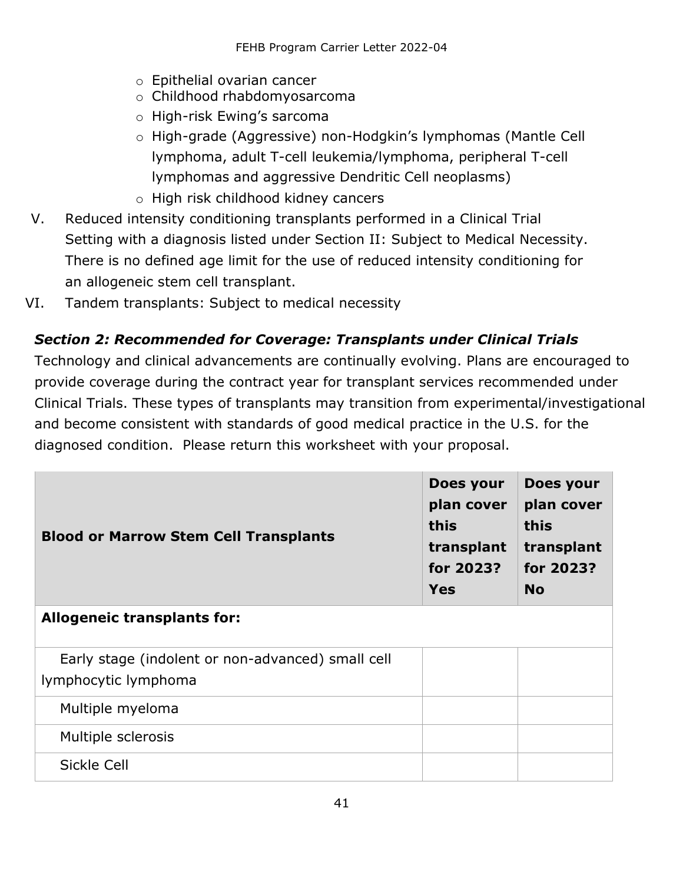- Epithelial ovarian cancer
- Childhood rhabdomyosarcoma
- High-risk Ewing's sarcoma
- High-grade (Aggressive) non-Hodgkin's lymphomas (Mantle Cell lymphoma, adult T-cell leukemia/lymphoma, peripheral T-cell lymphomas and aggressive Dendritic Cell neoplasms)
- High risk childhood kidney cancers

V. Reduced intensity conditioning transplants performed in a Clinical Trial Setting with a diagnosis listed under Section II: Subject to Medical Necessity. There is no defined age limit for the use of reduced intensity conditioning for an allogeneic stem cell transplant.

VI. Tandem transplants: Subject to medical necessity

### *Section 2: Recommended for Coverage: Transplants under Clinical Trials*

Technology and clinical advancements are continually evolving. Plans are encouraged to provide coverage during the contract year for transplant services recommended under Clinical Trials. These types of transplants may transition from experimental/investigational and become consistent with standards of good medical practice in the U.S. for the diagnosed condition. Please return this worksheet with your proposal.

| **Blood or Marrow Stem Cell Transplants** | **Does your plan cover this transplant for 2023? Yes** | **Does your plan cover this transplant for 2023? No** |
|---|---|---|
| **Allogeneic transplants for:** | | |
| Early stage (indolent or non-advanced) small cell lymphocytic lymphoma | | |
| Multiple myeloma | | |
| Multiple sclerosis | | |
| Sickle Cell | | |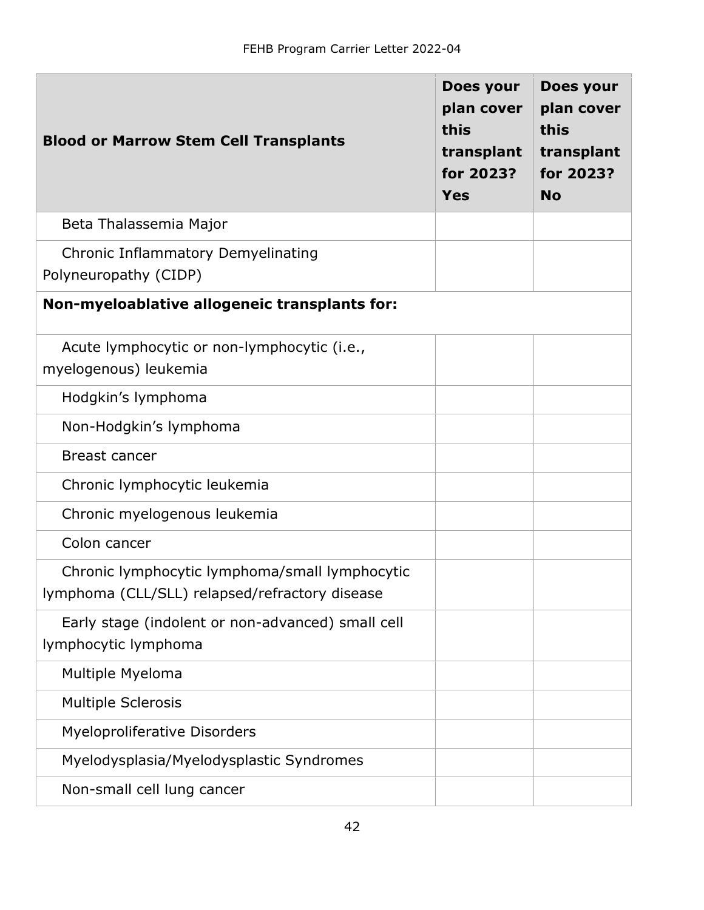| **Blood or Marrow Stem Cell Transplants** | **Does your plan cover this transplant for 2023? Yes** | **Does your plan cover this transplant for 2023? No** |
|---|---|---|
| Beta Thalassemia Major | | |
| Chronic Inflammatory Demyelinating Polyneuropathy (CIDP) | | |
| **Non-myeloablative allogeneic transplants for:** | | |
| Acute lymphocytic or non-lymphocytic (i.e., myelogenous) leukemia | | |
| Hodgkin's lymphoma | | |
| Non-Hodgkin's lymphoma | | |
| Breast cancer | | |
| Chronic lymphocytic leukemia | | |
| Chronic myelogenous leukemia | | |
| Colon cancer | | |
| Chronic lymphocytic lymphoma/small lymphocytic lymphoma (CLL/SLL) relapsed/refractory disease | | |
| Early stage (indolent or non-advanced) small cell lymphocytic lymphoma | | |
| Multiple Myeloma | | |
| Multiple Sclerosis | | |
| Myeloproliferative Disorders | | |
| Myelodysplasia/Myelodysplastic Syndromes | | |
| Non-small cell lung cancer | | |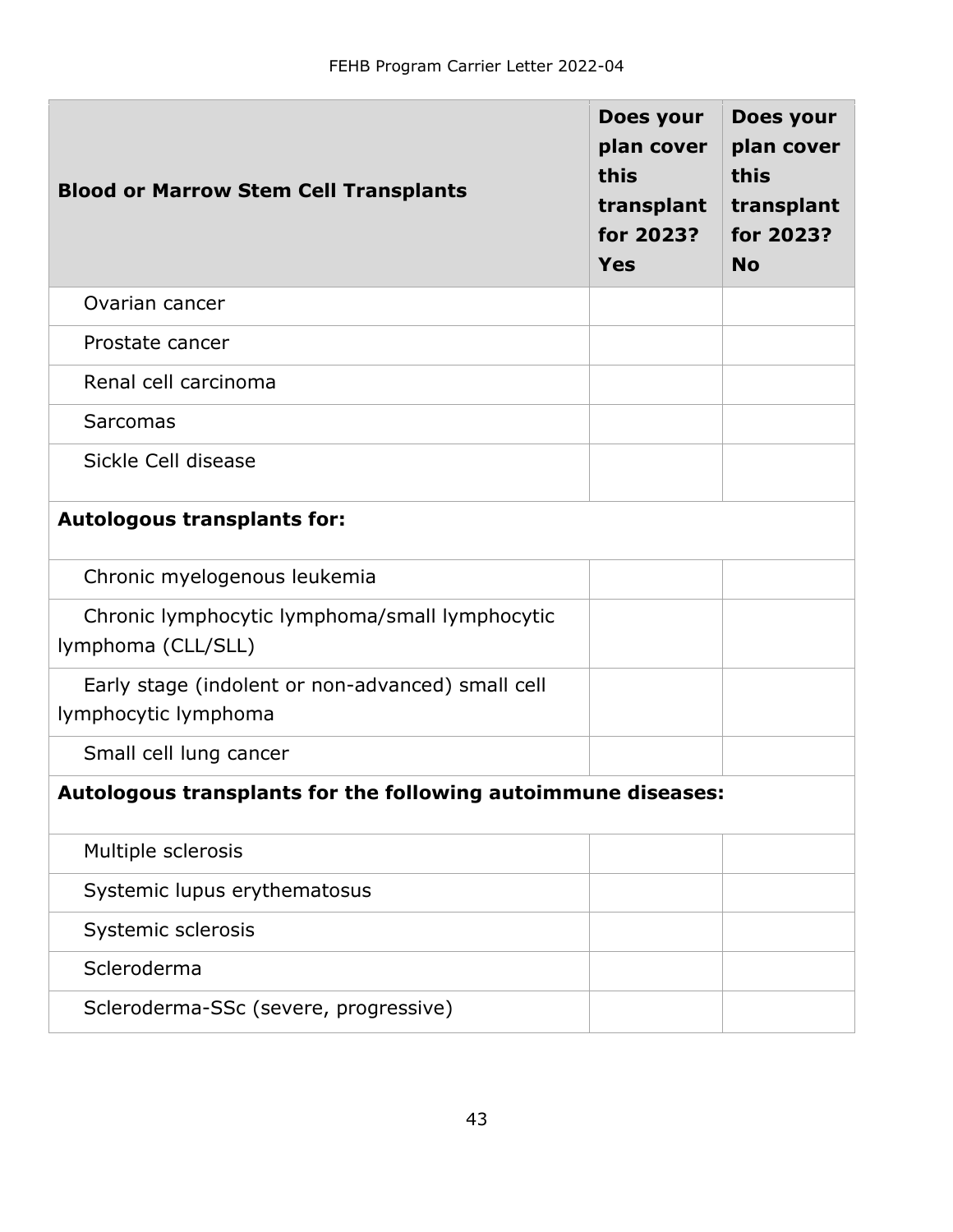| Blood or Marrow Stem Cell Transplants | Does your plan cover this transplant for 2023? Yes | Does your plan cover this transplant for 2023? No |
|---|---|---|
| Ovarian cancer | | |
| Prostate cancer | | |
| Renal cell carcinoma | | |
| Sarcomas | | |
| Sickle Cell disease | | |
| **Autologous transplants for:** | | |
| Chronic myelogenous leukemia | | |
| Chronic lymphocytic lymphoma/small lymphocytic lymphoma (CLL/SLL) | | |
| Early stage (indolent or non-advanced) small cell lymphocytic lymphoma | | |
| Small cell lung cancer | | |
| **Autologous transplants for the following autoimmune diseases:** | | |
| Multiple sclerosis | | |
| Systemic lupus erythematosus | | |
| Systemic sclerosis | | |
| Scleroderma | | |
| Scleroderma-SSc (severe, progressive) | | |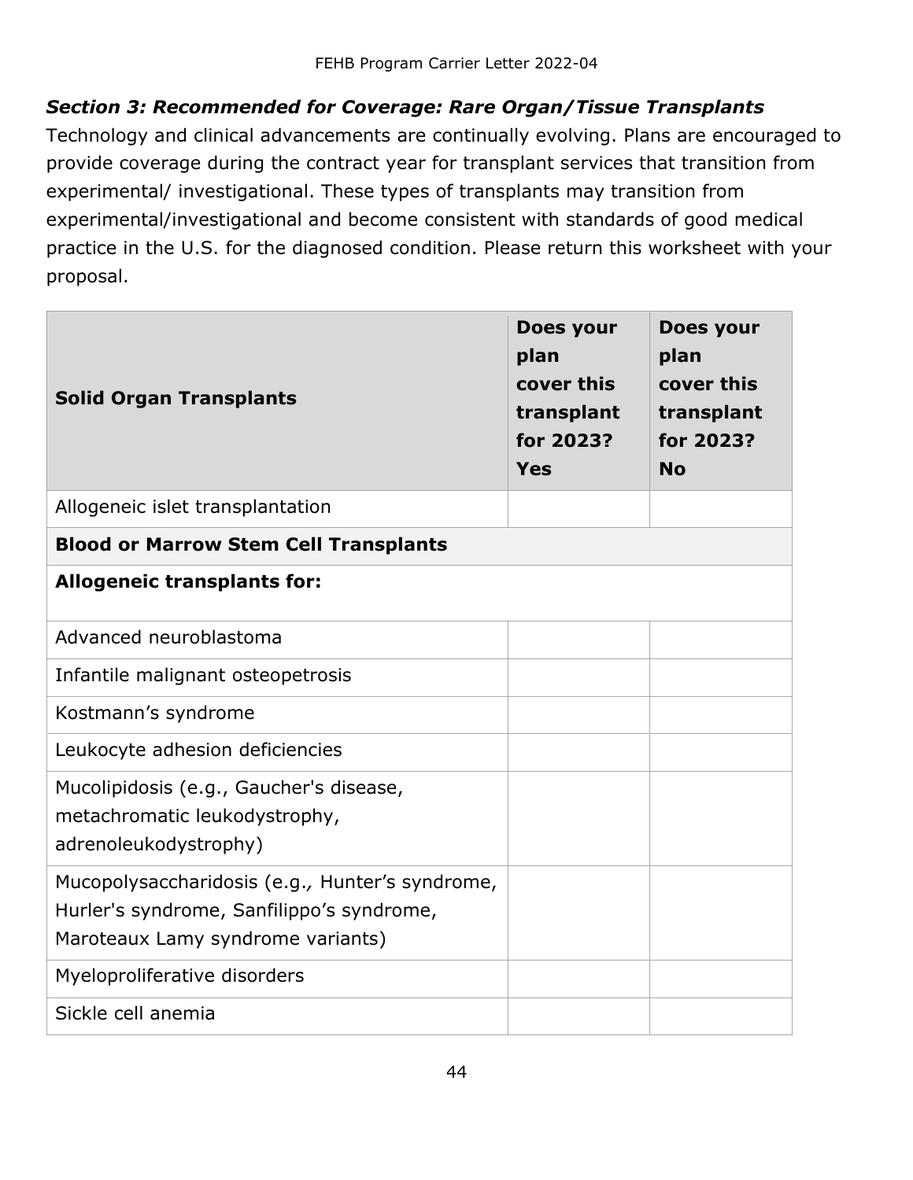### *Section 3: Recommended for Coverage: Rare Organ/Tissue Transplants*

Technology and clinical advancements are continually evolving. Plans are encouraged to provide coverage during the contract year for transplant services that transition from experimental/ investigational. These types of transplants may transition from experimental/investigational and become consistent with standards of good medical practice in the U.S. for the diagnosed condition. Please return this worksheet with your proposal.

| **Solid Organ Transplants** | **Does your plan cover this transplant for 2023? Yes** | **Does your plan cover this transplant for 2023? No** |
|---|---|---|
| Allogeneic islet transplantation | | |
| **Blood or Marrow Stem Cell Transplants** | | |
| **Allogeneic transplants for:** | | |
| Advanced neuroblastoma | | |
| Infantile malignant osteopetrosis | | |
| Kostmann’s syndrome | | |
| Leukocyte adhesion deficiencies | | |
| Mucolipidosis (e.g., Gaucher's disease, metachromatic leukodystrophy, adrenoleukodystrophy) | | |
| Mucopolysaccharidosis (e.g., Hunter’s syndrome, Hurler's syndrome, Sanfilippo’s syndrome, Maroteaux Lamy syndrome variants) | | |
| Myeloproliferative disorders | | |
| Sickle cell anemia | | |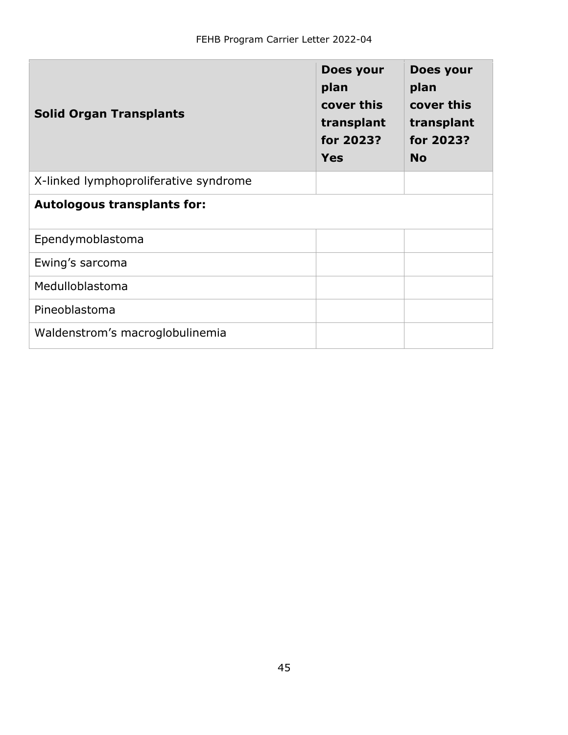| Solid Organ Transplants | Does your plan cover this transplant for 2023? Yes | Does your plan cover this transplant for 2023? No |
|---|---|---|
| X-linked lymphoproliferative syndrome | | |
| **Autologous transplants for:** | | |
| Ependymoblastoma | | |
| Ewing's sarcoma | | |
| Medulloblastoma | | |
| Pineoblastoma | | |
| Waldenstrom's macroglobulinemia | | |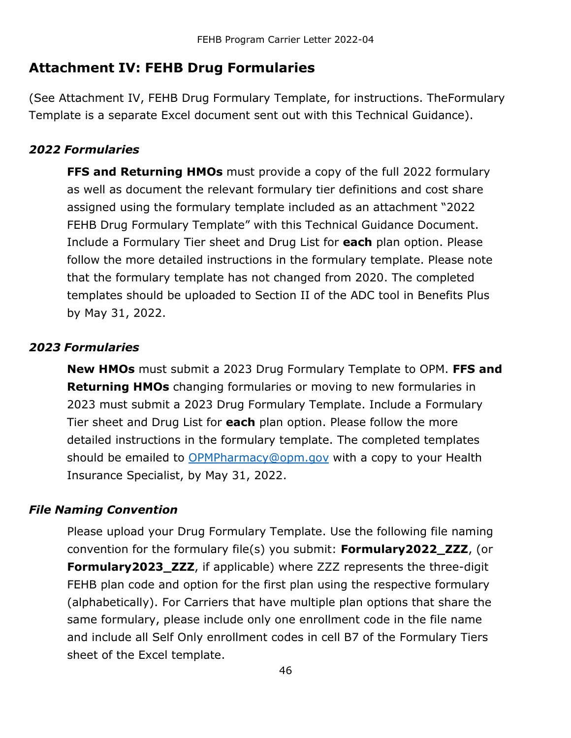## Attachment IV: FEHB Drug Formularies

(See Attachment IV, FEHB Drug Formulary Template, for instructions. TheFormulary Template is a separate Excel document sent out with this Technical Guidance).

### *2022 Formularies*

**FFS and Returning HMOs** must provide a copy of the full 2022 formulary as well as document the relevant formulary tier definitions and cost share assigned using the formulary template included as an attachment "2022 FEHB Drug Formulary Template" with this Technical Guidance Document. Include a Formulary Tier sheet and Drug List for **each** plan option. Please follow the more detailed instructions in the formulary template. Please note that the formulary template has not changed from 2020. The completed templates should be uploaded to Section II of the ADC tool in Benefits Plus by May 31, 2022.

### *2023 Formularies*

**New HMOs** must submit a 2023 Drug Formulary Template to OPM. **FFS and Returning HMOs** changing formularies or moving to new formularies in 2023 must submit a 2023 Drug Formulary Template. Include a Formulary Tier sheet and Drug List for **each** plan option. Please follow the more detailed instructions in the formulary template. The completed templates should be emailed to [OPMPharmacy@opm.gov](mailto:OPMPharmacy@opm.gov) with a copy to your Health Insurance Specialist, by May 31, 2022.

### *File Naming Convention*

Please upload your Drug Formulary Template. Use the following file naming convention for the formulary file(s) you submit: **Formulary2022_ZZZ**, (or **Formulary2023_ZZZ**, if applicable) where ZZZ represents the three-digit FEHB plan code and option for the first plan using the respective formulary (alphabetically). For Carriers that have multiple plan options that share the same formulary, please include only one enrollment code in the file name and include all Self Only enrollment codes in cell B7 of the Formulary Tiers sheet of the Excel template.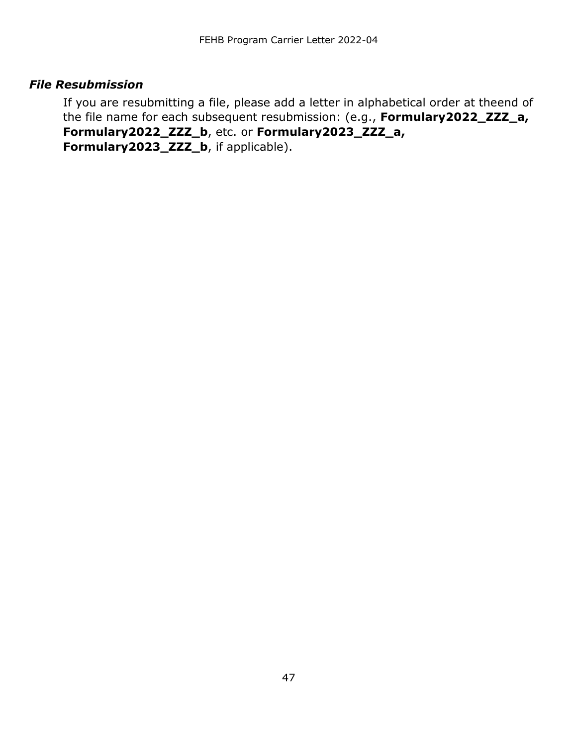### ***File Resubmission***

If you are resubmitting a file, please add a letter in alphabetical order at theend of the file name for each subsequent resubmission: (e.g., **Formulary2022_ZZZ_a, Formulary2022_ZZZ_b**, etc. or **Formulary2023_ZZZ_a, Formulary2023_ZZZ_b**, if applicable).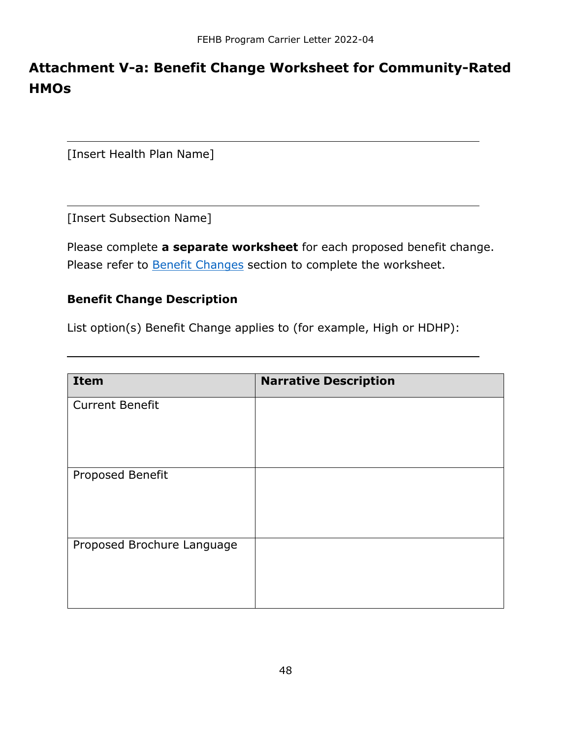# Attachment V-a: Benefit Change Worksheet for Community-Rated HMOs

---

[Insert Health Plan Name]

---

[Insert Subsection Name]

Please complete **a separate worksheet** for each proposed benefit change. Please refer to Benefit Changes section to complete the worksheet.

**Benefit Change Description**

List option(s) Benefit Change applies to (for example, High or HDHP):

---

| Item | Narrative Description |
|---|---|
| Current Benefit | |
| Proposed Benefit | |
| Proposed Brochure Language | |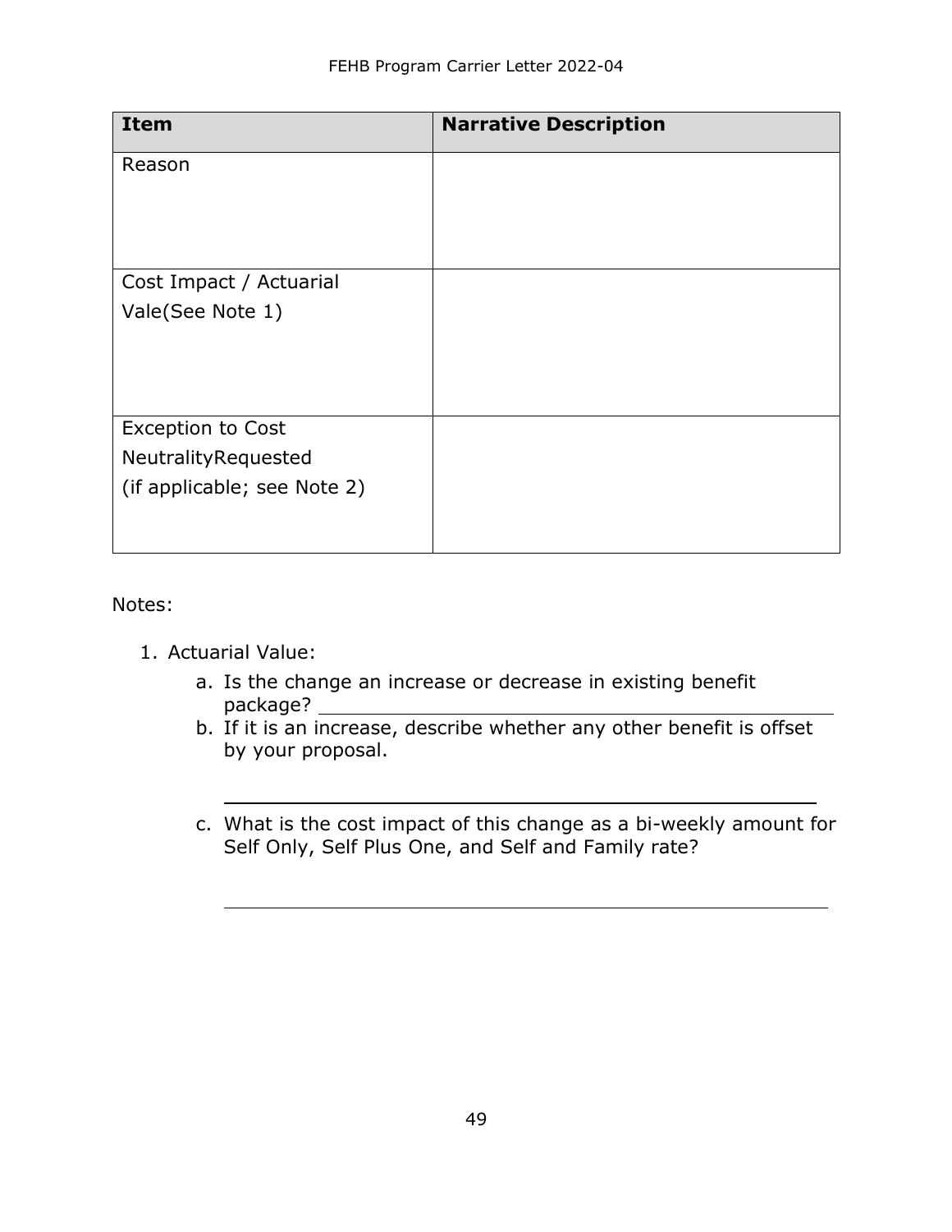| Item | Narrative Description |
| --- | --- |
| Reason | |
| Cost Impact / Actuarial Vale(See Note 1) | |
| Exception to Cost NeutralityRequested (if applicable; see Note 2) | |

Notes:

1. Actuarial Value:
   a. Is the change an increase or decrease in existing benefit package? \_\_\_\_\_\_\_\_\_\_\_\_\_\_\_\_\_\_\_\_\_\_\_\_\_\_\_\_\_\_\_\_\_\_\_\_\_\_\_\_
   b. If it is an increase, describe whether any other benefit is offset by your proposal.

      \_\_\_\_\_\_\_\_\_\_\_\_\_\_\_\_\_\_\_\_\_\_\_\_\_\_\_\_\_\_\_\_\_\_\_\_\_\_\_\_\_\_\_\_\_\_\_\_
   c. What is the cost impact of this change as a bi-weekly amount for Self Only, Self Plus One, and Self and Family rate?

      \_\_\_\_\_\_\_\_\_\_\_\_\_\_\_\_\_\_\_\_\_\_\_\_\_\_\_\_\_\_\_\_\_\_\_\_\_\_\_\_\_\_\_\_\_\_\_\_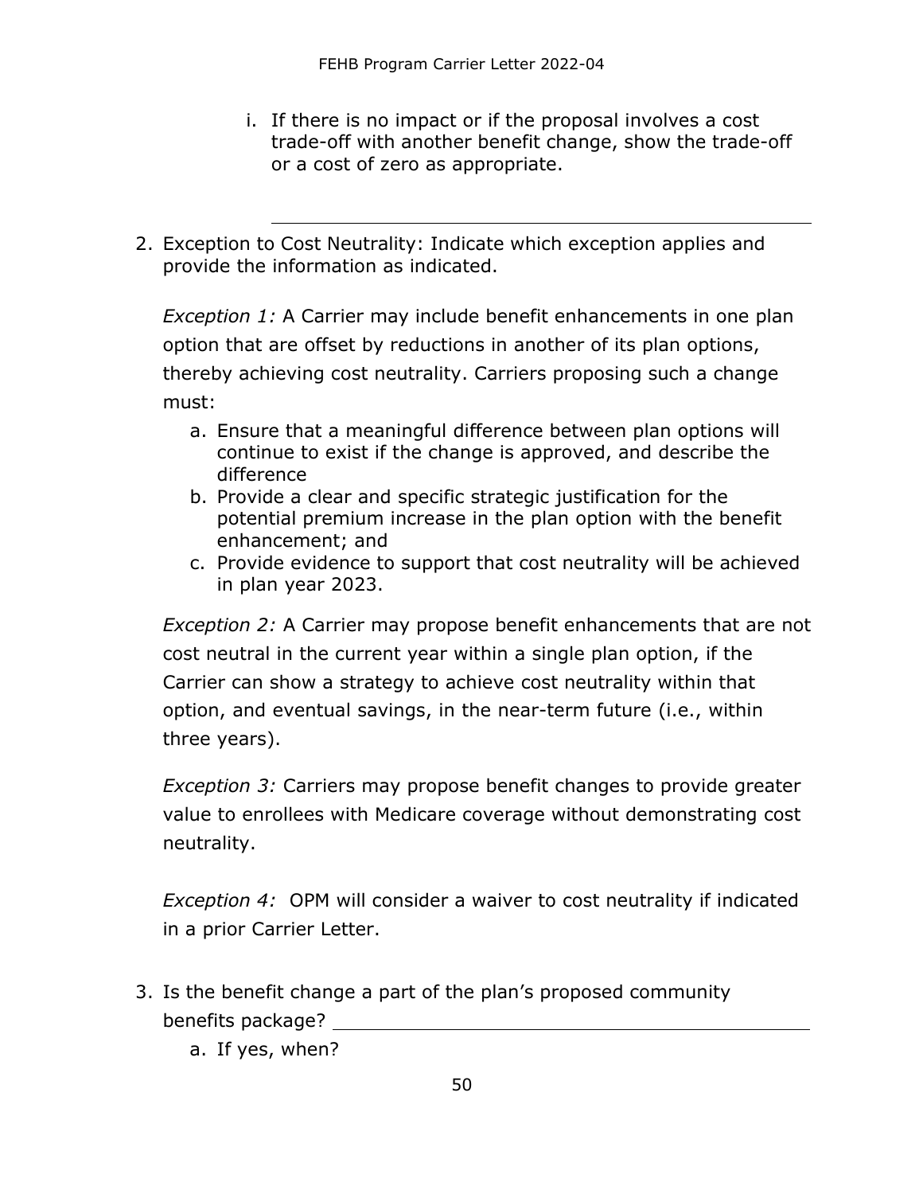i. If there is no impact or if the proposal involves a cost trade-off with another benefit change, show the trade-off or a cost of zero as appropriate.

\_\_\_\_\_\_\_\_\_\_\_\_\_\_\_\_\_\_\_\_\_\_\_\_\_\_\_\_\_\_\_\_\_\_\_\_\_\_\_\_

2. Exception to Cost Neutrality: Indicate which exception applies and provide the information as indicated.

   *Exception 1:* A Carrier may include benefit enhancements in one plan option that are offset by reductions in another of its plan options, thereby achieving cost neutrality. Carriers proposing such a change must:

   a. Ensure that a meaningful difference between plan options will continue to exist if the change is approved, and describe the difference
   b. Provide a clear and specific strategic justification for the potential premium increase in the plan option with the benefit enhancement; and
   c. Provide evidence to support that cost neutrality will be achieved in plan year 2023.

   *Exception 2:* A Carrier may propose benefit enhancements that are not cost neutral in the current year within a single plan option, if the Carrier can show a strategy to achieve cost neutrality within that option, and eventual savings, in the near-term future (i.e., within three years).

   *Exception 3:* Carriers may propose benefit changes to provide greater value to enrollees with Medicare coverage without demonstrating cost neutrality.

   *Exception 4:* OPM will consider a waiver to cost neutrality if indicated in a prior Carrier Letter.

3. Is the benefit change a part of the plan's proposed community benefits package? \_\_\_\_\_\_\_\_\_\_\_\_\_\_\_\_\_\_\_\_\_\_\_\_\_\_\_\_\_\_\_\_\_\_\_\_\_\_\_\_

   a. If yes, when?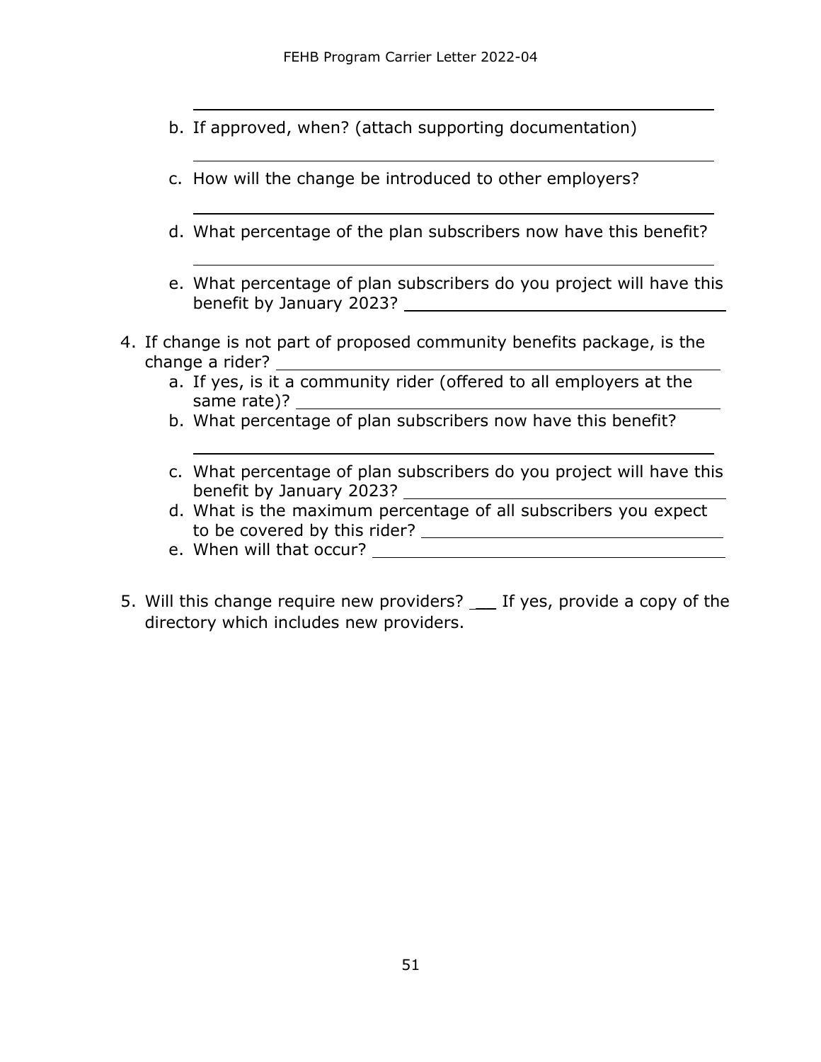\_\_\_\_\_\_\_\_\_\_\_\_\_\_\_\_\_\_\_\_\_\_\_\_\_\_\_\_\_\_\_\_\_\_\_\_\_\_\_\_\_\_

   b. If approved, when? (attach supporting documentation)

      \_\_\_\_\_\_\_\_\_\_\_\_\_\_\_\_\_\_\_\_\_\_\_\_\_\_\_\_\_\_\_\_\_\_\_\_\_\_\_\_\_\_

   c. How will the change be introduced to other employers?

      \_\_\_\_\_\_\_\_\_\_\_\_\_\_\_\_\_\_\_\_\_\_\_\_\_\_\_\_\_\_\_\_\_\_\_\_\_\_\_\_\_\_

   d. What percentage of the plan subscribers now have this benefit?

      \_\_\_\_\_\_\_\_\_\_\_\_\_\_\_\_\_\_\_\_\_\_\_\_\_\_\_\_\_\_\_\_\_\_\_\_\_\_\_\_\_\_

   e. What percentage of plan subscribers do you project will have this benefit by January 2023? \_\_\_\_\_\_\_\_\_\_\_\_\_\_\_\_\_\_\_\_\_\_\_\_

4. If change is not part of proposed community benefits package, is the change a rider? \_\_\_\_\_\_\_\_\_\_\_\_\_\_\_\_\_\_\_\_\_\_\_\_\_\_\_\_\_\_
   a. If yes, is it a community rider (offered to all employers at the same rate)? \_\_\_\_\_\_\_\_\_\_\_\_\_\_\_\_\_\_\_\_\_\_\_\_\_\_\_\_\_\_
   b. What percentage of plan subscribers now have this benefit?

      \_\_\_\_\_\_\_\_\_\_\_\_\_\_\_\_\_\_\_\_\_\_\_\_\_\_\_\_\_\_\_\_\_\_\_\_\_\_\_\_\_\_

   c. What percentage of plan subscribers do you project will have this benefit by January 2023? \_\_\_\_\_\_\_\_\_\_\_\_\_\_\_\_\_\_\_\_\_\_\_\_
   d. What is the maximum percentage of all subscribers you expect to be covered by this rider? \_\_\_\_\_\_\_\_\_\_\_\_\_\_\_\_\_\_\_\_\_\_\_\_
   e. When will that occur? \_\_\_\_\_\_\_\_\_\_\_\_\_\_\_\_\_\_\_\_\_\_\_\_\_\_\_\_\_\_

5. Will this change require new providers? \_\_\_ If yes, provide a copy of the directory which includes new providers.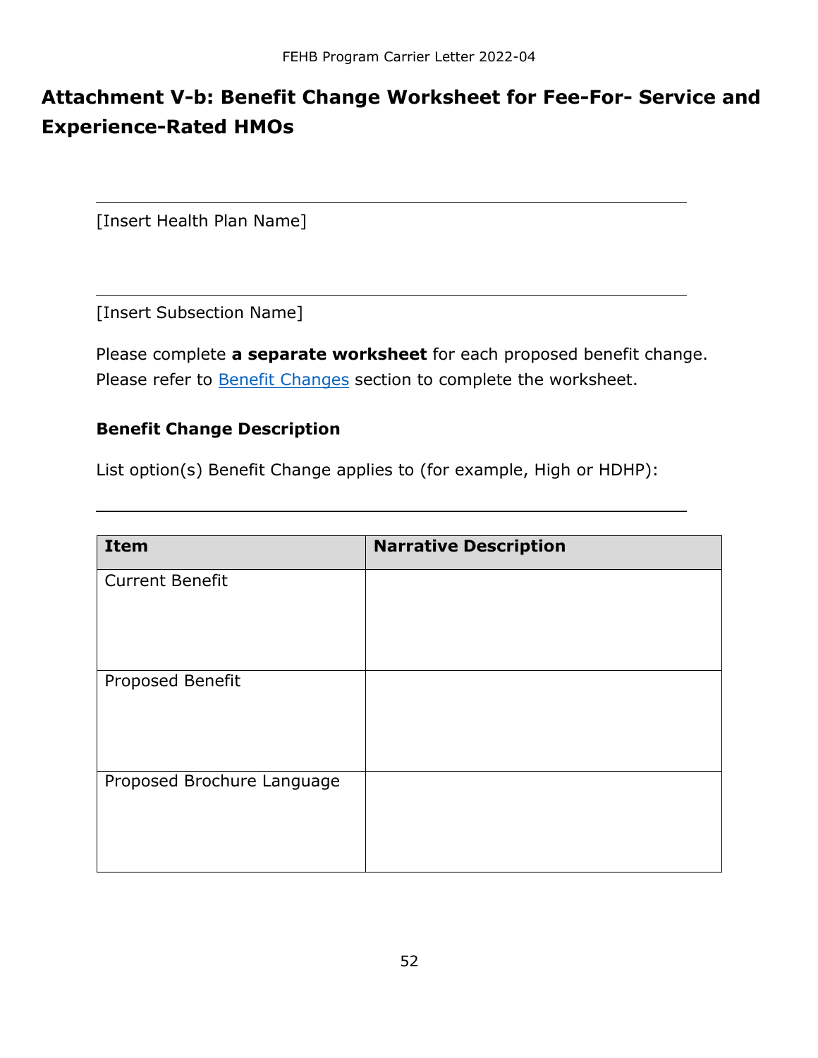## Attachment V-b: Benefit Change Worksheet for Fee-For- Service and Experience-Rated HMOs

_______________________________________________

[Insert Health Plan Name]

_______________________________________________

[Insert Subsection Name]

Please complete **a separate worksheet** for each proposed benefit change. Please refer to Benefit Changes section to complete the worksheet.

**Benefit Change Description**

List option(s) Benefit Change applies to (for example, High or HDHP):

_______________________________________________

| Item | Narrative Description |
|---|---|
| Current Benefit | |
| Proposed Benefit | |
| Proposed Brochure Language | |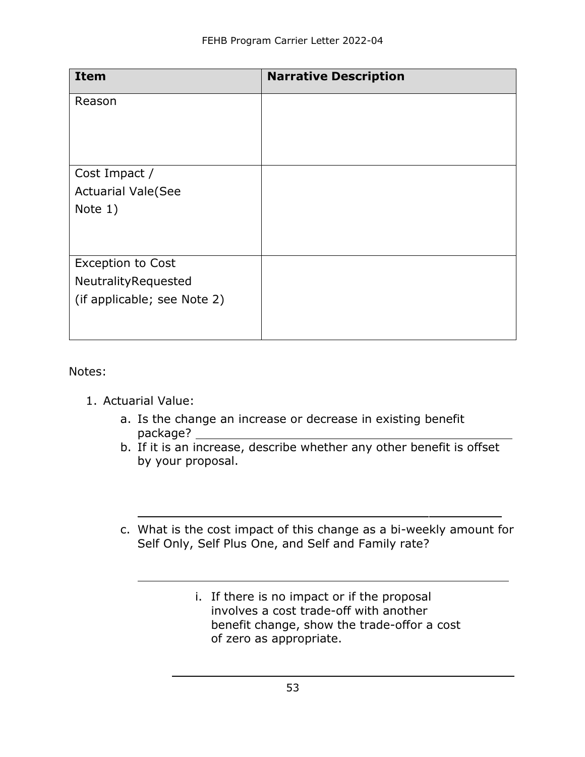| Item | Narrative Description |
| --- | --- |
| Reason | |
| Cost Impact / Actuarial Vale(See Note 1) | |
| Exception to Cost NeutralityRequested (if applicable; see Note 2) | |

Notes:

1. Actuarial Value:
    a. Is the change an increase or decrease in existing benefit package? ______________________________
    b. If it is an increase, describe whether any other benefit is offset by your proposal.

    ______________________________

    c. What is the cost impact of this change as a bi-weekly amount for Self Only, Self Plus One, and Self and Family rate?

    ______________________________

        i. If there is no impact or if the proposal involves a cost trade-off with another benefit change, show the trade-offor a cost of zero as appropriate.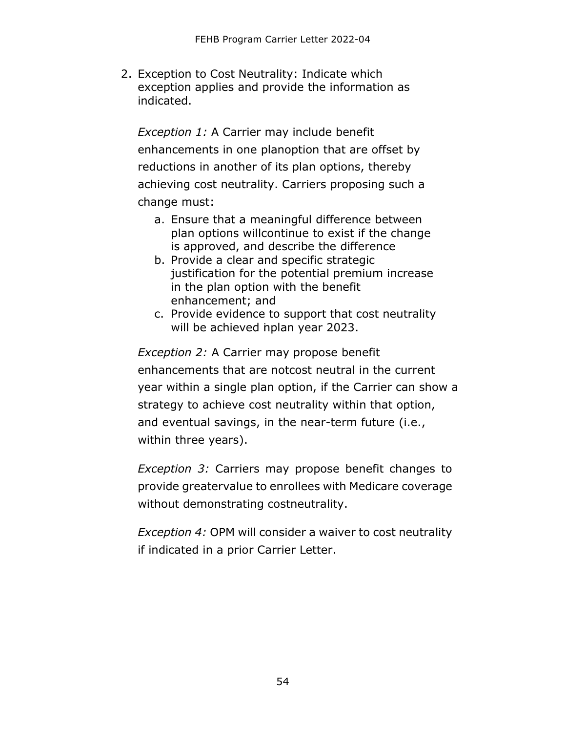2. Exception to Cost Neutrality: Indicate which exception applies and provide the information as indicated.

   *Exception 1:* A Carrier may include benefit enhancements in one planoption that are offset by reductions in another of its plan options, thereby achieving cost neutrality. Carriers proposing such a change must:

   a. Ensure that a meaningful difference between plan options willcontinue to exist if the change is approved, and describe the difference
   b. Provide a clear and specific strategic justification for the potential premium increase in the plan option with the benefit enhancement; and
   c. Provide evidence to support that cost neutrality will be achieved inplan year 2023.

   *Exception 2:* A Carrier may propose benefit enhancements that are notcost neutral in the current year within a single plan option, if the Carrier can show a strategy to achieve cost neutrality within that option, and eventual savings, in the near-term future (i.e., within three years).

   *Exception 3:* Carriers may propose benefit changes to provide greatervalue to enrollees with Medicare coverage without demonstrating costneutrality.

   *Exception 4:* OPM will consider a waiver to cost neutrality if indicated in a prior Carrier Letter.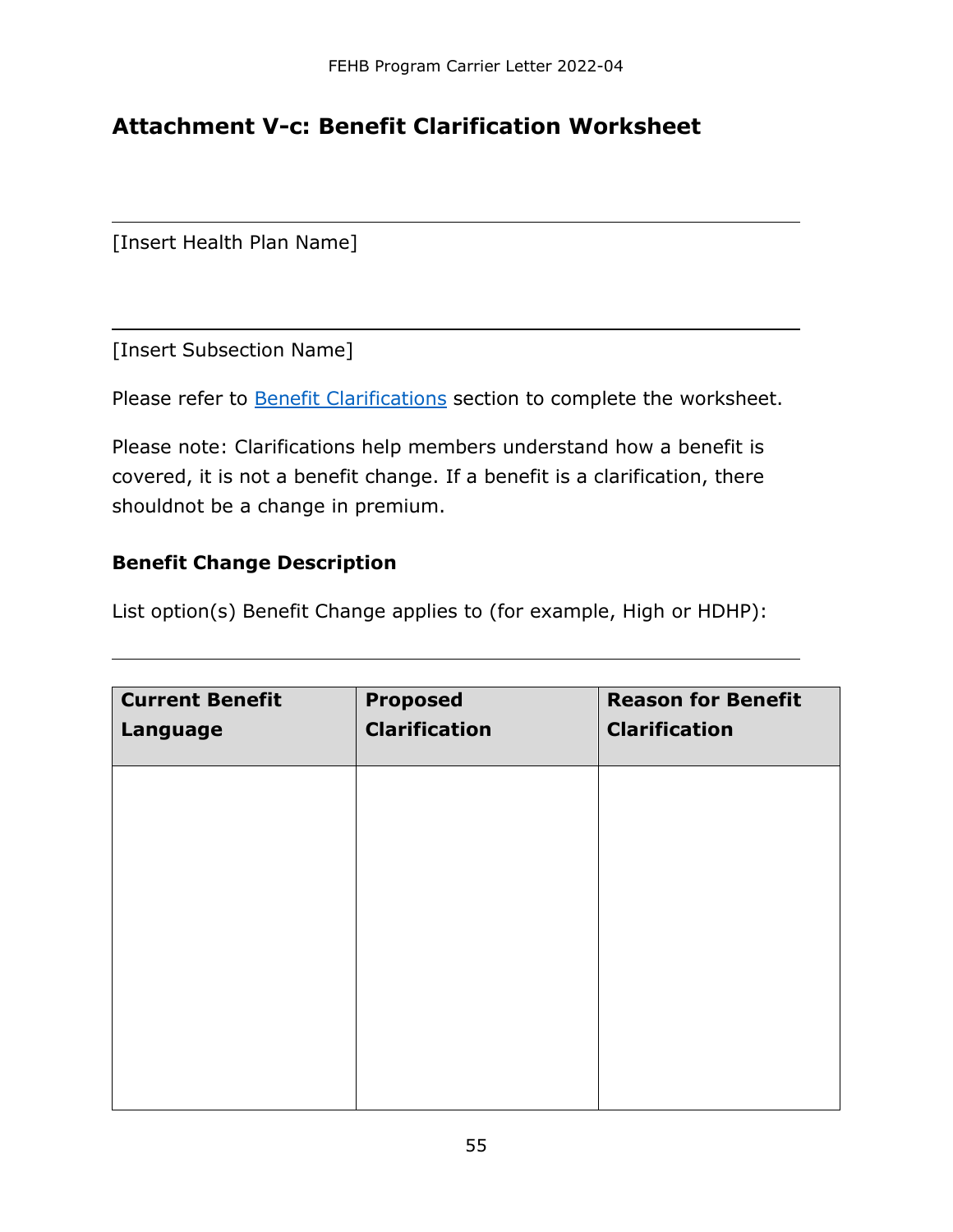# Attachment V-c: Benefit Clarification Worksheet

[Insert Health Plan Name]

[Insert Subsection Name]

Please refer to [Benefit Clarifications](#) section to complete the worksheet.

Please note: Clarifications help members understand how a benefit is covered, it is not a benefit change. If a benefit is a clarification, there shouldnot be a change in premium.

**Benefit Change Description**

List option(s) Benefit Change applies to (for example, High or HDHP):

| Current Benefit Language | Proposed Clarification | Reason for Benefit Clarification |
|---|---|---|
| | | |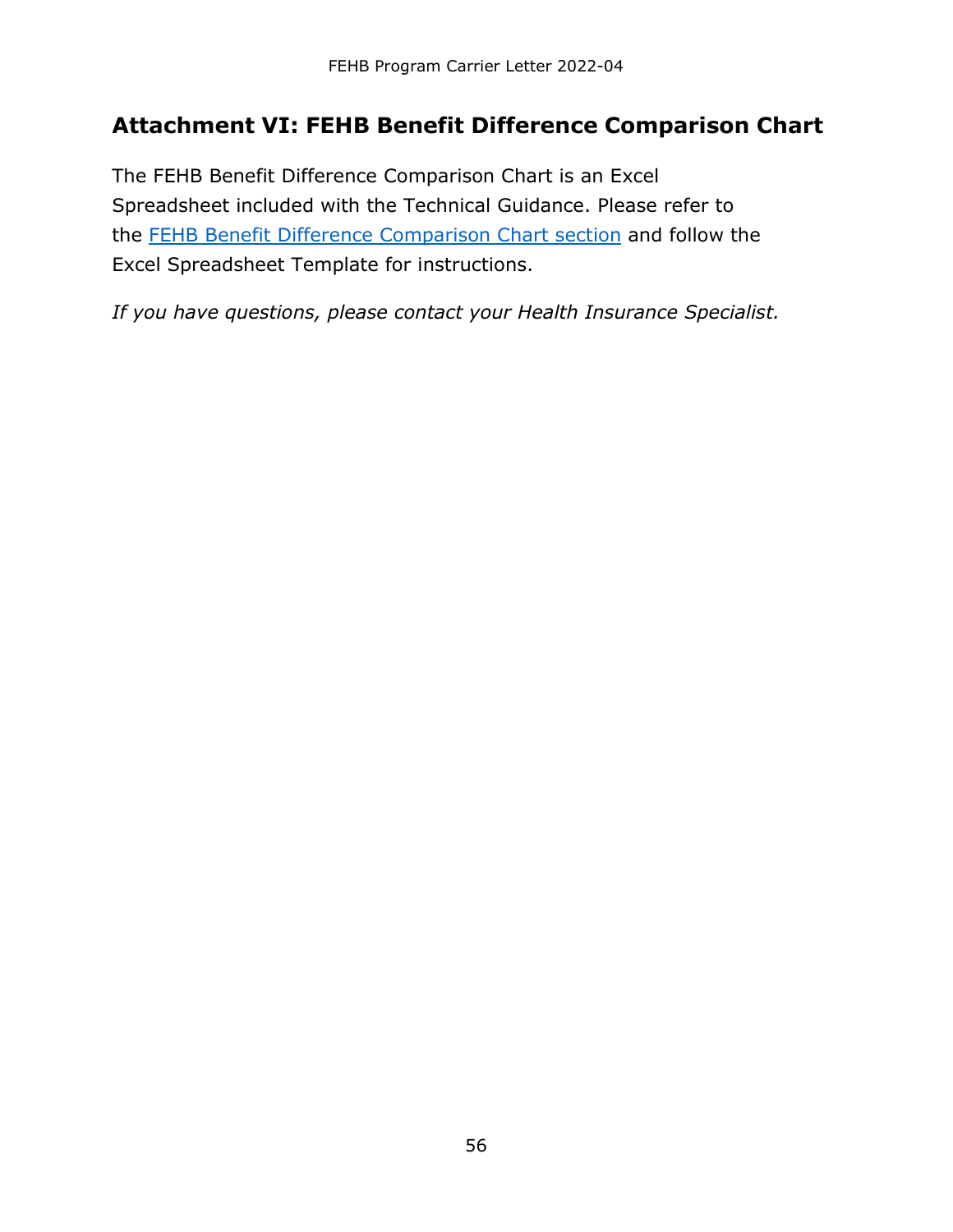## Attachment VI: FEHB Benefit Difference Comparison Chart

The FEHB Benefit Difference Comparison Chart is an Excel Spreadsheet included with the Technical Guidance. Please refer to the FEHB Benefit Difference Comparison Chart section and follow the Excel Spreadsheet Template for instructions.

*If you have questions, please contact your Health Insurance Specialist.*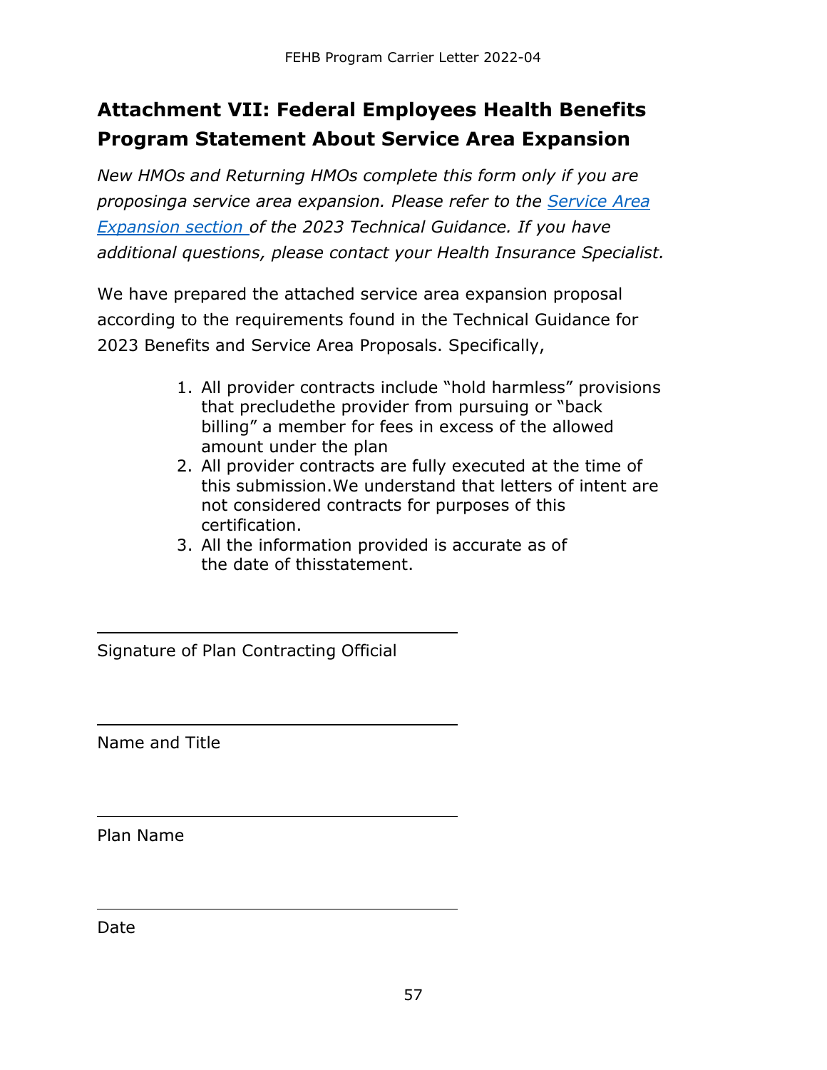## Attachment VII: Federal Employees Health Benefits Program Statement About Service Area Expansion

*New HMOs and Returning HMOs complete this form only if you are proposinga service area expansion. Please refer to the [Service Area Expansion section](#) of the 2023 Technical Guidance. If you have additional questions, please contact your Health Insurance Specialist.*

We have prepared the attached service area expansion proposal according to the requirements found in the Technical Guidance for 2023 Benefits and Service Area Proposals. Specifically,

1. All provider contracts include "hold harmless" provisions that precludethe provider from pursuing or "back billing" a member for fees in excess of the allowed amount under the plan
2. All provider contracts are fully executed at the time of this submission.We understand that letters of intent are not considered contracts for purposes of this certification.
3. All the information provided is accurate as of the date of thisstatement.

\_\_\_\_\_\_\_\_\_\_\_\_\_\_\_\_\_\_\_\_\_\_\_\_\_\_\_\_\_\_\_\_\_\_\_\_

Signature of Plan Contracting Official

\_\_\_\_\_\_\_\_\_\_\_\_\_\_\_\_\_\_\_\_\_\_\_\_\_\_\_\_\_\_\_\_\_\_\_\_

Name and Title

\_\_\_\_\_\_\_\_\_\_\_\_\_\_\_\_\_\_\_\_\_\_\_\_\_\_\_\_\_\_\_\_\_\_\_\_

Plan Name

\_\_\_\_\_\_\_\_\_\_\_\_\_\_\_\_\_\_\_\_\_\_\_\_\_\_\_\_\_\_\_\_\_\_\_\_

Date